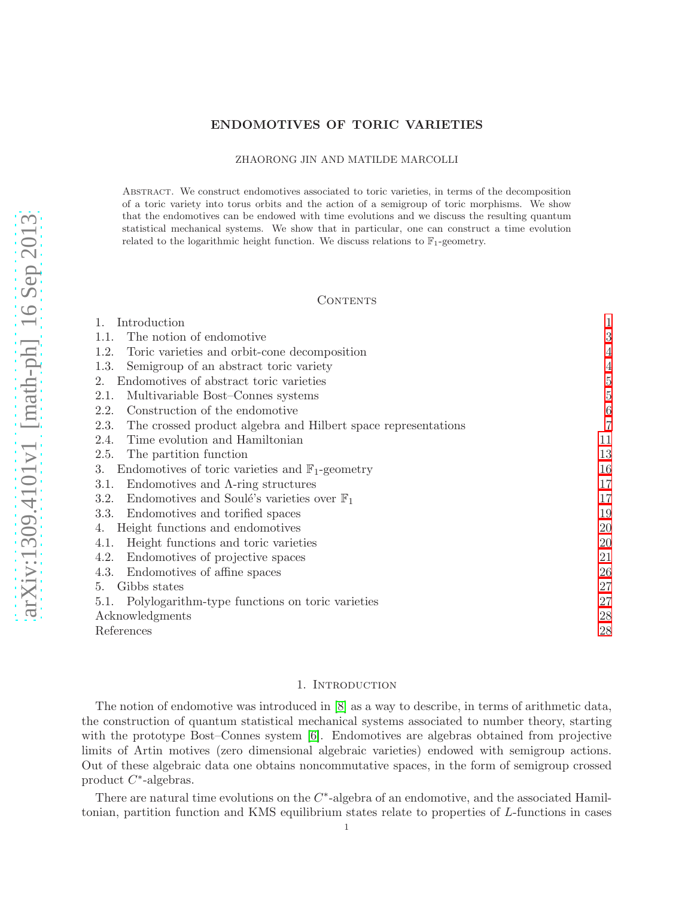# ENDOMOTIVES OF TORIC VARIETIES

ZHAORONG JIN AND MATILDE MARCOLLI

Abstract. We construct endomotives associated to toric varieties, in terms of the decomposition of a toric variety into torus orbits and the action of a semigroup of toric morphisms. We show that the endomotives can be endowed with time evolutions and we discuss the resulting quantum statistical mechanical systems. We show that in particular, one can construct a time evolution related to the logarithmic height function. We discuss relations to $\mathbb{F}_1$-geometry.

## Contents

1. Introduction — 1
1.1. The notion of endomotive — 3
1.2. Toric varieties and orbit-cone decomposition — 4
1.3. Semigroup of an abstract toric variety — 4
2. Endomotives of abstract toric varieties — 5
2.1. Multivariable Bost–Connes systems — 5
2.2. Construction of the endomotive — 6
2.3. The crossed product algebra and Hilbert space representations — 7
2.4. Time evolution and Hamiltonian — 11
2.5. The partition function — 13
3. Endomotives of toric varieties and $\mathbb{F}_1$-geometry — 16
3.1. Endomotives and $\Lambda$-ring structures — 17
3.2. Endomotives and Soulé's varieties over $\mathbb{F}_1$ — 17
3.3. Endomotives and torified spaces — 19
4. Height functions and endomotives — 20
4.1. Height functions and toric varieties — 20
4.2. Endomotives of projective spaces — 21
4.3. Endomotives of affine spaces — 26
5. Gibbs states — 27
5.1. Polylogarithm-type functions on toric varieties — 27
Acknowledgments — 28
References — 28

## 1. Introduction

The notion of endomotive was introduced in [8] as a way to describe, in terms of arithmetic data, the construction of quantum statistical mechanical systems associated to number theory, starting with the prototype Bost–Connes system [6]. Endomotives are algebras obtained from projective limits of Artin motives (zero dimensional algebraic varieties) endowed with semigroup actions. Out of these algebraic data one obtains noncommutative spaces, in the form of semigroup crossed product $C^*$-algebras.

There are natural time evolutions on the $C^*$-algebra of an endomotive, and the associated Hamiltonian, partition function and KMS equilibrium states relate to properties of $L$-functions in cases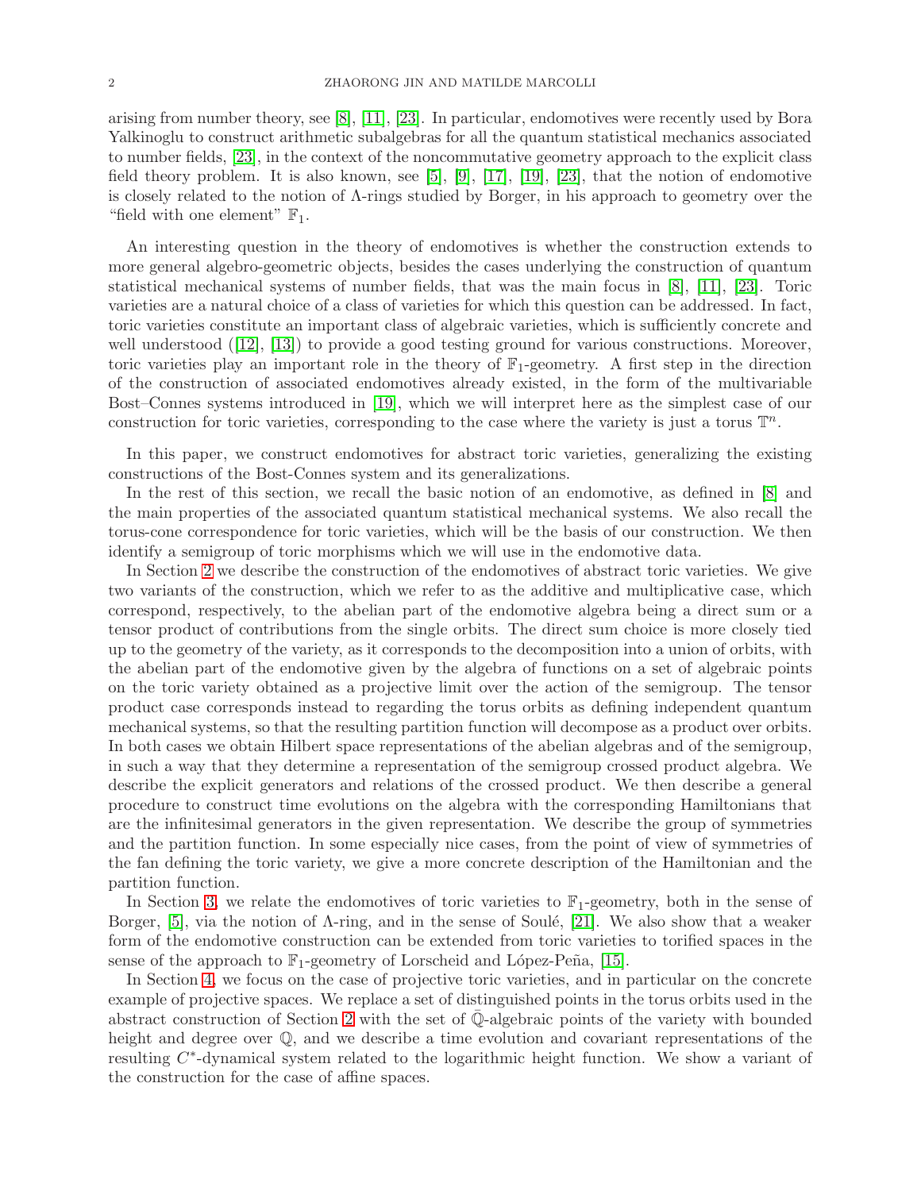arising from number theory, see [8], [11], [23]. In particular, endomotives were recently used by Bora Yalkinoglu to construct arithmetic subalgebras for all the quantum statistical mechanics associated to number fields, [23], in the context of the noncommutative geometry approach to the explicit class field theory problem. It is also known, see [5], [9], [17], [19], [23], that the notion of endomotive is closely related to the notion of $\Lambda$-rings studied by Borger, in his approach to geometry over the "field with one element" $\mathbb{F}_1$.

An interesting question in the theory of endomotives is whether the construction extends to more general algebro-geometric objects, besides the cases underlying the construction of quantum statistical mechanical systems of number fields, that was the main focus in [8], [11], [23]. Toric varieties are a natural choice of a class of varieties for which this question can be addressed. In fact, toric varieties constitute an important class of algebraic varieties, which is sufficiently concrete and well understood ([12], [13]) to provide a good testing ground for various constructions. Moreover, toric varieties play an important role in the theory of $\mathbb{F}_1$-geometry. A first step in the direction of the construction of associated endomotives already existed, in the form of the multivariable Bost–Connes systems introduced in [19], which we will interpret here as the simplest case of our construction for toric varieties, corresponding to the case where the variety is just a torus $\mathbb{T}^n$.

In this paper, we construct endomotives for abstract toric varieties, generalizing the existing constructions of the Bost-Connes system and its generalizations.

In the rest of this section, we recall the basic notion of an endomotive, as defined in [8] and the main properties of the associated quantum statistical mechanical systems. We also recall the torus-cone correspondence for toric varieties, which will be the basis of our construction. We then identify a semigroup of toric morphisms which we will use in the endomotive data.

In Section 2 we describe the construction of the endomotives of abstract toric varieties. We give two variants of the construction, which we refer to as the additive and multiplicative case, which correspond, respectively, to the abelian part of the endomotive algebra being a direct sum or a tensor product of contributions from the single orbits. The direct sum choice is more closely tied up to the geometry of the variety, as it corresponds to the decomposition into a union of orbits, with the abelian part of the endomotive given by the algebra of functions on a set of algebraic points on the toric variety obtained as a projective limit over the action of the semigroup. The tensor product case corresponds instead to regarding the torus orbits as defining independent quantum mechanical systems, so that the resulting partition function will decompose as a product over orbits. In both cases we obtain Hilbert space representations of the abelian algebras and of the semigroup, in such a way that they determine a representation of the semigroup crossed product algebra. We describe the explicit generators and relations of the crossed product. We then describe a general procedure to construct time evolutions on the algebra with the corresponding Hamiltonians that are the infinitesimal generators in the given representation. We describe the group of symmetries and the partition function. In some especially nice cases, from the point of view of symmetries of the fan defining the toric variety, we give a more concrete description of the Hamiltonian and the partition function.

In Section 3, we relate the endomotives of toric varieties to $\mathbb{F}_1$-geometry, both in the sense of Borger, [5], via the notion of $\Lambda$-ring, and in the sense of Soulé, [21]. We also show that a weaker form of the endomotive construction can be extended from toric varieties to torified spaces in the sense of the approach to $\mathbb{F}_1$-geometry of Lorscheid and López-Peña, [15].

In Section 4, we focus on the case of projective toric varieties, and in particular on the concrete example of projective spaces. We replace a set of distinguished points in the torus orbits used in the abstract construction of Section 2 with the set of $\bar{\mathbb{Q}}$-algebraic points of the variety with bounded height and degree over $\mathbb{Q}$, and we describe a time evolution and covariant representations of the resulting $C^*$-dynamical system related to the logarithmic height function. We show a variant of the construction for the case of affine spaces.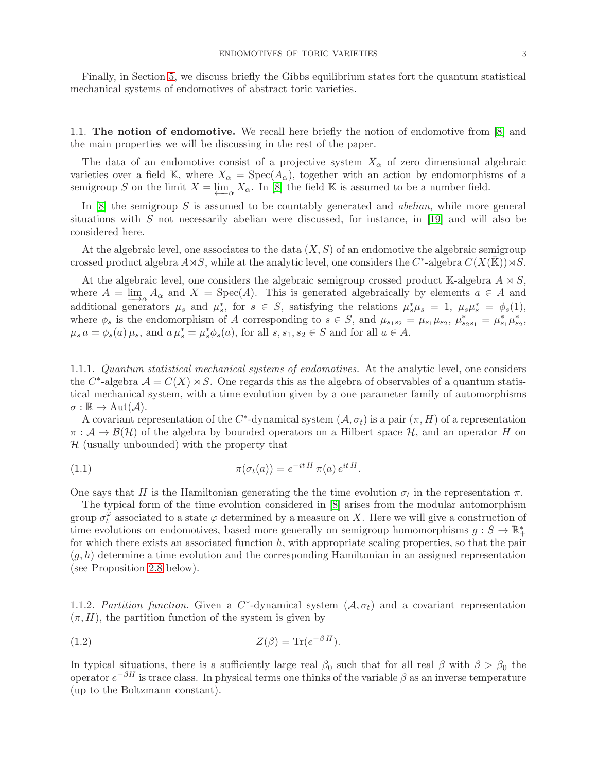Finally, in Section 5, we discuss briefly the Gibbs equilibrium states fort the quantum statistical mechanical systems of endomotives of abstract toric varieties.

### 1.1. The notion of endomotive.

We recall here briefly the notion of endomotive from [8] and the main properties we will be discussing in the rest of the paper.

The data of an endomotive consist of a projective system $X_\alpha$ of zero dimensional algebraic varieties over a field $\mathbb{K}$, where $X_\alpha = \mathrm{Spec}(A_\alpha)$, together with an action by endomorphisms of a semigroup $S$ on the limit $X = \varprojlim_\alpha X_\alpha$. In [8] the field $\mathbb{K}$ is assumed to be a number field.

In [8] the semigroup $S$ is assumed to be countably generated and *abelian*, while more general situations with $S$ not necessarily abelian were discussed, for instance, in [19] and will also be considered here.

At the algebraic level, one associates to the data $(X, S)$ of an endomotive the algebraic semigroup crossed product algebra $A \rtimes S$, while at the analytic level, one considers the $C^*$-algebra $C(X(\bar{\mathbb{K}})) \rtimes S$.

At the algebraic level, one considers the algebraic semigroup crossed product $\mathbb{K}$-algebra $A \rtimes S$, where $A = \varinjlim_\alpha A_\alpha$ and $X = \mathrm{Spec}(A)$. This is generated algebraically by elements $a \in A$ and additional generators $\mu_s$ and $\mu_s^*$, for $s \in S$, satisfying the relations $\mu_s^* \mu_s = 1$, $\mu_s \mu_s^* = \phi_s(1)$, where $\phi_s$ is the endomorphism of $A$ corresponding to $s \in S$, and $\mu_{s_1 s_2} = \mu_{s_1}\mu_{s_2}$, $\mu_{s_2 s_1}^* = \mu_{s_1}^* \mu_{s_2}^*$, $\mu_s\, a = \phi_s(a)\, \mu_s$, and $a\, \mu_s^* = \mu_s^* \phi_s(a)$, for all $s, s_1, s_2 \in S$ and for all $a \in A$.

#### 1.1.1. *Quantum statistical mechanical systems of endomotives.*

At the analytic level, one considers the $C^*$-algebra $\mathcal{A} = C(X) \rtimes S$. One regards this as the algebra of observables of a quantum statistical mechanical system, with a time evolution given by a one parameter family of automorphisms $\sigma : \mathbb{R} \to \mathrm{Aut}(\mathcal{A})$.

A covariant representation of the $C^*$-dynamical system $(\mathcal{A}, \sigma_t)$ is a pair $(\pi, H)$ of a representation $\pi : \mathcal{A} \to \mathcal{B}(\mathcal{H})$ of the algebra by bounded operators on a Hilbert space $\mathcal{H}$, and an operator $H$ on $\mathcal{H}$ (usually unbounded) with the property that

$$\pi(\sigma_t(a)) = e^{-it\,H}\, \pi(a)\, e^{it\,H}. \tag{1.1}$$

One says that $H$ is the Hamiltonian generating the the time evolution $\sigma_t$ in the representation $\pi$.

The typical form of the time evolution considered in [8] arises from the modular automorphism group $\sigma_t^\varphi$ associated to a state $\varphi$ determined by a measure on $X$. Here we will give a construction of time evolutions on endomotives, based more generally on semigroup homomorphisms $g : S \to \mathbb{R}_+^*$ for which there exists an associated function $h$, with appropriate scaling properties, so that the pair $(g, h)$ determine a time evolution and the corresponding Hamiltonian in an assigned representation (see Proposition 2.8 below).

#### 1.1.2. *Partition function.*

Given a $C^*$-dynamical system $(\mathcal{A}, \sigma_t)$ and a covariant representation $(\pi, H)$, the partition function of the system is given by

$$Z(\beta) = \mathrm{Tr}(e^{-\beta\,H}). \tag{1.2}$$

In typical situations, there is a sufficiently large real $\beta_0$ such that for all real $\beta$ with $\beta > \beta_0$ the operator $e^{-\beta H}$ is trace class. In physical terms one thinks of the variable $\beta$ as an inverse temperature (up to the Boltzmann constant).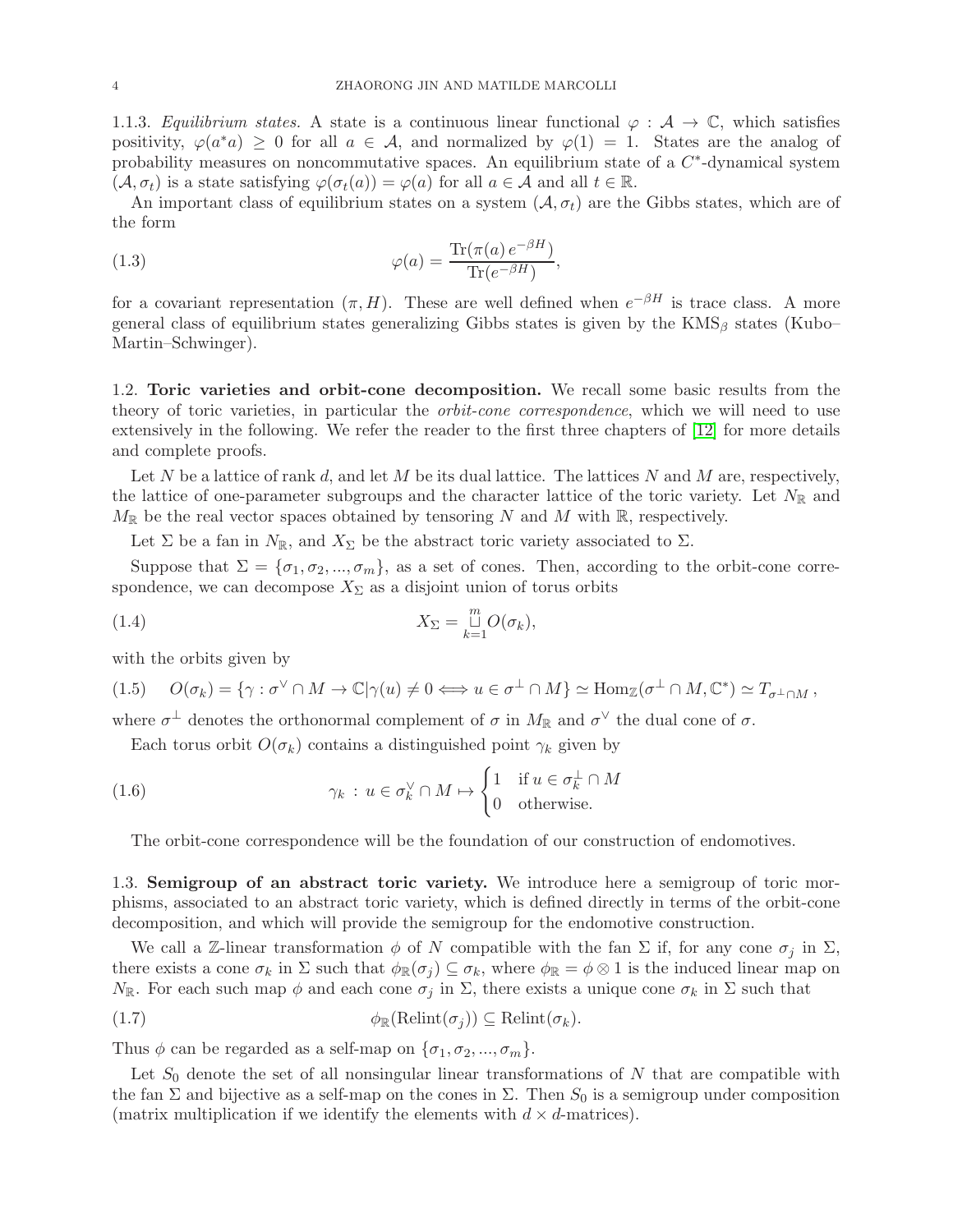1.1.3. *Equilibrium states.* A state is a continuous linear functional $\varphi : \mathcal{A} \to \mathbb{C}$, which satisfies positivity, $\varphi(a^*a) \geq 0$ for all $a \in \mathcal{A}$, and normalized by $\varphi(1) = 1$. States are the analog of probability measures on noncommutative spaces. An equilibrium state of a $C^*$-dynamical system $(\mathcal{A}, \sigma_t)$ is a state satisfying $\varphi(\sigma_t(a)) = \varphi(a)$ for all $a \in \mathcal{A}$ and all $t \in \mathbb{R}$.

An important class of equilibrium states on a system $(\mathcal{A}, \sigma_t)$ are the Gibbs states, which are of the form

$$\varphi(a) = \frac{\mathrm{Tr}(\pi(a)\, e^{-\beta H})}{\mathrm{Tr}(e^{-\beta H})}, \tag{1.3}$$

for a covariant representation $(\pi, H)$. These are well defined when $e^{-\beta H}$ is trace class. A more general class of equilibrium states generalizing Gibbs states is given by the KMS$_\beta$ states (Kubo–Martin–Schwinger).

## 1.2. Toric varieties and orbit-cone decomposition.

We recall some basic results from the theory of toric varieties, in particular the *orbit-cone correspondence*, which we will need to use extensively in the following. We refer the reader to the first three chapters of [12] for more details and complete proofs.

Let $N$ be a lattice of rank $d$, and let $M$ be its dual lattice. The lattices $N$ and $M$ are, respectively, the lattice of one-parameter subgroups and the character lattice of the toric variety. Let $N_\mathbb{R}$ and $M_\mathbb{R}$ be the real vector spaces obtained by tensoring $N$ and $M$ with $\mathbb{R}$, respectively.

Let $\Sigma$ be a fan in $N_\mathbb{R}$, and $X_\Sigma$ be the abstract toric variety associated to $\Sigma$.

Suppose that $\Sigma = \{\sigma_1, \sigma_2, ..., \sigma_m\}$, as a set of cones. Then, according to the orbit-cone correspondence, we can decompose $X_\Sigma$ as a disjoint union of torus orbits

$$X_\Sigma = \overset{m}{\underset{k=1}{\sqcup}} O(\sigma_k), \tag{1.4}$$

with the orbits given by

$$O(\sigma_k) = \{\gamma : \sigma^\vee \cap M \to \mathbb{C} | \gamma(u) \neq 0 \iff u \in \sigma^\perp \cap M\} \simeq \mathrm{Hom}_\mathbb{Z}(\sigma^\perp \cap M, \mathbb{C}^*) \simeq T_{\sigma^\perp \cap M}\,, \tag{1.5}$$

where $\sigma^\perp$ denotes the orthonormal complement of $\sigma$ in $M_\mathbb{R}$ and $\sigma^\vee$ the dual cone of $\sigma$.

Each torus orbit $O(\sigma_k)$ contains a distinguished point $\gamma_k$ given by

$$\gamma_k \,:\, u \in \sigma_k^\vee \cap M \mapsto \begin{cases} 1 & \text{if } u \in \sigma_k^\perp \cap M \\ 0 & \text{otherwise.} \end{cases} \tag{1.6}$$

The orbit-cone correspondence will be the foundation of our construction of endomotives.

## 1.3. Semigroup of an abstract toric variety.

We introduce here a semigroup of toric morphisms, associated to an abstract toric variety, which is defined directly in terms of the orbit-cone decomposition, and which will provide the semigroup for the endomotive construction.

We call a $\mathbb{Z}$-linear transformation $\phi$ of $N$ compatible with the fan $\Sigma$ if, for any cone $\sigma_j$ in $\Sigma$, there exists a cone $\sigma_k$ in $\Sigma$ such that $\phi_\mathbb{R}(\sigma_j) \subseteq \sigma_k$, where $\phi_\mathbb{R} = \phi \otimes 1$ is the induced linear map on $N_\mathbb{R}$. For each such map $\phi$ and each cone $\sigma_j$ in $\Sigma$, there exists a unique cone $\sigma_k$ in $\Sigma$ such that

$$\phi_\mathbb{R}(\mathrm{Relint}(\sigma_j)) \subseteq \mathrm{Relint}(\sigma_k). \tag{1.7}$$

Thus $\phi$ can be regarded as a self-map on $\{\sigma_1, \sigma_2, ..., \sigma_m\}$.

Let $S_0$ denote the set of all nonsingular linear transformations of $N$ that are compatible with the fan $\Sigma$ and bijective as a self-map on the cones in $\Sigma$. Then $S_0$ is a semigroup under composition (matrix multiplication if we identify the elements with $d \times d$-matrices).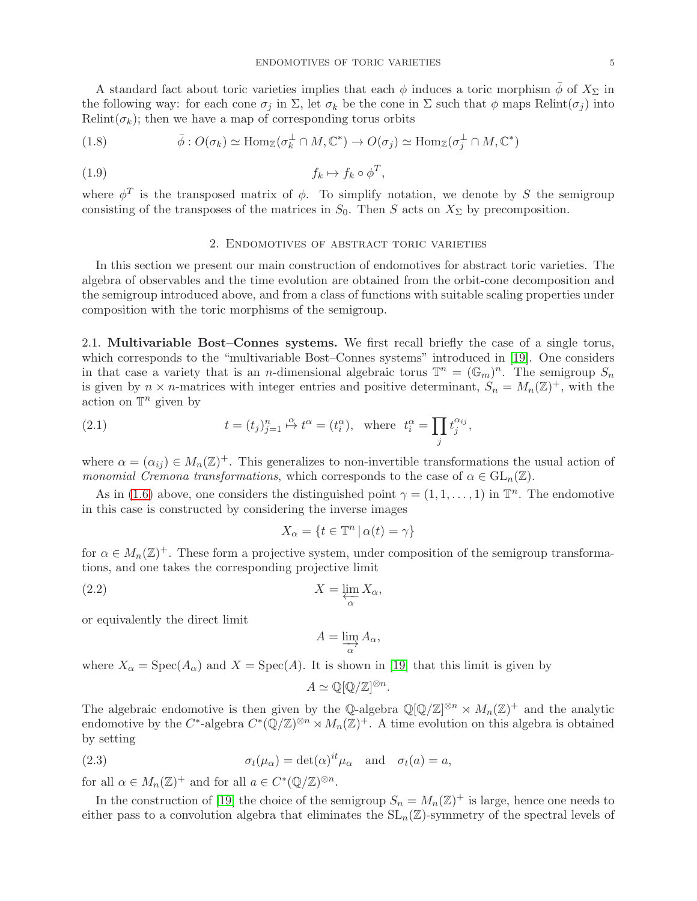A standard fact about toric varieties implies that each $\phi$ induces a toric morphism $\bar{\phi}$ of $X_\Sigma$ in the following way: for each cone $\sigma_j$ in $\Sigma$, let $\sigma_k$ be the cone in $\Sigma$ such that $\phi$ maps $\mathrm{Relint}(\sigma_j)$ into $\mathrm{Relint}(\sigma_k)$; then we have a map of corresponding torus orbits

$$\bar{\phi} : O(\sigma_k) \simeq \mathrm{Hom}_{\mathbb{Z}}(\sigma_k^{\perp} \cap M, \mathbb{C}^*) \to O(\sigma_j) \simeq \mathrm{Hom}_{\mathbb{Z}}(\sigma_j^{\perp} \cap M, \mathbb{C}^*) \tag{1.8}$$

$$f_k \mapsto f_k \circ \phi^T, \tag{1.9}$$

where $\phi^T$ is the transposed matrix of $\phi$. To simplify notation, we denote by $S$ the semigroup consisting of the transposes of the matrices in $S_0$. Then $S$ acts on $X_\Sigma$ by precomposition.

## 2. Endomotives of abstract toric varieties

In this section we present our main construction of endomotives for abstract toric varieties. The algebra of observables and the time evolution are obtained from the orbit-cone decomposition and the semigroup introduced above, and from a class of functions with suitable scaling properties under composition with the toric morphisms of the semigroup.

2.1. **Multivariable Bost–Connes systems.** We first recall briefly the case of a single torus, which corresponds to the "multivariable Bost–Connes systems" introduced in [19]. One considers in that case a variety that is an $n$-dimensional algebraic torus $\mathbb{T}^n = (\mathbb{G}_m)^n$. The semigroup $S_n$ is given by $n \times n$-matrices with integer entries and positive determinant, $S_n = M_n(\mathbb{Z})^+$, with the action on $\mathbb{T}^n$ given by

$$t = (t_j)_{j=1}^n \overset{\alpha}{\mapsto} t^\alpha = (t_i^\alpha), \quad \text{where } t_i^\alpha = \prod_j t_j^{\alpha_{ij}}, \tag{2.1}$$

where $\alpha = (\alpha_{ij}) \in M_n(\mathbb{Z})^+$. This generalizes to non-invertible transformations the usual action of *monomial Cremona transformations*, which corresponds to the case of $\alpha \in \mathrm{GL}_n(\mathbb{Z})$.

As in (1.6) above, one considers the distinguished point $\gamma = (1, 1, \ldots, 1)$ in $\mathbb{T}^n$. The endomotive in this case is constructed by considering the inverse images

$$X_\alpha = \{t \in \mathbb{T}^n \,|\, \alpha(t) = \gamma\}$$

for $\alpha \in M_n(\mathbb{Z})^+$. These form a projective system, under composition of the semigroup transformations, and one takes the corresponding projective limit

$$X = \varprojlim_{\alpha} X_\alpha, \tag{2.2}$$

or equivalently the direct limit

$$A = \varinjlim_{\alpha} A_\alpha,$$

where $X_\alpha = \mathrm{Spec}(A_\alpha)$ and $X = \mathrm{Spec}(A)$. It is shown in [19] that this limit is given by

$$A \simeq \mathbb{Q}[\mathbb{Q}/\mathbb{Z}]^{\otimes n}.$$

The algebraic endomotive is then given by the $\mathbb{Q}$-algebra $\mathbb{Q}[\mathbb{Q}/\mathbb{Z}]^{\otimes n} \rtimes M_n(\mathbb{Z})^+$ and the analytic endomotive by the $C^*$-algebra $C^*(\mathbb{Q}/\mathbb{Z})^{\otimes n} \rtimes M_n(\mathbb{Z})^+$. A time evolution on this algebra is obtained by setting

$$\sigma_t(\mu_\alpha) = \det(\alpha)^{it} \mu_\alpha \quad \text{and} \quad \sigma_t(a) = a, \tag{2.3}$$

for all $\alpha \in M_n(\mathbb{Z})^+$ and for all $a \in C^*(\mathbb{Q}/\mathbb{Z})^{\otimes n}$.

In the construction of [19] the choice of the semigroup $S_n = M_n(\mathbb{Z})^+$ is large, hence one needs to either pass to a convolution algebra that eliminates the $\mathrm{SL}_n(\mathbb{Z})$-symmetry of the spectral levels of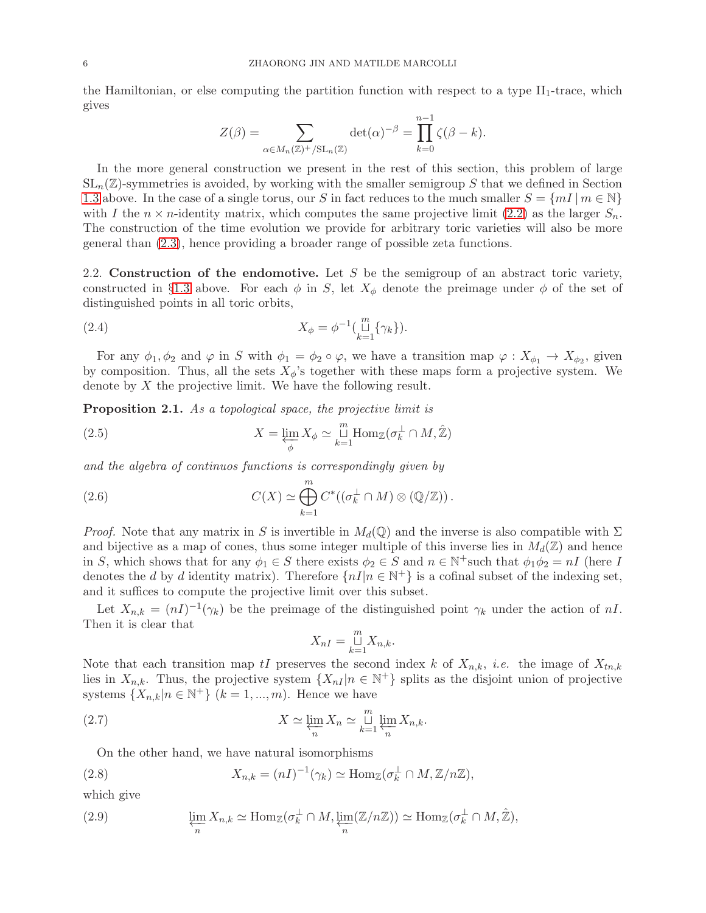the Hamiltonian, or else computing the partition function with respect to a type $\mathrm{II}_1$-trace, which gives

$$Z(\beta) = \sum_{\alpha \in M_n(\mathbb{Z})^+/\mathrm{SL}_n(\mathbb{Z})} \det(\alpha)^{-\beta} = \prod_{k=0}^{n-1} \zeta(\beta - k).$$

In the more general construction we present in the rest of this section, this problem of large $\mathrm{SL}_n(\mathbb{Z})$-symmetries is avoided, by working with the smaller semigroup $S$ that we defined in Section 1.3 above. In the case of a single torus, our $S$ in fact reduces to the much smaller $S = \{mI \mid m \in \mathbb{N}\}$ with $I$ the $n \times n$-identity matrix, which computes the same projective limit (2.2) as the larger $S_n$. The construction of the time evolution we provide for arbitrary toric varieties will also be more general than (2.3), hence providing a broader range of possible zeta functions.

## 2.2. Construction of the endomotive.

Let $S$ be the semigroup of an abstract toric variety, constructed in §1.3 above. For each $\phi$ in $S$, let $X_\phi$ denote the preimage under $\phi$ of the set of distinguished points in all toric orbits,

$$X_\phi = \phi^{-1}\Big(\bigsqcup_{k=1}^{m} \{\gamma_k\}\Big). \tag{2.4}$$

For any $\phi_1, \phi_2$ and $\varphi$ in $S$ with $\phi_1 = \phi_2 \circ \varphi$, we have a transition map $\varphi : X_{\phi_1} \to X_{\phi_2}$, given by composition. Thus, all the sets $X_\phi$'s together with these maps form a projective system. We denote by $X$ the projective limit. We have the following result.

**Proposition 2.1.** *As a topological space, the projective limit is*

$$X = \varprojlim_{\phi} X_\phi \simeq \bigsqcup_{k=1}^{m} \mathrm{Hom}_{\mathbb{Z}}(\sigma_k^\perp \cap M, \hat{\mathbb{Z}}) \tag{2.5}$$

*and the algebra of continuos functions is correspondingly given by*

$$C(X) \simeq \bigoplus_{k=1}^{m} C^*\left((\sigma_k^\perp \cap M) \otimes (\mathbb{Q}/\mathbb{Z})\right). \tag{2.6}$$

*Proof.* Note that any matrix in $S$ is invertible in $M_d(\mathbb{Q})$ and the inverse is also compatible with $\Sigma$ and bijective as a map of cones, thus some integer multiple of this inverse lies in $M_d(\mathbb{Z})$ and hence in $S$, which shows that for any $\phi_1 \in S$ there exists $\phi_2 \in S$ and $n \in \mathbb{N}^+$such that $\phi_1\phi_2 = nI$ (here $I$ denotes the $d$ by $d$ identity matrix). Therefore $\{nI | n \in \mathbb{N}^+\}$ is a cofinal subset of the indexing set, and it suffices to compute the projective limit over this subset.

Let $X_{n,k} = (nI)^{-1}(\gamma_k)$ be the preimage of the distinguished point $\gamma_k$ under the action of $nI$. Then it is clear that

$$X_{nI} = \bigsqcup_{k=1}^{m} X_{n,k}.$$

Note that each transition map $tI$ preserves the second index $k$ of $X_{n,k}$, *i.e.* the image of $X_{tn,k}$ lies in $X_{n,k}$. Thus, the projective system $\{X_{nI} | n \in \mathbb{N}^+\}$ splits as the disjoint union of projective systems $\{X_{n,k} | n \in \mathbb{N}^+\}$ $(k = 1, ..., m)$. Hence we have

$$X \simeq \varprojlim_{n} X_n \simeq \bigsqcup_{k=1}^{m} \varprojlim_{n} X_{n,k}. \tag{2.7}$$

On the other hand, we have natural isomorphisms

$$X_{n,k} = (nI)^{-1}(\gamma_k) \simeq \mathrm{Hom}_{\mathbb{Z}}(\sigma_k^\perp \cap M, \mathbb{Z}/n\mathbb{Z}), \tag{2.8}$$

which give

$$\varprojlim_{n} X_{n,k} \simeq \mathrm{Hom}_{\mathbb{Z}}(\sigma_k^\perp \cap M, \varprojlim_{n}(\mathbb{Z}/n\mathbb{Z})) \simeq \mathrm{Hom}_{\mathbb{Z}}(\sigma_k^\perp \cap M, \hat{\mathbb{Z}}), \tag{2.9}$$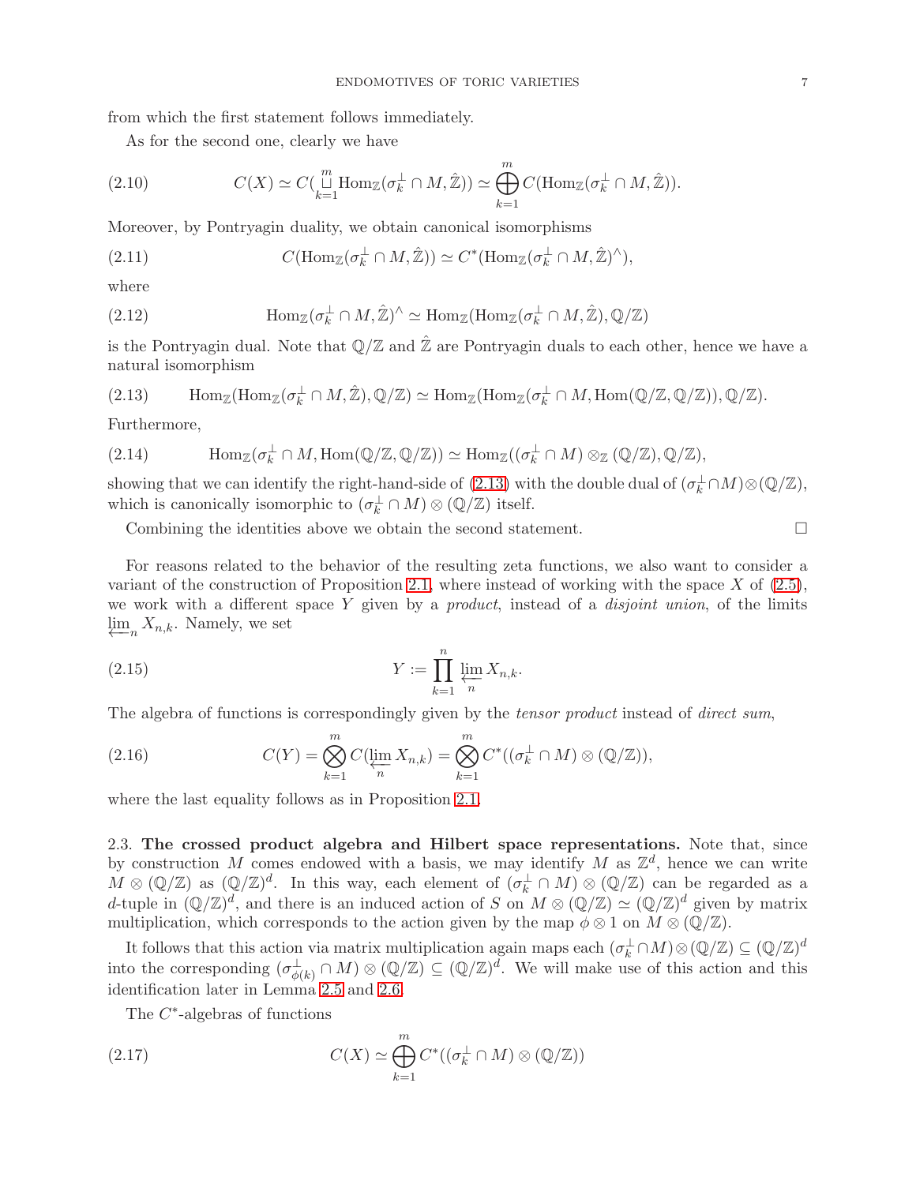from which the first statement follows immediately.

As for the second one, clearly we have

$$C(X) \simeq C(\bigsqcup_{k=1}^{m} \mathrm{Hom}_{\mathbb{Z}}(\sigma_k^{\perp} \cap M, \hat{\mathbb{Z}})) \simeq \bigoplus_{k=1}^{m} C(\mathrm{Hom}_{\mathbb{Z}}(\sigma_k^{\perp} \cap M, \hat{\mathbb{Z}})). \tag{2.10}$$

Moreover, by Pontryagin duality, we obtain canonical isomorphisms

$$C(\mathrm{Hom}_{\mathbb{Z}}(\sigma_k^{\perp} \cap M, \hat{\mathbb{Z}})) \simeq C^*(\mathrm{Hom}_{\mathbb{Z}}(\sigma_k^{\perp} \cap M, \hat{\mathbb{Z}})^{\wedge}), \tag{2.11}$$

where

$$\mathrm{Hom}_{\mathbb{Z}}(\sigma_k^{\perp} \cap M, \hat{\mathbb{Z}})^{\wedge} \simeq \mathrm{Hom}_{\mathbb{Z}}(\mathrm{Hom}_{\mathbb{Z}}(\sigma_k^{\perp} \cap M, \hat{\mathbb{Z}}), \mathbb{Q}/\mathbb{Z}) \tag{2.12}$$

is the Pontryagin dual. Note that $\mathbb{Q}/\mathbb{Z}$ and $\hat{\mathbb{Z}}$ are Pontryagin duals to each other, hence we have a natural isomorphism

$$\mathrm{Hom}_{\mathbb{Z}}(\mathrm{Hom}_{\mathbb{Z}}(\sigma_k^{\perp} \cap M, \hat{\mathbb{Z}}), \mathbb{Q}/\mathbb{Z}) \simeq \mathrm{Hom}_{\mathbb{Z}}(\mathrm{Hom}_{\mathbb{Z}}(\sigma_k^{\perp} \cap M, \mathrm{Hom}(\mathbb{Q}/\mathbb{Z}, \mathbb{Q}/\mathbb{Z})), \mathbb{Q}/\mathbb{Z}). \tag{2.13}$$

Furthermore,

$$\mathrm{Hom}_{\mathbb{Z}}(\sigma_k^{\perp} \cap M, \mathrm{Hom}(\mathbb{Q}/\mathbb{Z}, \mathbb{Q}/\mathbb{Z})) \simeq \mathrm{Hom}_{\mathbb{Z}}((\sigma_k^{\perp} \cap M) \otimes_{\mathbb{Z}} (\mathbb{Q}/\mathbb{Z}), \mathbb{Q}/\mathbb{Z}), \tag{2.14}$$

showing that we can identify the right-hand-side of (2.13) with the double dual of $(\sigma_k^{\perp} \cap M) \otimes (\mathbb{Q}/\mathbb{Z})$, which is canonically isomorphic to $(\sigma_k^{\perp} \cap M) \otimes (\mathbb{Q}/\mathbb{Z})$ itself.

Combining the identities above we obtain the second statement. □

For reasons related to the behavior of the resulting zeta functions, we also want to consider a variant of the construction of Proposition 2.1, where instead of working with the space $X$ of (2.5), we work with a different space $Y$ given by a *product*, instead of a *disjoint union*, of the limits $\varprojlim_n X_{n,k}$. Namely, we set

$$Y := \prod_{k=1}^{n} \varprojlim_n X_{n,k}. \tag{2.15}$$

The algebra of functions is correspondingly given by the *tensor product* instead of *direct sum*,

$$C(Y) = \bigotimes_{k=1}^{m} C(\varprojlim_n X_{n,k}) = \bigotimes_{k=1}^{m} C^*((\sigma_k^{\perp} \cap M) \otimes (\mathbb{Q}/\mathbb{Z})), \tag{2.16}$$

where the last equality follows as in Proposition 2.1.

### 2.3. The crossed product algebra and Hilbert space representations.

Note that, since by construction $M$ comes endowed with a basis, we may identify $M$ as $\mathbb{Z}^d$, hence we can write $M \otimes (\mathbb{Q}/\mathbb{Z})$ as $(\mathbb{Q}/\mathbb{Z})^d$. In this way, each element of $(\sigma_k^{\perp} \cap M) \otimes (\mathbb{Q}/\mathbb{Z})$ can be regarded as a $d$-tuple in $(\mathbb{Q}/\mathbb{Z})^d$, and there is an induced action of $S$ on $M \otimes (\mathbb{Q}/\mathbb{Z}) \simeq (\mathbb{Q}/\mathbb{Z})^d$ given by matrix multiplication, which corresponds to the action given by the map $\phi \otimes 1$ on $M \otimes (\mathbb{Q}/\mathbb{Z})$.

It follows that this action via matrix multiplication again maps each $(\sigma_k^{\perp} \cap M) \otimes (\mathbb{Q}/\mathbb{Z}) \subseteq (\mathbb{Q}/\mathbb{Z})^d$ into the corresponding $(\sigma_{\phi(k)}^{\perp} \cap M) \otimes (\mathbb{Q}/\mathbb{Z}) \subseteq (\mathbb{Q}/\mathbb{Z})^d$. We will make use of this action and this identification later in Lemma 2.5 and 2.6.

The $C^*$-algebras of functions

$$C(X) \simeq \bigoplus_{k=1}^{m} C^*((\sigma_k^{\perp} \cap M) \otimes (\mathbb{Q}/\mathbb{Z})) \tag{2.17}$$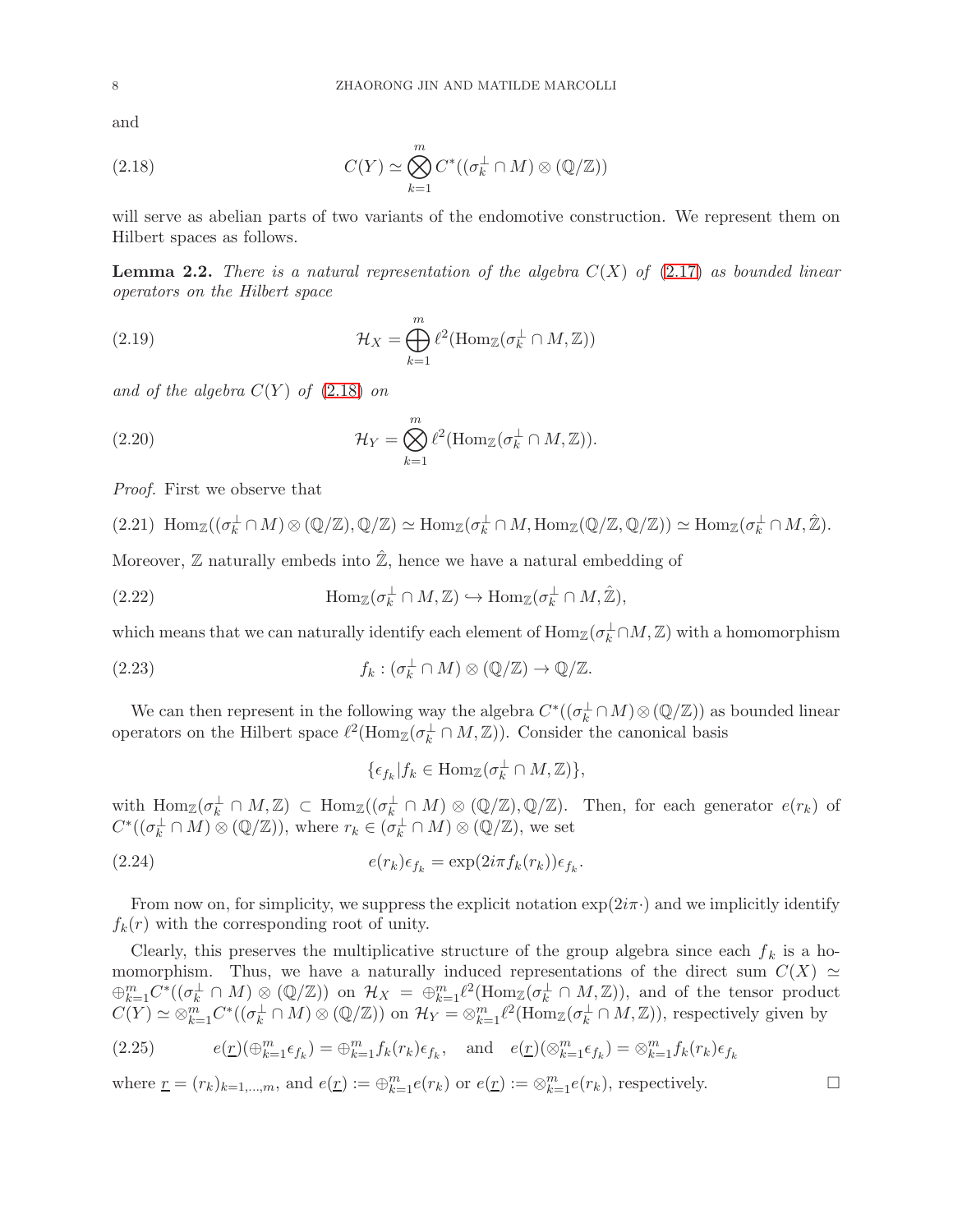and

$$C(Y) \simeq \bigotimes_{k=1}^{m} C^*((\sigma_k^\perp \cap M) \otimes (\mathbb{Q}/\mathbb{Z})) \tag{2.18}$$

will serve as abelian parts of two variants of the endomotive construction. We represent them on Hilbert spaces as follows.

**Lemma 2.2.** *There is a natural representation of the algebra $C(X)$ of (2.17) as bounded linear operators on the Hilbert space*

$$\mathcal{H}_X = \bigoplus_{k=1}^{m} \ell^2(\mathrm{Hom}_{\mathbb{Z}}(\sigma_k^\perp \cap M, \mathbb{Z})) \tag{2.19}$$

*and of the algebra $C(Y)$ of (2.18) on*

$$\mathcal{H}_Y = \bigotimes_{k=1}^{m} \ell^2(\mathrm{Hom}_{\mathbb{Z}}(\sigma_k^\perp \cap M, \mathbb{Z})). \tag{2.20}$$

*Proof.* First we observe that

$$\mathrm{Hom}_{\mathbb{Z}}((\sigma_k^\perp \cap M) \otimes (\mathbb{Q}/\mathbb{Z}), \mathbb{Q}/\mathbb{Z}) \simeq \mathrm{Hom}_{\mathbb{Z}}(\sigma_k^\perp \cap M, \mathrm{Hom}_{\mathbb{Z}}(\mathbb{Q}/\mathbb{Z}, \mathbb{Q}/\mathbb{Z})) \simeq \mathrm{Hom}_{\mathbb{Z}}(\sigma_k^\perp \cap M, \hat{\mathbb{Z}}). \tag{2.21}$$

Moreover, $\mathbb{Z}$ naturally embeds into $\hat{\mathbb{Z}}$, hence we have a natural embedding of

$$\mathrm{Hom}_{\mathbb{Z}}(\sigma_k^\perp \cap M, \mathbb{Z}) \hookrightarrow \mathrm{Hom}_{\mathbb{Z}}(\sigma_k^\perp \cap M, \hat{\mathbb{Z}}), \tag{2.22}$$

which means that we can naturally identify each element of $\mathrm{Hom}_{\mathbb{Z}}(\sigma_k^\perp \cap M, \mathbb{Z})$ with a homomorphism

$$f_k : (\sigma_k^\perp \cap M) \otimes (\mathbb{Q}/\mathbb{Z}) \to \mathbb{Q}/\mathbb{Z}. \tag{2.23}$$

We can then represent in the following way the algebra $C^*((\sigma_k^\perp \cap M) \otimes (\mathbb{Q}/\mathbb{Z}))$ as bounded linear operators on the Hilbert space $\ell^2(\mathrm{Hom}_{\mathbb{Z}}(\sigma_k^\perp \cap M, \mathbb{Z}))$. Consider the canonical basis

$$\{\epsilon_{f_k} | f_k \in \mathrm{Hom}_{\mathbb{Z}}(\sigma_k^\perp \cap M, \mathbb{Z})\},$$

with $\mathrm{Hom}_{\mathbb{Z}}(\sigma_k^\perp \cap M, \mathbb{Z}) \subset \mathrm{Hom}_{\mathbb{Z}}((\sigma_k^\perp \cap M) \otimes (\mathbb{Q}/\mathbb{Z}), \mathbb{Q}/\mathbb{Z})$. Then, for each generator $e(r_k)$ of $C^*((\sigma_k^\perp \cap M) \otimes (\mathbb{Q}/\mathbb{Z}))$, where $r_k \in (\sigma_k^\perp \cap M) \otimes (\mathbb{Q}/\mathbb{Z})$, we set

$$e(r_k)\epsilon_{f_k} = \exp(2i\pi f_k(r_k))\epsilon_{f_k}. \tag{2.24}$$

From now on, for simplicity, we suppress the explicit notation $\exp(2i\pi \cdot)$ and we implicitly identify $f_k(r)$ with the corresponding root of unity.

Clearly, this preserves the multiplicative structure of the group algebra since each $f_k$ is a homomorphism. Thus, we have a naturally induced representations of the direct sum $C(X) \simeq \oplus_{k=1}^m C^*((\sigma_k^\perp \cap M) \otimes (\mathbb{Q}/\mathbb{Z}))$ on $\mathcal{H}_X = \oplus_{k=1}^m \ell^2(\mathrm{Hom}_{\mathbb{Z}}(\sigma_k^\perp \cap M, \mathbb{Z}))$, and of the tensor product $C(Y) \simeq \otimes_{k=1}^m C^*((\sigma_k^\perp \cap M) \otimes (\mathbb{Q}/\mathbb{Z}))$ on $\mathcal{H}_Y = \otimes_{k=1}^m \ell^2(\mathrm{Hom}_{\mathbb{Z}}(\sigma_k^\perp \cap M, \mathbb{Z}))$, respectively given by

$$e(\underline{r})(\oplus_{k=1}^m \epsilon_{f_k}) = \oplus_{k=1}^m f_k(r_k)\epsilon_{f_k}, \quad \text{and} \quad e(\underline{r})(\otimes_{k=1}^m \epsilon_{f_k}) = \otimes_{k=1}^m f_k(r_k)\epsilon_{f_k} \tag{2.25}$$

where $\underline{r} = (r_k)_{k=1,\dots,m}$, and $e(\underline{r}) := \oplus_{k=1}^m e(r_k)$ or $e(\underline{r}) := \otimes_{k=1}^m e(r_k)$, respectively. □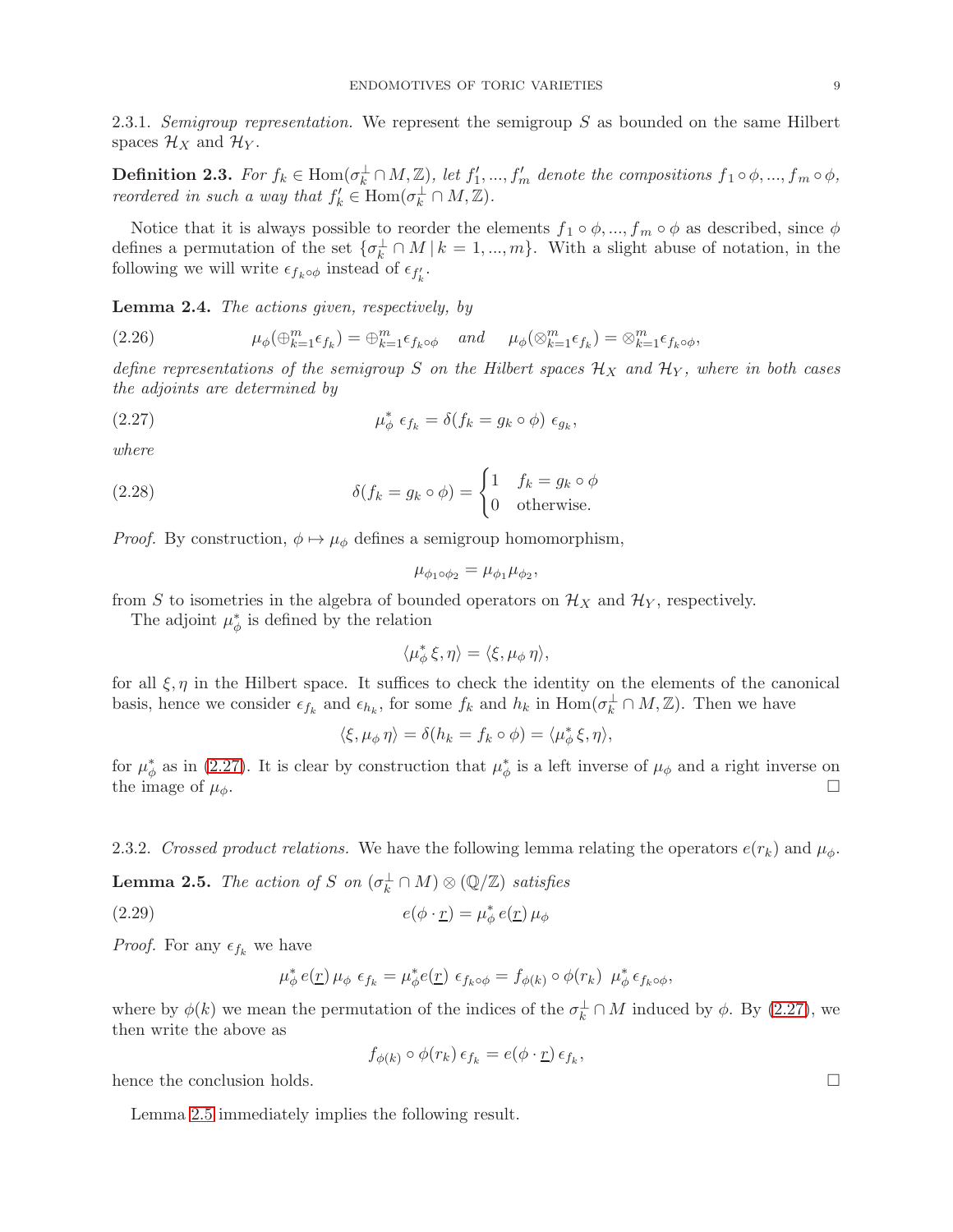2.3.1. *Semigroup representation.* We represent the semigroup $S$ as bounded on the same Hilbert spaces $\mathcal{H}_X$ and $\mathcal{H}_Y$.

**Definition 2.3.** *For $f_k \in \mathrm{Hom}(\sigma_k^\perp \cap M, \mathbb{Z})$, let $f_1', ..., f_m'$ denote the compositions $f_1 \circ \phi, ..., f_m \circ \phi$, reordered in such a way that $f_k' \in \mathrm{Hom}(\sigma_k^\perp \cap M, \mathbb{Z})$.*

Notice that it is always possible to reorder the elements $f_1 \circ \phi, ..., f_m \circ \phi$ as described, since $\phi$ defines a permutation of the set $\{\sigma_k^\perp \cap M \,|\, k = 1, ..., m\}$. With a slight abuse of notation, in the following we will write $\epsilon_{f_k \circ \phi}$ instead of $\epsilon_{f_k'}$.

**Lemma 2.4.** *The actions given, respectively, by*

$$\mu_\phi(\oplus_{k=1}^m \epsilon_{f_k}) = \oplus_{k=1}^m \epsilon_{f_k \circ \phi} \quad \text{and} \quad \mu_\phi(\otimes_{k=1}^m \epsilon_{f_k}) = \otimes_{k=1}^m \epsilon_{f_k \circ \phi}, \tag{2.26}$$

*define representations of the semigroup $S$ on the Hilbert spaces $\mathcal{H}_X$ and $\mathcal{H}_Y$, where in both cases the adjoints are determined by*

$$\mu_\phi^* \, \epsilon_{f_k} = \delta(f_k = g_k \circ \phi) \; \epsilon_{g_k}, \tag{2.27}$$

*where*

$$\delta(f_k = g_k \circ \phi) = \begin{cases} 1 & f_k = g_k \circ \phi \\ 0 & \text{otherwise.} \end{cases} \tag{2.28}$$

*Proof.* By construction, $\phi \mapsto \mu_\phi$ defines a semigroup homomorphism,

$$\mu_{\phi_1 \circ \phi_2} = \mu_{\phi_1} \mu_{\phi_2},$$

from $S$ to isometries in the algebra of bounded operators on $\mathcal{H}_X$ and $\mathcal{H}_Y$, respectively.

The adjoint $\mu_\phi^*$ is defined by the relation

$$\langle \mu_\phi^* \, \xi, \eta \rangle = \langle \xi, \mu_\phi \, \eta \rangle,$$

for all $\xi, \eta$ in the Hilbert space. It suffices to check the identity on the elements of the canonical basis, hence we consider $\epsilon_{f_k}$ and $\epsilon_{h_k}$, for some $f_k$ and $h_k$ in $\mathrm{Hom}(\sigma_k^\perp \cap M, \mathbb{Z})$. Then we have

$$\langle \xi, \mu_\phi \, \eta \rangle = \delta(h_k = f_k \circ \phi) = \langle \mu_\phi^* \, \xi, \eta \rangle,$$

for $\mu_\phi^*$ as in (2.27). It is clear by construction that $\mu_\phi^*$ is a left inverse of $\mu_\phi$ and a right inverse on the image of $\mu_\phi$. $\square$

2.3.2. *Crossed product relations.* We have the following lemma relating the operators $e(r_k)$ and $\mu_\phi$.

**Lemma 2.5.** *The action of $S$ on $(\sigma_k^\perp \cap M) \otimes (\mathbb{Q}/\mathbb{Z})$ satisfies*

$$e(\phi \cdot \underline{r}) = \mu_\phi^* \, e(\underline{r}) \, \mu_\phi \tag{2.29}$$

*Proof.* For any $\epsilon_{f_k}$ we have

$$\mu_\phi^* \, e(\underline{r}) \, \mu_\phi \; \epsilon_{f_k} = \mu_\phi^* e(\underline{r}) \; \epsilon_{f_k \circ \phi} = f_{\phi(k)} \circ \phi(r_k) \;\; \mu_\phi^* \, \epsilon_{f_k \circ \phi},$$

where by $\phi(k)$ we mean the permutation of the indices of the $\sigma_k^\perp \cap M$ induced by $\phi$. By (2.27), we then write the above as

$$f_{\phi(k)} \circ \phi(r_k) \, \epsilon_{f_k} = e(\phi \cdot \underline{r}) \, \epsilon_{f_k},$$

hence the conclusion holds. $\square$

Lemma 2.5 immediately implies the following result.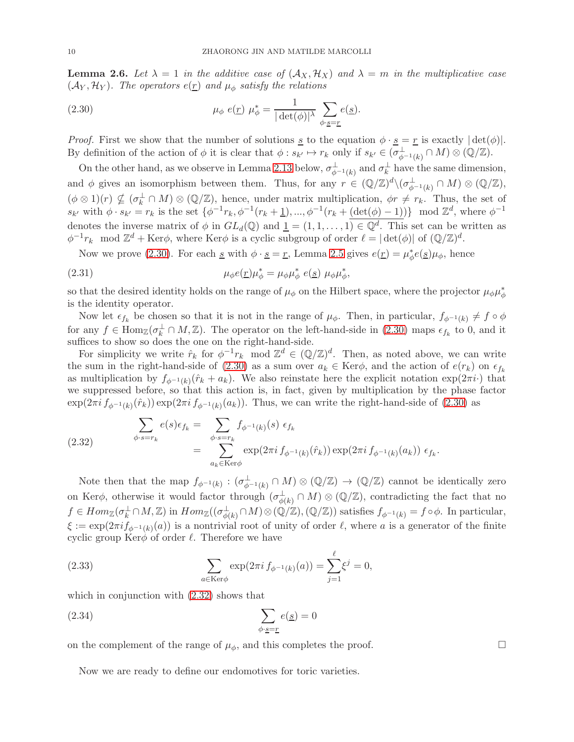**Lemma 2.6.** *Let $\lambda = 1$ in the additive case of $(\mathcal{A}_X, \mathcal{H}_X)$ and $\lambda = m$ in the multiplicative case $(\mathcal{A}_Y, \mathcal{H}_Y)$. The operators $e(\underline{r})$ and $\mu_\phi$ satisfy the relations*

$$\mu_\phi \; e(\underline{r}) \; \mu_\phi^* = \frac{1}{|\det(\phi)|^\lambda} \sum_{\phi \cdot \underline{s} = \underline{r}} e(\underline{s}). \tag{2.30}$$

*Proof.* First we show that the number of solutions $\underline{s}$ to the equation $\phi \cdot \underline{s} = \underline{r}$ is exactly $|\det(\phi)|$. By definition of the action of $\phi$ it is clear that $\phi : s_{k'} \mapsto r_k$ only if $s_{k'} \in (\sigma^\perp_{\phi^{-1}(k)} \cap M) \otimes (\mathbb{Q}/\mathbb{Z})$.

On the other hand, as we observe in Lemma 2.13 below, $\sigma^\perp_{\phi^{-1}(k)}$ and $\sigma^\perp_k$ have the same dimension, and $\phi$ gives an isomorphism between them. Thus, for any $r \in (\mathbb{Q}/\mathbb{Z})^d \backslash (\sigma^\perp_{\phi^{-1}(k)} \cap M) \otimes (\mathbb{Q}/\mathbb{Z})$, $(\phi \otimes 1)(r) \nsubseteq (\sigma^\perp_k \cap M) \otimes (\mathbb{Q}/\mathbb{Z})$, hence, under matrix multiplication, $\phi r \neq r_k$. Thus, the set of $s_{k'}$ with $\phi \cdot s_{k'} = r_k$ is the set $\{\phi^{-1} r_k, \phi^{-1}(r_k + \underline{1}), ..., \phi^{-1}(r_k + \underline{(\det(\phi) - 1)})\}$ mod $\mathbb{Z}^d$, where $\phi^{-1}$ denotes the inverse matrix of $\phi$ in $GL_d(\mathbb{Q})$ and $\underline{1} = (1, 1, \ldots, 1) \in \mathbb{Q}^d$. This set can be written as $\phi^{-1} r_k$ mod $\mathbb{Z}^d + \mathrm{Ker}\phi$, where $\mathrm{Ker}\phi$ is a cyclic subgroup of order $\ell = |\det(\phi)|$ of $(\mathbb{Q}/\mathbb{Z})^d$.

Now we prove (2.30). For each $\underline{s}$ with $\phi \cdot \underline{s} = \underline{r}$, Lemma 2.5 gives $e(\underline{r}) = \mu_\phi^* e(\underline{s}) \mu_\phi$, hence

$$\mu_\phi e(\underline{r}) \mu_\phi^* = \mu_\phi \mu_\phi^* \; e(\underline{s}) \; \mu_\phi \mu_\phi^*, \tag{2.31}$$

so that the desired identity holds on the range of $\mu_\phi$ on the Hilbert space, where the projector $\mu_\phi \mu_\phi^*$ is the identity operator.

Now let $\epsilon_{f_k}$ be chosen so that it is not in the range of $\mu_\phi$. Then, in particular, $f_{\phi^{-1}(k)} \neq f \circ \phi$ for any $f \in \mathrm{Hom}_\mathbb{Z}(\sigma^\perp_k \cap M, \mathbb{Z})$. The operator on the left-hand-side in (2.30) maps $\epsilon_{f_k}$ to 0, and it suffices to show so does the one on the right-hand-side.

For simplicity we write $\hat{r}_k$ for $\phi^{-1} r_k$ mod $\mathbb{Z}^d \in (\mathbb{Q}/\mathbb{Z})^d$. Then, as noted above, we can write the sum in the right-hand-side of (2.30) as a sum over $a_k \in \mathrm{Ker}\phi$, and the action of $e(r_k)$ on $\epsilon_{f_k}$ as multiplication by $f_{\phi^{-1}(k)}(\hat{r}_k + a_k)$. We also reinstate here the explicit notation $\exp(2\pi i \cdot)$ that we suppressed before, so that this action is, in fact, given by multiplication by the phase factor $\exp(2\pi i \, f_{\phi^{-1}(k)}(\hat{r}_k)) \exp(2\pi i \, f_{\phi^{-1}(k)}(a_k))$. Thus, we can write the right-hand-side of (2.30) as

$$\begin{aligned} \sum_{\phi \cdot s = r_k} e(s) \epsilon_{f_k} &= \sum_{\phi \cdot s = r_k} f_{\phi^{-1}(k)}(s) \; \epsilon_{f_k} \\ &= \sum_{a_k \in \mathrm{Ker}\phi} \exp(2\pi i \, f_{\phi^{-1}(k)}(\hat{r}_k)) \exp(2\pi i \, f_{\phi^{-1}(k)}(a_k)) \; \epsilon_{f_k}. \end{aligned} \tag{2.32}$$

Note then that the map $f_{\phi^{-1}(k)} : (\sigma^\perp_{\phi^{-1}(k)} \cap M) \otimes (\mathbb{Q}/\mathbb{Z}) \to (\mathbb{Q}/\mathbb{Z})$ cannot be identically zero on $\mathrm{Ker}\phi$, otherwise it would factor through $(\sigma^\perp_{\phi(k)} \cap M) \otimes (\mathbb{Q}/\mathbb{Z})$, contradicting the fact that no $f \in Hom_\mathbb{Z}(\sigma^\perp_k \cap M, \mathbb{Z})$ in $Hom_\mathbb{Z}((\sigma^\perp_{\phi(k)} \cap M) \otimes (\mathbb{Q}/\mathbb{Z}), (\mathbb{Q}/\mathbb{Z}))$ satisfies $f_{\phi^{-1}(k)} = f \circ \phi$. In particular, $\xi := \exp(2\pi i f_{\phi^{-1}(k)}(a))$ is a nontrivial root of unity of order $\ell$, where $a$ is a generator of the finite cyclic group $\mathrm{Ker}\phi$ of order $\ell$. Therefore we have

$$\sum_{a \in \mathrm{Ker}\phi} \exp(2\pi i \, f_{\phi^{-1}(k)}(a)) = \sum_{j=1}^{\ell} \xi^j = 0, \tag{2.33}$$

which in conjunction with (2.32) shows that

$$\sum_{\phi \cdot \underline{s} = \underline{r}} e(\underline{s}) = 0 \tag{2.34}$$

on the complement of the range of $\mu_\phi$, and this completes the proof. $\square$

Now we are ready to define our endomotives for toric varieties.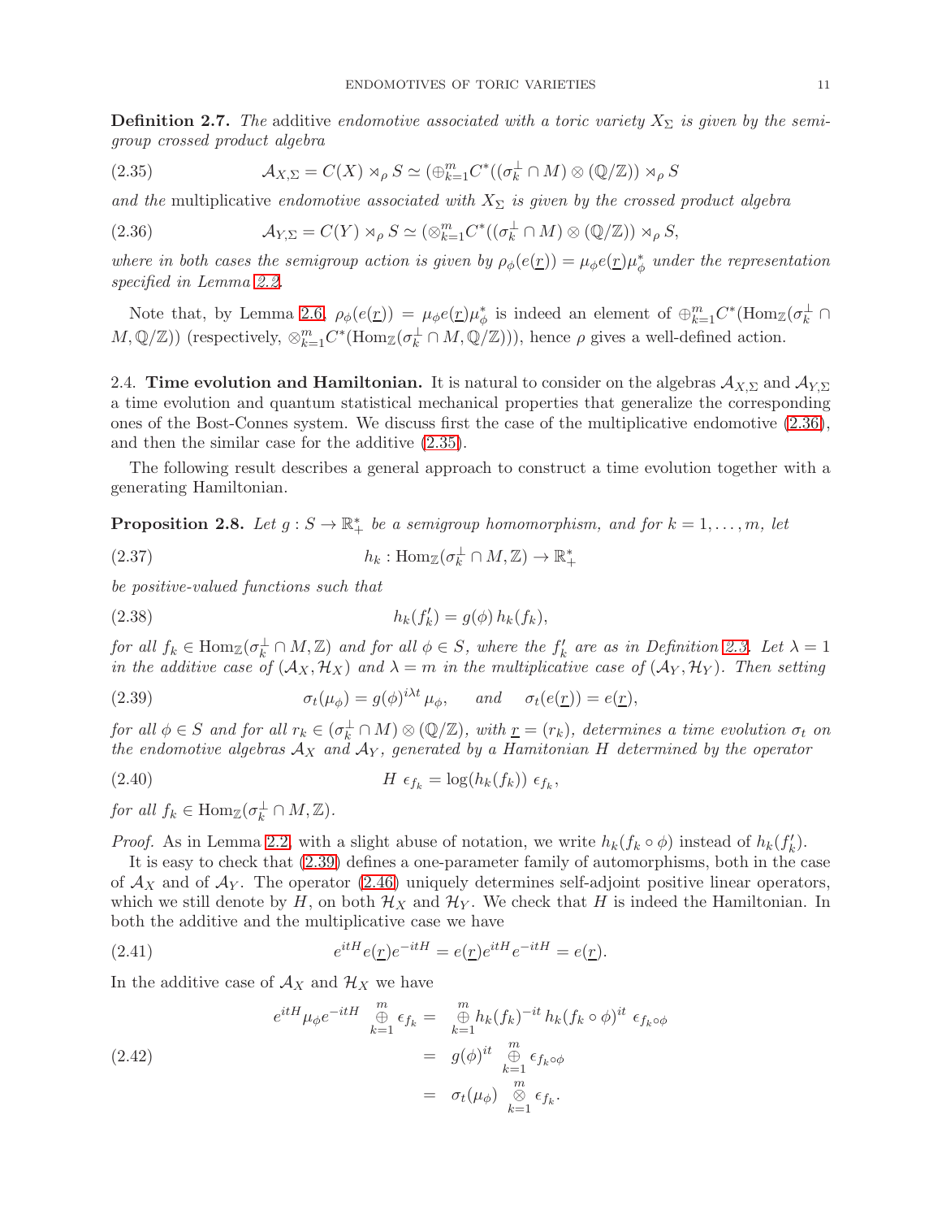**Definition 2.7.** *The* additive *endomotive associated with a toric variety $X_\Sigma$ is given by the semigroup crossed product algebra*

$$\mathcal{A}_{X,\Sigma} = C(X) \rtimes_\rho S \simeq (\oplus_{k=1}^m C^*((\sigma_k^\perp \cap M) \otimes (\mathbb{Q}/\mathbb{Z})) \rtimes_\rho S \tag{2.35}$$

*and the* multiplicative *endomotive associated with $X_\Sigma$ is given by the crossed product algebra*

$$\mathcal{A}_{Y,\Sigma} = C(Y) \rtimes_\rho S \simeq (\otimes_{k=1}^m C^*((\sigma_k^\perp \cap M) \otimes (\mathbb{Q}/\mathbb{Z})) \rtimes_\rho S, \tag{2.36}$$

*where in both cases the semigroup action is given by $\rho_\phi(e(\underline{r})) = \mu_\phi e(\underline{r}) \mu_\phi^*$ under the representation specified in Lemma 2.2.*

Note that, by Lemma 2.6, $\rho_\phi(e(\underline{r})) = \mu_\phi e(\underline{r}) \mu_\phi^*$ is indeed an element of $\oplus_{k=1}^m C^*(\mathrm{Hom}_\mathbb{Z}(\sigma_k^\perp \cap M, \mathbb{Q}/\mathbb{Z}))$ (respectively, $\otimes_{k=1}^m C^*(\mathrm{Hom}_\mathbb{Z}(\sigma_k^\perp \cap M, \mathbb{Q}/\mathbb{Z}))$), hence $\rho$ gives a well-defined action.

## 2.4. **Time evolution and Hamiltonian.**

It is natural to consider on the algebras $\mathcal{A}_{X,\Sigma}$ and $\mathcal{A}_{Y,\Sigma}$ a time evolution and quantum statistical mechanical properties that generalize the corresponding ones of the Bost-Connes system. We discuss first the case of the multiplicative endomotive (2.36), and then the similar case for the additive (2.35).

The following result describes a general approach to construct a time evolution together with a generating Hamiltonian.

**Proposition 2.8.** *Let $g : S \to \mathbb{R}_+^*$ be a semigroup homomorphism, and for $k = 1, \ldots, m$, let*

$$h_k : \mathrm{Hom}_\mathbb{Z}(\sigma_k^\perp \cap M, \mathbb{Z}) \to \mathbb{R}_+^* \tag{2.37}$$

*be positive-valued functions such that*

$$h_k(f_k') = g(\phi)\, h_k(f_k), \tag{2.38}$$

*for all $f_k \in \mathrm{Hom}_\mathbb{Z}(\sigma_k^\perp \cap M, \mathbb{Z})$ and for all $\phi \in S$, where the $f_k'$ are as in Definition 2.3. Let $\lambda = 1$ in the additive case of $(\mathcal{A}_X, \mathcal{H}_X)$ and $\lambda = m$ in the multiplicative case of $(\mathcal{A}_Y, \mathcal{H}_Y)$. Then setting*

$$\sigma_t(\mu_\phi) = g(\phi)^{i\lambda t} \mu_\phi, \quad \text{ and } \quad \sigma_t(e(\underline{r})) = e(\underline{r}), \tag{2.39}$$

*for all $\phi \in S$ and for all $r_k \in (\sigma_k^\perp \cap M) \otimes (\mathbb{Q}/\mathbb{Z})$, with $\underline{r} = (r_k)$, determines a time evolution $\sigma_t$ on the endomotive algebras $\mathcal{A}_X$ and $\mathcal{A}_Y$, generated by a Hamitonian $H$ determined by the operator*

$$H\ \epsilon_{f_k} = \log(h_k(f_k))\ \epsilon_{f_k}, \tag{2.40}$$

*for all $f_k \in \mathrm{Hom}_\mathbb{Z}(\sigma_k^\perp \cap M, \mathbb{Z})$.*

*Proof.* As in Lemma 2.2, with a slight abuse of notation, we write $h_k(f_k \circ \phi)$ instead of $h_k(f_k')$.

It is easy to check that (2.39) defines a one-parameter family of automorphisms, both in the case of $\mathcal{A}_X$ and of $\mathcal{A}_Y$. The operator (2.46) uniquely determines self-adjoint positive linear operators, which we still denote by $H$, on both $\mathcal{H}_X$ and $\mathcal{H}_Y$. We check that $H$ is indeed the Hamiltonian. In both the additive and the multiplicative case we have

$$e^{itH} e(\underline{r}) e^{-itH} = e(\underline{r}) e^{itH} e^{-itH} = e(\underline{r}). \tag{2.41}$$

In the additive case of $\mathcal{A}_X$ and $\mathcal{H}_X$ we have

$$\begin{aligned} e^{itH} \mu_\phi e^{-itH} \ \overset{m}{\underset{k=1}{\oplus}} \epsilon_{f_k} &= \overset{m}{\underset{k=1}{\oplus}} h_k(f_k)^{-it}\, h_k(f_k \circ \phi)^{it}\ \epsilon_{f_k \circ \phi} \\ &= g(\phi)^{it} \ \overset{m}{\underset{k=1}{\oplus}} \epsilon_{f_k \circ \phi} \\ &= \sigma_t(\mu_\phi) \ \overset{m}{\underset{k=1}{\otimes}} \epsilon_{f_k}. \end{aligned} \tag{2.42}$$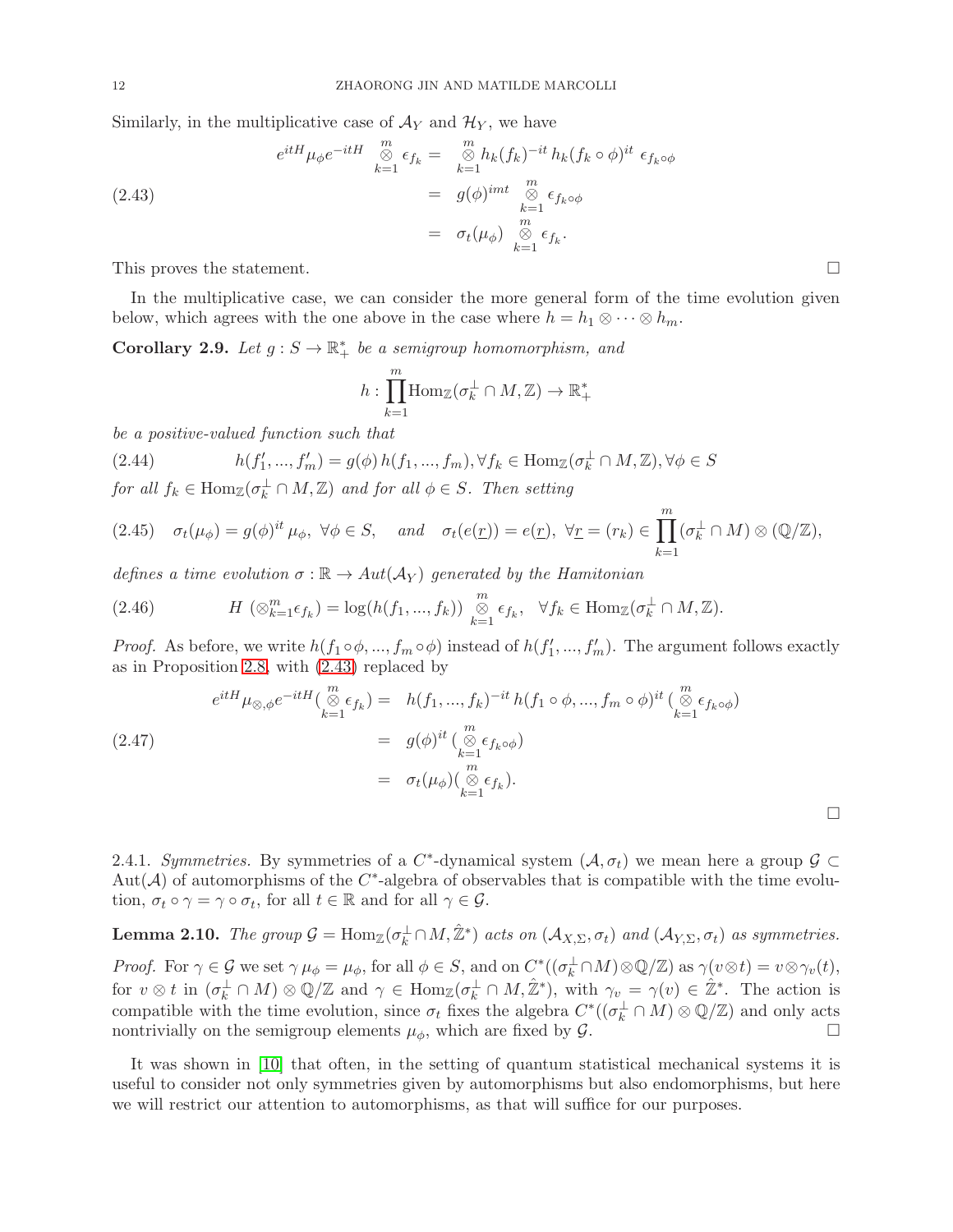Similarly, in the multiplicative case of $\mathcal{A}_Y$ and $\mathcal{H}_Y$, we have

$$
\begin{aligned}
e^{itH}\mu_\phi e^{-itH} \ \overset{m}{\underset{k=1}{\otimes}} \epsilon_{f_k} &= \overset{m}{\underset{k=1}{\otimes}} h_k(f_k)^{-it}\, h_k(f_k\circ\phi)^{it}\ \epsilon_{f_k\circ\phi} \\
&= g(\phi)^{imt}\ \overset{m}{\underset{k=1}{\otimes}} \epsilon_{f_k\circ\phi} \\
&= \sigma_t(\mu_\phi)\ \overset{m}{\underset{k=1}{\otimes}} \epsilon_{f_k}.
\end{aligned} \tag{2.43}
$$

This proves the statement. □

In the multiplicative case, we can consider the more general form of the time evolution given below, which agrees with the one above in the case where $h = h_1 \otimes \cdots \otimes h_m$.

**Corollary 2.9.** *Let $g : S \to \mathbb{R}_+^*$ be a semigroup homomorphism, and*

$$
h : \prod_{k=1}^{m} \mathrm{Hom}_{\mathbb{Z}}(\sigma_k^\perp \cap M, \mathbb{Z}) \to \mathbb{R}_+^*
$$

*be a positive-valued function such that*

$$
h(f_1', ..., f_m') = g(\phi)\, h(f_1, ..., f_m), \forall f_k \in \mathrm{Hom}_{\mathbb{Z}}(\sigma_k^\perp \cap M, \mathbb{Z}), \forall \phi \in S \tag{2.44}
$$

*for all $f_k \in \mathrm{Hom}_{\mathbb{Z}}(\sigma_k^\perp \cap M, \mathbb{Z})$ and for all $\phi \in S$. Then setting*

$$
\sigma_t(\mu_\phi) = g(\phi)^{it}\, \mu_\phi,\ \forall \phi \in S, \quad \text{and} \quad \sigma_t(e(\underline{r})) = e(\underline{r}),\ \forall \underline{r} = (r_k) \in \prod_{k=1}^{m} (\sigma_k^\perp \cap M) \otimes (\mathbb{Q}/\mathbb{Z}), \tag{2.45}
$$

*defines a time evolution $\sigma : \mathbb{R} \to Aut(\mathcal{A}_Y)$ generated by the Hamitonian*

$$
H\ (\otimes_{k=1}^m \epsilon_{f_k}) = \log(h(f_1, ..., f_k))\ \overset{m}{\underset{k=1}{\otimes}} \epsilon_{f_k}, \quad \forall f_k \in \mathrm{Hom}_{\mathbb{Z}}(\sigma_k^\perp \cap M, \mathbb{Z}). \tag{2.46}
$$

*Proof.* As before, we write $h(f_1\circ\phi, ..., f_m\circ\phi)$ instead of $h(f_1', ..., f_m')$. The argument follows exactly as in Proposition 2.8, with (2.43) replaced by

$$
\begin{aligned}
e^{itH}\mu_{\otimes,\phi}e^{-itH}(\overset{m}{\underset{k=1}{\otimes}} \epsilon_{f_k}) &= h(f_1, ..., f_k)^{-it}\, h(f_1\circ\phi, ..., f_m\circ\phi)^{it}\,(\overset{m}{\underset{k=1}{\otimes}} \epsilon_{f_k\circ\phi}) \\
&= g(\phi)^{it}\,(\overset{m}{\underset{k=1}{\otimes}} \epsilon_{f_k\circ\phi}) \\
&= \sigma_t(\mu_\phi)(\overset{m}{\underset{k=1}{\otimes}} \epsilon_{f_k}).
\end{aligned} \tag{2.47}
$$

□

2.4.1. *Symmetries.* By symmetries of a $C^*$-dynamical system $(\mathcal{A}, \sigma_t)$ we mean here a group $\mathcal{G} \subset \mathrm{Aut}(\mathcal{A})$ of automorphisms of the $C^*$-algebra of observables that is compatible with the time evolution, $\sigma_t \circ \gamma = \gamma \circ \sigma_t$, for all $t \in \mathbb{R}$ and for all $\gamma \in \mathcal{G}$.

**Lemma 2.10.** *The group $\mathcal{G} = \mathrm{Hom}_{\mathbb{Z}}(\sigma_k^\perp \cap M, \hat{\mathbb{Z}}^*)$ acts on $(\mathcal{A}_{X,\Sigma}, \sigma_t)$ and $(\mathcal{A}_{Y,\Sigma}, \sigma_t)$ as symmetries.*

*Proof.* For $\gamma \in \mathcal{G}$ we set $\gamma\,\mu_\phi = \mu_\phi$, for all $\phi \in S$, and on $C^*((\sigma_k^\perp \cap M)\otimes\mathbb{Q}/\mathbb{Z})$ as $\gamma(v\otimes t) = v\otimes\gamma_v(t)$, for $v \otimes t$ in $(\sigma_k^\perp \cap M) \otimes \mathbb{Q}/\mathbb{Z}$ and $\gamma \in \mathrm{Hom}_{\mathbb{Z}}(\sigma_k^\perp \cap M, \hat{\mathbb{Z}}^*)$, with $\gamma_v = \gamma(v) \in \hat{\mathbb{Z}}^*$. The action is compatible with the time evolution, since $\sigma_t$ fixes the algebra $C^*((\sigma_k^\perp \cap M) \otimes \mathbb{Q}/\mathbb{Z})$ and only acts nontrivially on the semigroup elements $\mu_\phi$, which are fixed by $\mathcal{G}$. □

It was shown in [10] that often, in the setting of quantum statistical mechanical systems it is useful to consider not only symmetries given by automorphisms but also endomorphisms, but here we will restrict our attention to automorphisms, as that will suffice for our purposes.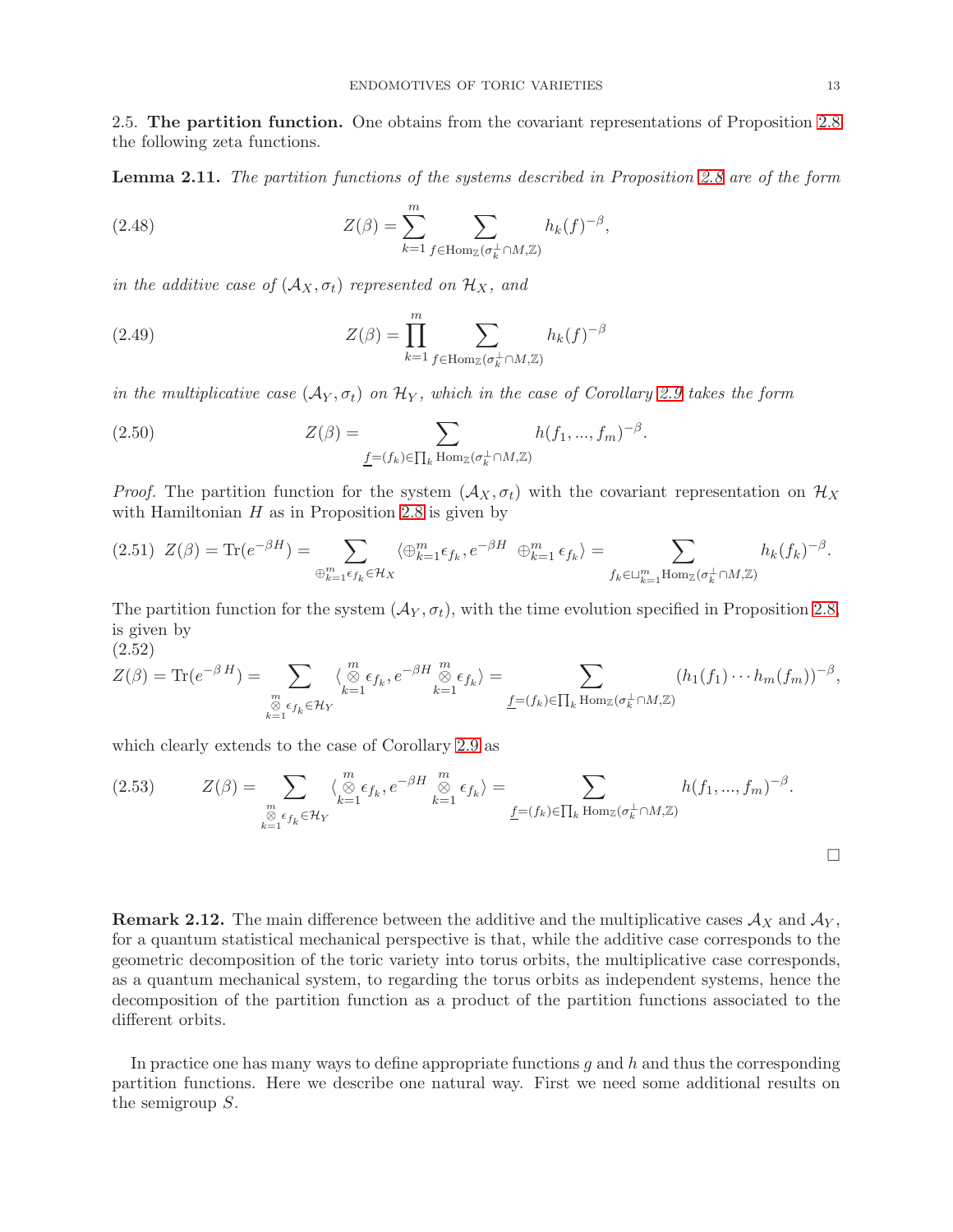2.5. **The partition function.** One obtains from the covariant representations of Proposition 2.8 the following zeta functions.

**Lemma 2.11.** *The partition functions of the systems described in Proposition 2.8 are of the form*

$$Z(\beta) = \sum_{k=1}^{m} \sum_{f \in \mathrm{Hom}_{\mathbb{Z}}(\sigma_k^{\perp} \cap M, \mathbb{Z})} h_k(f)^{-\beta}, \tag{2.48}$$

*in the additive case of $(\mathcal{A}_X, \sigma_t)$ represented on $\mathcal{H}_X$, and*

$$Z(\beta) = \prod_{k=1}^{m} \sum_{f \in \mathrm{Hom}_{\mathbb{Z}}(\sigma_k^{\perp} \cap M, \mathbb{Z})} h_k(f)^{-\beta} \tag{2.49}$$

*in the multiplicative case $(\mathcal{A}_Y, \sigma_t)$ on $\mathcal{H}_Y$, which in the case of Corollary 2.9 takes the form*

$$Z(\beta) = \sum_{\underline{f}=(f_k) \in \prod_k \mathrm{Hom}_{\mathbb{Z}}(\sigma_k^{\perp} \cap M, \mathbb{Z})} h(f_1, ..., f_m)^{-\beta}. \tag{2.50}$$

*Proof.* The partition function for the system $(\mathcal{A}_X, \sigma_t)$ with the covariant representation on $\mathcal{H}_X$ with Hamiltonian $H$ as in Proposition 2.8 is given by

$$Z(\beta) = \mathrm{Tr}(e^{-\beta H}) = \sum_{\oplus_{k=1}^{m} \epsilon_{f_k} \in \mathcal{H}_X} \langle \oplus_{k=1}^{m} \epsilon_{f_k}, e^{-\beta H} \; \oplus_{k=1}^{m} \epsilon_{f_k} \rangle = \sum_{f_k \in \sqcup_{k=1}^{m} \mathrm{Hom}_{\mathbb{Z}}(\sigma_k^{\perp} \cap M, \mathbb{Z})} h_k(f_k)^{-\beta}. \tag{2.51}$$

The partition function for the system $(\mathcal{A}_Y, \sigma_t)$, with the time evolution specified in Proposition 2.8, is given by

$$Z(\beta) = \mathrm{Tr}(e^{-\beta \, H}) = \sum_{\overset{m}{\underset{k=1}{\otimes}} \epsilon_{f_k} \in \mathcal{H}_Y} \langle \overset{m}{\underset{k=1}{\otimes}} \epsilon_{f_k}, e^{-\beta H} \overset{m}{\underset{k=1}{\otimes}} \epsilon_{f_k} \rangle = \sum_{\underline{f}=(f_k) \in \prod_k \mathrm{Hom}_{\mathbb{Z}}(\sigma_k^{\perp} \cap M, \mathbb{Z})} (h_1(f_1) \cdots h_m(f_m))^{-\beta}, \tag{2.52}$$

which clearly extends to the case of Corollary 2.9 as

$$Z(\beta) = \sum_{\overset{m}{\underset{k=1}{\otimes}} \epsilon_{f_k} \in \mathcal{H}_Y} \langle \overset{m}{\underset{k=1}{\otimes}} \epsilon_{f_k}, e^{-\beta H} \; \overset{m}{\underset{k=1}{\otimes}} \epsilon_{f_k} \rangle = \sum_{\underline{f}=(f_k) \in \prod_k \mathrm{Hom}_{\mathbb{Z}}(\sigma_k^{\perp} \cap M, \mathbb{Z})} h(f_1, ..., f_m)^{-\beta}. \tag{2.53}$$

□

**Remark 2.12.** The main difference between the additive and the multiplicative cases $\mathcal{A}_X$ and $\mathcal{A}_Y$, for a quantum statistical mechanical perspective is that, while the additive case corresponds to the geometric decomposition of the toric variety into torus orbits, the multiplicative case corresponds, as a quantum mechanical system, to regarding the torus orbits as independent systems, hence the decomposition of the partition function as a product of the partition functions associated to the different orbits.

In practice one has many ways to define appropriate functions $g$ and $h$ and thus the corresponding partition functions. Here we describe one natural way. First we need some additional results on the semigroup $S$.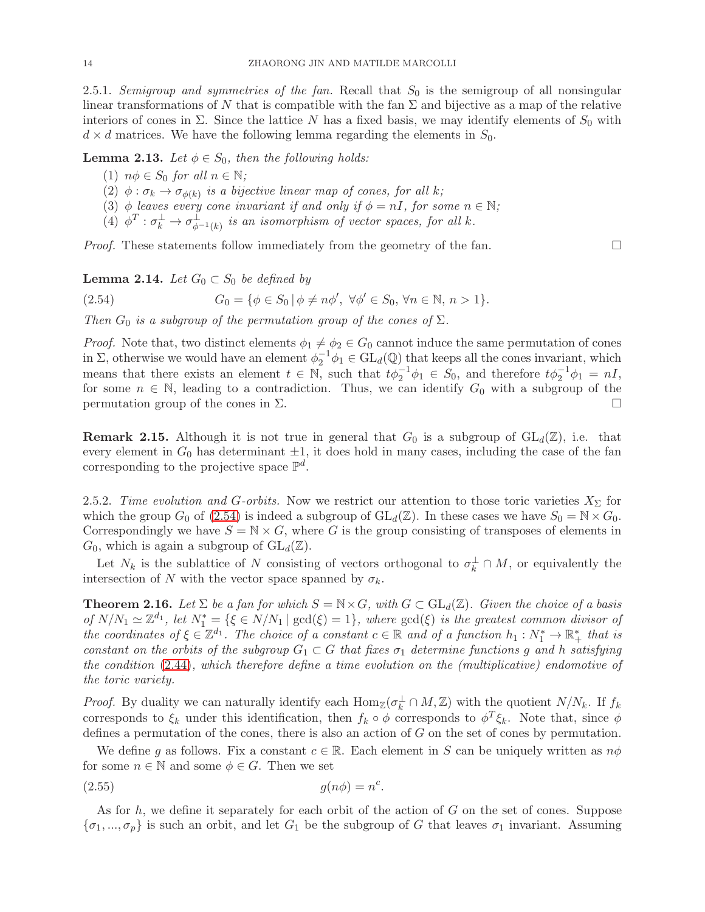2.5.1. *Semigroup and symmetries of the fan.* Recall that $S_0$ is the semigroup of all nonsingular linear transformations of $N$ that is compatible with the fan $\Sigma$ and bijective as a map of the relative interiors of cones in $\Sigma$. Since the lattice $N$ has a fixed basis, we may identify elements of $S_0$ with $d \times d$ matrices. We have the following lemma regarding the elements in $S_0$.

**Lemma 2.13.** *Let $\phi \in S_0$, then the following holds:*

1. $n\phi \in S_0$ *for all* $n \in \mathbb{N}$;
2. $\phi : \sigma_k \to \sigma_{\phi(k)}$ *is a bijective linear map of cones, for all $k$;*
3. $\phi$ *leaves every cone invariant if and only if $\phi = nI$, for some $n \in \mathbb{N}$;*
4. $\phi^T : \sigma_k^\perp \to \sigma_{\phi^{-1}(k)}^\perp$ *is an isomorphism of vector spaces, for all $k$.*

*Proof.* These statements follow immediately from the geometry of the fan. □

**Lemma 2.14.** *Let $G_0 \subset S_0$ be defined by*

$$G_0 = \{\phi \in S_0 \,|\, \phi \neq n\phi', \ \forall \phi' \in S_0, \forall n \in \mathbb{N}, \, n > 1\}. \tag{2.54}$$

*Then $G_0$ is a subgroup of the permutation group of the cones of $\Sigma$.*

*Proof.* Note that, two distinct elements $\phi_1 \neq \phi_2 \in G_0$ cannot induce the same permutation of cones in $\Sigma$, otherwise we would have an element $\phi_2^{-1}\phi_1 \in \mathrm{GL}_d(\mathbb{Q})$ that keeps all the cones invariant, which means that there exists an element $t \in \mathbb{N}$, such that $t\phi_2^{-1}\phi_1 \in S_0$, and therefore $t\phi_2^{-1}\phi_1 = nI$, for some $n \in \mathbb{N}$, leading to a contradiction. Thus, we can identify $G_0$ with a subgroup of the permutation group of the cones in $\Sigma$. □

**Remark 2.15.** Although it is not true in general that $G_0$ is a subgroup of $\mathrm{GL}_d(\mathbb{Z})$, i.e. that every element in $G_0$ has determinant $\pm 1$, it does hold in many cases, including the case of the fan corresponding to the projective space $\mathbb{P}^d$.

2.5.2. *Time evolution and $G$-orbits.* Now we restrict our attention to those toric varieties $X_\Sigma$ for which the group $G_0$ of (2.54) is indeed a subgroup of $\mathrm{GL}_d(\mathbb{Z})$. In these cases we have $S_0 = \mathbb{N} \times G_0$. Correspondingly we have $S = \mathbb{N} \times G$, where $G$ is the group consisting of transposes of elements in $G_0$, which is again a subgroup of $\mathrm{GL}_d(\mathbb{Z})$.

Let $N_k$ is the sublattice of $N$ consisting of vectors orthogonal to $\sigma_k^\perp \cap M$, or equivalently the intersection of $N$ with the vector space spanned by $\sigma_k$.

**Theorem 2.16.** *Let $\Sigma$ be a fan for which $S = \mathbb{N} \times G$, with $G \subset \mathrm{GL}_d(\mathbb{Z})$. Given the choice of a basis of $N/N_1 \simeq \mathbb{Z}^{d_1}$, let $N_1^* = \{\xi \in N/N_1 \,|\, \gcd(\xi) = 1\}$, where $\gcd(\xi)$ is the greatest common divisor of the coordinates of $\xi \in \mathbb{Z}^{d_1}$. The choice of a constant $c \in \mathbb{R}$ and of a function $h_1 : N_1^* \to \mathbb{R}_+^*$ that is constant on the orbits of the subgroup $G_1 \subset G$ that fixes $\sigma_1$ determine functions $g$ and $h$ satisfying the condition (2.44), which therefore define a time evolution on the (multiplicative) endomotive of the toric variety.*

*Proof.* By duality we can naturally identify each $\mathrm{Hom}_{\mathbb{Z}}(\sigma_k^\perp \cap M, \mathbb{Z})$ with the quotient $N/N_k$. If $f_k$ corresponds to $\xi_k$ under this identification, then $f_k \circ \phi$ corresponds to $\phi^T \xi_k$. Note that, since $\phi$ defines a permutation of the cones, there is also an action of $G$ on the set of cones by permutation.

We define $g$ as follows. Fix a constant $c \in \mathbb{R}$. Each element in $S$ can be uniquely written as $n\phi$ for some $n \in \mathbb{N}$ and some $\phi \in G$. Then we set

$$g(n\phi) = n^c. \tag{2.55}$$

As for $h$, we define it separately for each orbit of the action of $G$ on the set of cones. Suppose $\{\sigma_1, ..., \sigma_p\}$ is such an orbit, and let $G_1$ be the subgroup of $G$ that leaves $\sigma_1$ invariant. Assuming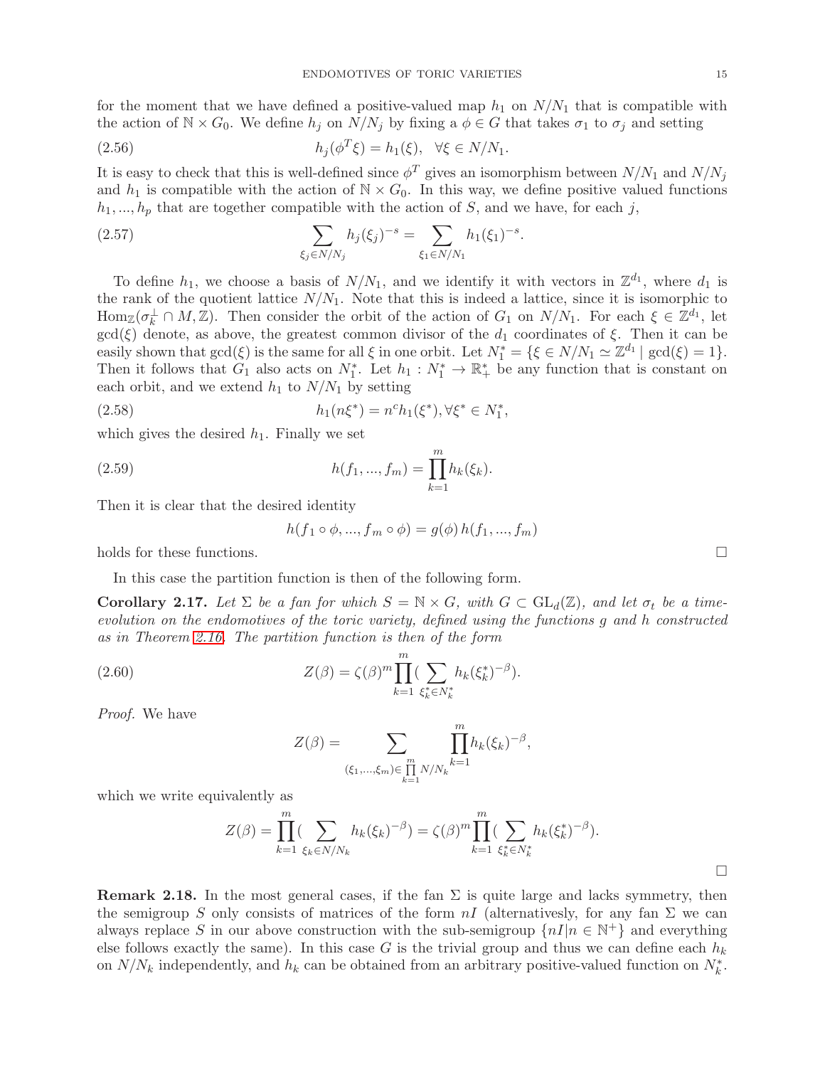for the moment that we have defined a positive-valued map $h_1$ on $N/N_1$ that is compatible with the action of $\mathbb{N} \times G_0$. We define $h_j$ on $N/N_j$ by fixing a $\phi \in G$ that takes $\sigma_1$ to $\sigma_j$ and setting

$$h_j(\phi^T \xi) = h_1(\xi), \quad \forall \xi \in N/N_1. \tag{2.56}$$

It is easy to check that this is well-defined since $\phi^T$ gives an isomorphism between $N/N_1$ and $N/N_j$ and $h_1$ is compatible with the action of $\mathbb{N} \times G_0$. In this way, we define positive valued functions $h_1, ..., h_p$ that are together compatible with the action of $S$, and we have, for each $j$,

$$\sum_{\xi_j \in N/N_j} h_j(\xi_j)^{-s} = \sum_{\xi_1 \in N/N_1} h_1(\xi_1)^{-s}. \tag{2.57}$$

To define $h_1$, we choose a basis of $N/N_1$, and we identify it with vectors in $\mathbb{Z}^{d_1}$, where $d_1$ is the rank of the quotient lattice $N/N_1$. Note that this is indeed a lattice, since it is isomorphic to $\mathrm{Hom}_{\mathbb{Z}}(\sigma_k^\perp \cap M, \mathbb{Z})$. Then consider the orbit of the action of $G_1$ on $N/N_1$. For each $\xi \in \mathbb{Z}^{d_1}$, let $\gcd(\xi)$ denote, as above, the greatest common divisor of the $d_1$ coordinates of $\xi$. Then it can be easily shown that $\gcd(\xi)$ is the same for all $\xi$ in one orbit. Let $N_1^* = \{\xi \in N/N_1 \simeq \mathbb{Z}^{d_1} \mid \gcd(\xi) = 1\}$. Then it follows that $G_1$ also acts on $N_1^*$. Let $h_1 : N_1^* \to \mathbb{R}_+^*$ be any function that is constant on each orbit, and we extend $h_1$ to $N/N_1$ by setting

$$h_1(n\xi^*) = n^c h_1(\xi^*), \forall \xi^* \in N_1^*, \tag{2.58}$$

which gives the desired $h_1$. Finally we set

$$h(f_1, ..., f_m) = \prod_{k=1}^{m} h_k(\xi_k). \tag{2.59}$$

Then it is clear that the desired identity

$$h(f_1 \circ \phi, ..., f_m \circ \phi) = g(\phi)\, h(f_1, ..., f_m)$$

holds for these functions. □

In this case the partition function is then of the following form.

**Corollary 2.17.** *Let $\Sigma$ be a fan for which $S = \mathbb{N} \times G$, with $G \subset \mathrm{GL}_d(\mathbb{Z})$, and let $\sigma_t$ be a time-evolution on the endomotives of the toric variety, defined using the functions $g$ and $h$ constructed as in Theorem 2.16. The partition function is then of the form*

$$Z(\beta) = \zeta(\beta)^m \prod_{k=1}^{m} \Big( \sum_{\xi_k^* \in N_k^*} h_k(\xi_k^*)^{-\beta} \Big). \tag{2.60}$$

*Proof.* We have

$$Z(\beta) = \sum_{(\xi_1, ..., \xi_m) \in \prod_{k=1}^{m} N/N_k} \prod_{k=1}^{m} h_k(\xi_k)^{-\beta},$$

which we write equivalently as

$$Z(\beta) = \prod_{k=1}^{m} \Big( \sum_{\xi_k \in N/N_k} h_k(\xi_k)^{-\beta} \Big) = \zeta(\beta)^m \prod_{k=1}^{m} \Big( \sum_{\xi_k^* \in N_k^*} h_k(\xi_k^*)^{-\beta} \Big).$$

□

**Remark 2.18.** In the most general cases, if the fan $\Sigma$ is quite large and lacks symmetry, then the semigroup $S$ only consists of matrices of the form $nI$ (alternatively, for any fan $\Sigma$ we can always replace $S$ in our above construction with the sub-semigroup $\{nI | n \in \mathbb{N}^+\}$ and everything else follows exactly the same). In this case $G$ is the trivial group and thus we can define each $h_k$ on $N/N_k$ independently, and $h_k$ can be obtained from an arbitrary positive-valued function on $N_k^*$.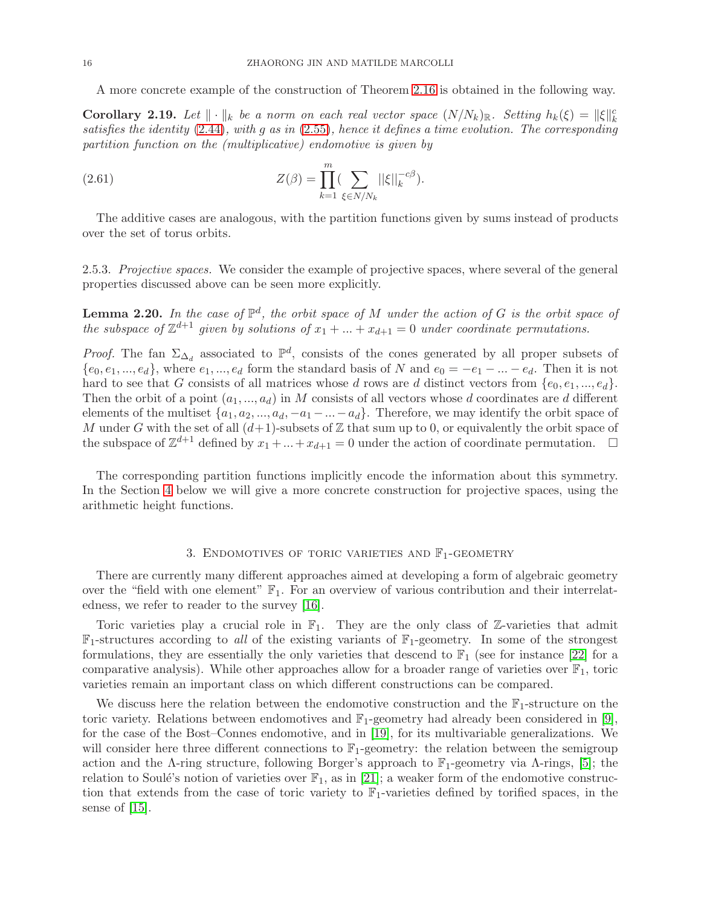A more concrete example of the construction of Theorem 2.16 is obtained in the following way.

**Corollary 2.19.** *Let $\| \cdot \|_k$ be a norm on each real vector space $(N/N_k)_{\mathbb{R}}$. Setting $h_k(\xi) = \|\xi\|_k^c$ satisfies the identity (2.44), with $g$ as in (2.55), hence it defines a time evolution. The corresponding partition function on the (multiplicative) endomotive is given by*

$$Z(\beta) = \prod_{k=1}^{m} \Big( \sum_{\xi \in N/N_k} ||\xi||_k^{-c\beta} \Big). \tag{2.61}$$

The additive cases are analogous, with the partition functions given by sums instead of products over the set of torus orbits.

2.5.3. *Projective spaces.* We consider the example of projective spaces, where several of the general properties discussed above can be seen more explicitly.

**Lemma 2.20.** *In the case of $\mathbb{P}^d$, the orbit space of $M$ under the action of $G$ is the orbit space of the subspace of $\mathbb{Z}^{d+1}$ given by solutions of $x_1 + ... + x_{d+1} = 0$ under coordinate permutations.*

*Proof.* The fan $\Sigma_{\Delta_d}$ associated to $\mathbb{P}^d$, consists of the cones generated by all proper subsets of $\{e_0, e_1, ..., e_d\}$, where $e_1, ..., e_d$ form the standard basis of $N$ and $e_0 = -e_1 - ... - e_d$. Then it is not hard to see that $G$ consists of all matrices whose $d$ rows are $d$ distinct vectors from $\{e_0, e_1, ..., e_d\}$. Then the orbit of a point $(a_1, ..., a_d)$ in $M$ consists of all vectors whose $d$ coordinates are $d$ different elements of the multiset $\{a_1, a_2, ..., a_d, -a_1 - ... - a_d\}$. Therefore, we may identify the orbit space of $M$ under $G$ with the set of all $(d+1)$-subsets of $\mathbb{Z}$ that sum up to 0, or equivalently the orbit space of the subspace of $\mathbb{Z}^{d+1}$ defined by $x_1 + ... + x_{d+1} = 0$ under the action of coordinate permutation. $\square$

The corresponding partition functions implicitly encode the information about this symmetry. In the Section 4 below we will give a more concrete construction for projective spaces, using the arithmetic height functions.

## 3. Endomotives of toric varieties and $\mathbb{F}_1$-geometry

There are currently many different approaches aimed at developing a form of algebraic geometry over the "field with one element" $\mathbb{F}_1$. For an overview of various contribution and their interrelatedness, we refer to reader to the survey [16].

Toric varieties play a crucial role in $\mathbb{F}_1$. They are the only class of $\mathbb{Z}$-varieties that admit $\mathbb{F}_1$-structures according to *all* of the existing variants of $\mathbb{F}_1$-geometry. In some of the strongest formulations, they are essentially the only varieties that descend to $\mathbb{F}_1$ (see for instance [22] for a comparative analysis). While other approaches allow for a broader range of varieties over $\mathbb{F}_1$, toric varieties remain an important class on which different constructions can be compared.

We discuss here the relation between the endomotive construction and the $\mathbb{F}_1$-structure on the toric variety. Relations between endomotives and $\mathbb{F}_1$-geometry had already been considered in [9], for the case of the Bost–Connes endomotive, and in [19], for its multivariable generalizations. We will consider here three different connections to $\mathbb{F}_1$-geometry: the relation between the semigroup action and the $\Lambda$-ring structure, following Borger's approach to $\mathbb{F}_1$-geometry via $\Lambda$-rings, [5]; the relation to Soulé's notion of varieties over $\mathbb{F}_1$, as in [21]; a weaker form of the endomotive construction that extends from the case of toric variety to $\mathbb{F}_1$-varieties defined by torified spaces, in the sense of [15].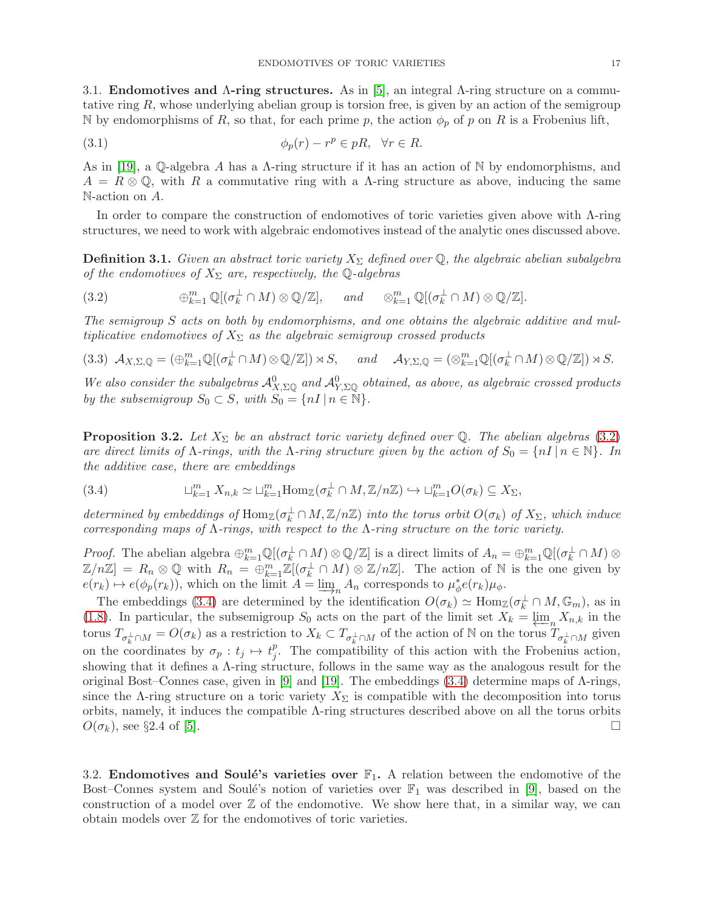### 3.1. Endomotives and Λ-ring structures.

As in [5], an integral Λ-ring structure on a commutative ring $R$, whose underlying abelian group is torsion free, is given by an action of the semigroup $\mathbb{N}$ by endomorphisms of $R$, so that, for each prime $p$, the action $\phi_p$ of $p$ on $R$ is a Frobenius lift,

$$\phi_p(r) - r^p \in pR, \quad \forall r \in R. \tag{3.1}$$

As in [19], a $\mathbb{Q}$-algebra $A$ has a Λ-ring structure if it has an action of $\mathbb{N}$ by endomorphisms, and $A = R \otimes \mathbb{Q}$, with $R$ a commutative ring with a Λ-ring structure as above, inducing the same $\mathbb{N}$-action on $A$.

In order to compare the construction of endomotives of toric varieties given above with Λ-ring structures, we need to work with algebraic endomotives instead of the analytic ones discussed above.

**Definition 3.1.** *Given an abstract toric variety $X_\Sigma$ defined over $\mathbb{Q}$, the algebraic abelian subalgebra of the endomotives of $X_\Sigma$ are, respectively, the $\mathbb{Q}$-algebras*

$$\oplus_{k=1}^m \mathbb{Q}[(\sigma_k^\perp \cap M) \otimes \mathbb{Q}/\mathbb{Z}], \quad \textit{and} \quad \otimes_{k=1}^m \mathbb{Q}[(\sigma_k^\perp \cap M) \otimes \mathbb{Q}/\mathbb{Z}]. \tag{3.2}$$

*The semigroup $S$ acts on both by endomorphisms, and one obtains the algebraic additive and multiplicative endomotives of $X_\Sigma$ as the algebraic semigroup crossed products*

$$\mathcal{A}_{X,\Sigma,\mathbb{Q}} = (\oplus_{k=1}^m \mathbb{Q}[(\sigma_k^\perp \cap M) \otimes \mathbb{Q}/\mathbb{Z}]) \rtimes S, \quad \textit{and} \quad \mathcal{A}_{Y,\Sigma,\mathbb{Q}} = (\otimes_{k=1}^m \mathbb{Q}[(\sigma_k^\perp \cap M) \otimes \mathbb{Q}/\mathbb{Z}]) \rtimes S. \tag{3.3}$$

*We also consider the subalgebras $\mathcal{A}^0_{X,\Sigma\mathbb{Q}}$ and $\mathcal{A}^0_{Y,\Sigma\mathbb{Q}}$ obtained, as above, as algebraic crossed products by the subsemigroup $S_0 \subset S$, with $S_0 = \{nI \,|\, n \in \mathbb{N}\}$.*

**Proposition 3.2.** *Let $X_\Sigma$ be an abstract toric variety defined over $\mathbb{Q}$. The abelian algebras (3.2) are direct limits of Λ-rings, with the Λ-ring structure given by the action of $S_0 = \{nI \,|\, n \in \mathbb{N}\}$. In the additive case, there are embeddings*

$$\sqcup_{k=1}^m X_{n,k} \simeq \sqcup_{k=1}^m \mathrm{Hom}_{\mathbb{Z}}(\sigma_k^\perp \cap M, \mathbb{Z}/n\mathbb{Z}) \hookrightarrow \sqcup_{k=1}^m O(\sigma_k) \subseteq X_\Sigma, \tag{3.4}$$

*determined by embeddings of $\mathrm{Hom}_{\mathbb{Z}}(\sigma_k^\perp \cap M, \mathbb{Z}/n\mathbb{Z})$ into the torus orbit $O(\sigma_k)$ of $X_\Sigma$, which induce corresponding maps of Λ-rings, with respect to the Λ-ring structure on the toric variety.*

*Proof.* The abelian algebra $\oplus_{k=1}^m \mathbb{Q}[(\sigma_k^\perp \cap M) \otimes \mathbb{Q}/\mathbb{Z}]$ is a direct limits of $A_n = \oplus_{k=1}^m \mathbb{Q}[(\sigma_k^\perp \cap M) \otimes \mathbb{Z}/n\mathbb{Z}] = R_n \otimes \mathbb{Q}$ with $R_n = \oplus_{k=1}^m \mathbb{Z}[(\sigma_k^\perp \cap M) \otimes \mathbb{Z}/n\mathbb{Z}]$. The action of $\mathbb{N}$ is the one given by $e(r_k) \mapsto e(\phi_p(r_k))$, which on the limit $A = \varinjlim_n A_n$ corresponds to $\mu_\phi^* e(r_k) \mu_\phi$.

The embeddings (3.4) are determined by the identification $O(\sigma_k) \simeq \mathrm{Hom}_{\mathbb{Z}}(\sigma_k^\perp \cap M, \mathbb{G}_m)$, as in (1.8). In particular, the subsemigroup $S_0$ acts on the part of the limit set $X_k = \varprojlim_n X_{n,k}$ in the torus $T_{\sigma_k^\perp \cap M} = O(\sigma_k)$ as a restriction to $X_k \subset T_{\sigma_k^\perp \cap M}$ of the action of $\mathbb{N}$ on the torus $T_{\sigma_k^\perp \cap M}$ given on the coordinates by $\sigma_p : t_j \mapsto t_j^p$. The compatibility of this action with the Frobenius action, showing that it defines a Λ-ring structure, follows in the same way as the analogous result for the original Bost–Connes case, given in [9] and [19]. The embeddings (3.4) determine maps of Λ-rings, since the Λ-ring structure on a toric variety $X_\Sigma$ is compatible with the decomposition into torus orbits, namely, it induces the compatible Λ-ring structures described above on all the torus orbits $O(\sigma_k)$, see §2.4 of [5]. □

### 3.2. Endomotives and Soulé's varieties over $\mathbb{F}_1$.

A relation between the endomotive of the Bost–Connes system and Soulé's notion of varieties over $\mathbb{F}_1$ was described in [9], based on the construction of a model over $\mathbb{Z}$ of the endomotive. We show here that, in a similar way, we can obtain models over $\mathbb{Z}$ for the endomotives of toric varieties.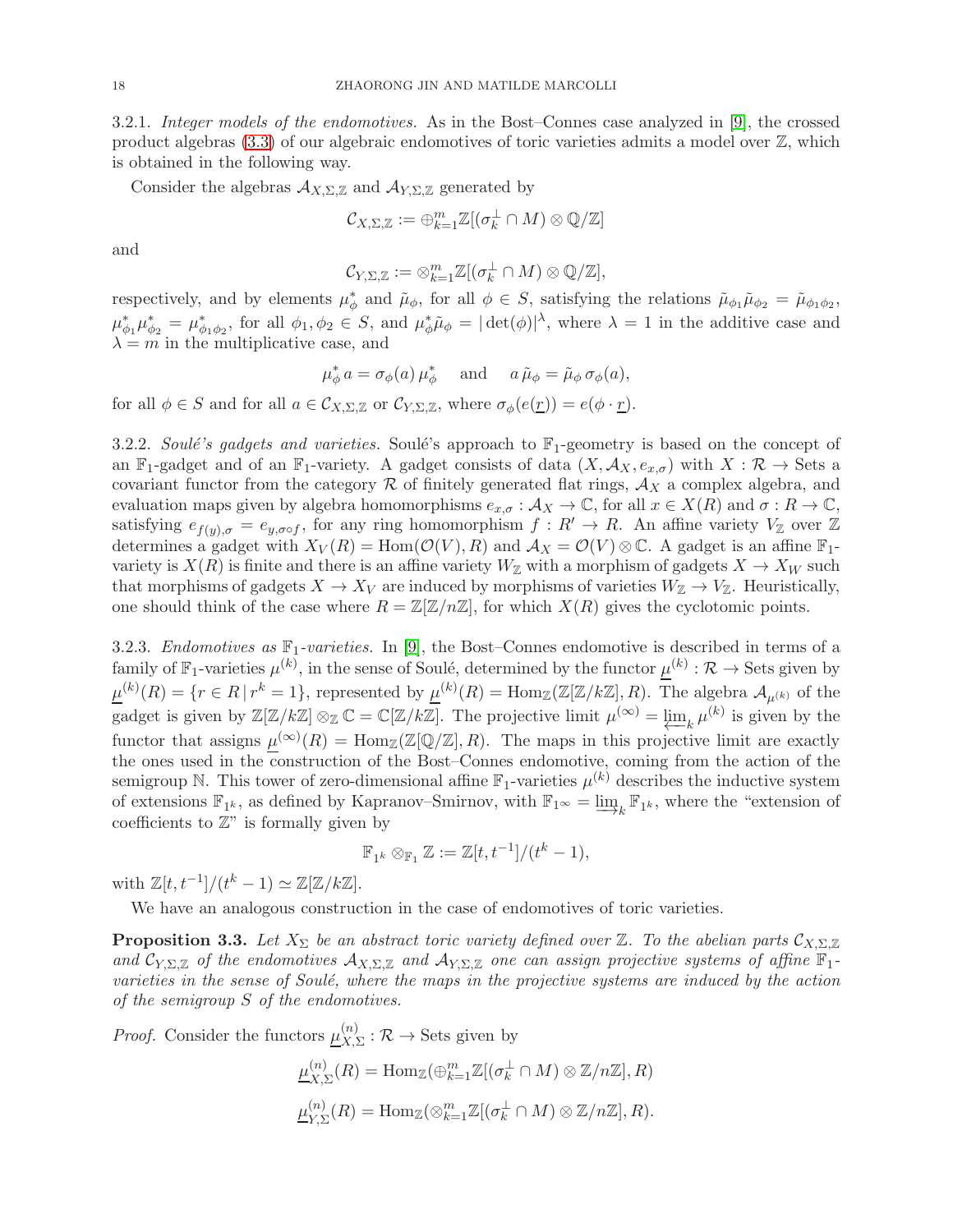3.2.1. *Integer models of the endomotives.* As in the Bost–Connes case analyzed in [9], the crossed product algebras (3.3) of our algebraic endomotives of toric varieties admits a model over $\mathbb{Z}$, which is obtained in the following way.

Consider the algebras $\mathcal{A}_{X,\Sigma,\mathbb{Z}}$ and $\mathcal{A}_{Y,\Sigma,\mathbb{Z}}$ generated by

$$\mathcal{C}_{X,\Sigma,\mathbb{Z}} := \oplus_{k=1}^m \mathbb{Z}[(\sigma_k^\perp \cap M) \otimes \mathbb{Q}/\mathbb{Z}]$$

and

$$\mathcal{C}_{Y,\Sigma,\mathbb{Z}} := \otimes_{k=1}^m \mathbb{Z}[(\sigma_k^\perp \cap M) \otimes \mathbb{Q}/\mathbb{Z}],$$

respectively, and by elements $\mu_\phi^*$ and $\tilde{\mu}_\phi$, for all $\phi \in S$, satisfying the relations $\tilde{\mu}_{\phi_1}\tilde{\mu}_{\phi_2} = \tilde{\mu}_{\phi_1\phi_2}$, $\mu_{\phi_1}^*\mu_{\phi_2}^* = \mu_{\phi_1\phi_2}^*$, for all $\phi_1, \phi_2 \in S$, and $\mu_\phi^*\tilde{\mu}_\phi = |\det(\phi)|^\lambda$, where $\lambda = 1$ in the additive case and $\lambda = m$ in the multiplicative case, and

$$\mu_\phi^*\, a = \sigma_\phi(a)\, \mu_\phi^* \quad \text{ and } \quad a\, \tilde{\mu}_\phi = \tilde{\mu}_\phi\, \sigma_\phi(a),$$

for all $\phi \in S$ and for all $a \in \mathcal{C}_{X,\Sigma,\mathbb{Z}}$ or $\mathcal{C}_{Y,\Sigma,\mathbb{Z}}$, where $\sigma_\phi(e(\underline{r})) = e(\phi \cdot \underline{r})$.

3.2.2. *Soulé's gadgets and varieties.* Soulé's approach to $\mathbb{F}_1$-geometry is based on the concept of an $\mathbb{F}_1$-gadget and of an $\mathbb{F}_1$-variety. A gadget consists of data $(X, \mathcal{A}_X, e_{x,\sigma})$ with $X : \mathcal{R} \to \text{Sets}$ a covariant functor from the category $\mathcal{R}$ of finitely generated flat rings, $\mathcal{A}_X$ a complex algebra, and evaluation maps given by algebra homomorphisms $e_{x,\sigma} : \mathcal{A}_X \to \mathbb{C}$, for all $x \in X(R)$ and $\sigma : R \to \mathbb{C}$, satisfying $e_{f(y),\sigma} = e_{y,\sigma\circ f}$, for any ring homomorphism $f : R' \to R$. An affine variety $V_\mathbb{Z}$ over $\mathbb{Z}$ determines a gadget with $X_V(R) = \text{Hom}(\mathcal{O}(V), R)$ and $\mathcal{A}_X = \mathcal{O}(V) \otimes \mathbb{C}$. A gadget is an affine $\mathbb{F}_1$-variety is $X(R)$ is finite and there is an affine variety $W_\mathbb{Z}$ with a morphism of gadgets $X \to X_W$ such that morphisms of gadgets $X \to X_V$ are induced by morphisms of varieties $W_\mathbb{Z} \to V_\mathbb{Z}$. Heuristically, one should think of the case where $R = \mathbb{Z}[\mathbb{Z}/n\mathbb{Z}]$, for which $X(R)$ gives the cyclotomic points.

3.2.3. *Endomotives as $\mathbb{F}_1$-varieties.* In [9], the Bost–Connes endomotive is described in terms of a family of $\mathbb{F}_1$-varieties $\mu^{(k)}$, in the sense of Soulé, determined by the functor $\underline{\mu}^{(k)} : \mathcal{R} \to \text{Sets}$ given by $\underline{\mu}^{(k)}(R) = \{r \in R \,|\, r^k = 1\}$, represented by $\underline{\mu}^{(k)}(R) = \text{Hom}_\mathbb{Z}(\mathbb{Z}[\mathbb{Z}/k\mathbb{Z}], R)$. The algebra $\mathcal{A}_{\mu^{(k)}}$ of the gadget is given by $\mathbb{Z}[\mathbb{Z}/k\mathbb{Z}] \otimes_\mathbb{Z} \mathbb{C} = \mathbb{C}[\mathbb{Z}/k\mathbb{Z}]$. The projective limit $\mu^{(\infty)} = \varprojlim_k \mu^{(k)}$ is given by the functor that assigns $\underline{\mu}^{(\infty)}(R) = \text{Hom}_\mathbb{Z}(\mathbb{Z}[\mathbb{Q}/\mathbb{Z}], R)$. The maps in this projective limit are exactly the ones used in the construction of the Bost–Connes endomotive, coming from the action of the semigroup $\mathbb{N}$. This tower of zero-dimensional affine $\mathbb{F}_1$-varieties $\mu^{(k)}$ describes the inductive system of extensions $\mathbb{F}_{1^k}$, as defined by Kapranov–Smirnov, with $\mathbb{F}_{1^\infty} = \varinjlim_k \mathbb{F}_{1^k}$, where the "extension of coefficients to $\mathbb{Z}$" is formally given by

$$\mathbb{F}_{1^k} \otimes_{\mathbb{F}_1} \mathbb{Z} := \mathbb{Z}[t, t^{-1}]/(t^k - 1),$$

with $\mathbb{Z}[t, t^{-1}]/(t^k - 1) \simeq \mathbb{Z}[\mathbb{Z}/k\mathbb{Z}]$.

We have an analogous construction in the case of endomotives of toric varieties.

**Proposition 3.3.** *Let $X_\Sigma$ be an abstract toric variety defined over $\mathbb{Z}$. To the abelian parts $\mathcal{C}_{X,\Sigma,\mathbb{Z}}$ and $\mathcal{C}_{Y,\Sigma,\mathbb{Z}}$ of the endomotives $\mathcal{A}_{X,\Sigma,\mathbb{Z}}$ and $\mathcal{A}_{Y,\Sigma,\mathbb{Z}}$ one can assign projective systems of affine $\mathbb{F}_1$-varieties in the sense of Soulé, where the maps in the projective systems are induced by the action of the semigroup $S$ of the endomotives.*

*Proof.* Consider the functors $\underline{\mu}_{X,\Sigma}^{(n)} : \mathcal{R} \to \text{Sets}$ given by

$$\underline{\mu}_{X,\Sigma}^{(n)}(R) = \text{Hom}_\mathbb{Z}(\oplus_{k=1}^m \mathbb{Z}[(\sigma_k^\perp \cap M) \otimes \mathbb{Z}/n\mathbb{Z}], R)$$

$$\underline{\mu}_{Y,\Sigma}^{(n)}(R) = \text{Hom}_\mathbb{Z}(\otimes_{k=1}^m \mathbb{Z}[(\sigma_k^\perp \cap M) \otimes \mathbb{Z}/n\mathbb{Z}], R).$$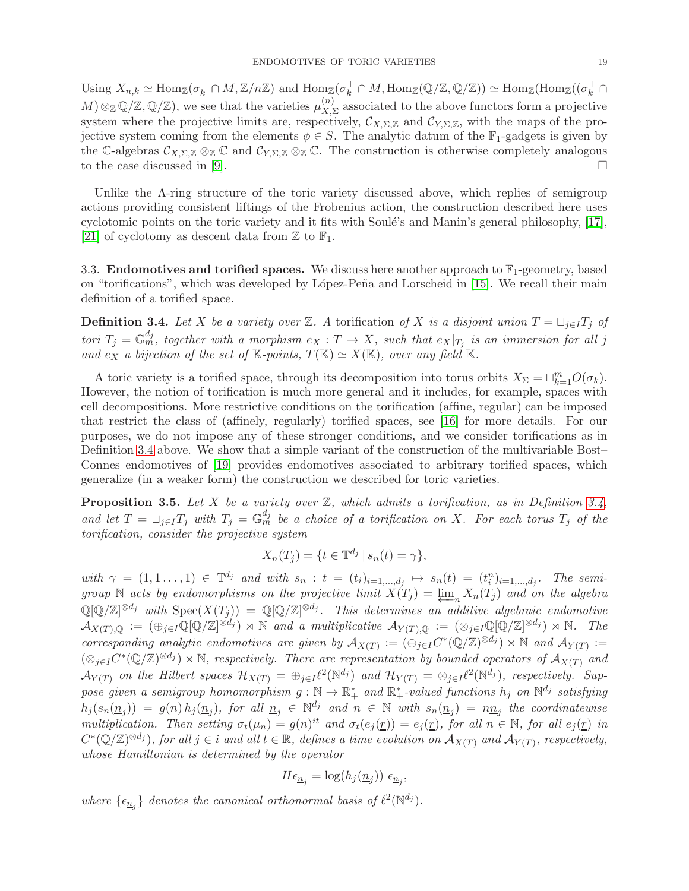Using $X_{n,k} \simeq \mathrm{Hom}_{\mathbb{Z}}(\sigma_k^\perp \cap M, \mathbb{Z}/n\mathbb{Z})$ and $\mathrm{Hom}_{\mathbb{Z}}(\sigma_k^\perp \cap M, \mathrm{Hom}_{\mathbb{Z}}(\mathbb{Q}/\mathbb{Z}, \mathbb{Q}/\mathbb{Z})) \simeq \mathrm{Hom}_{\mathbb{Z}}(\mathrm{Hom}_{\mathbb{Z}}((\sigma_k^\perp \cap M) \otimes_{\mathbb{Z}} \mathbb{Q}/\mathbb{Z}, \mathbb{Q}/\mathbb{Z})$, we see that the varieties $\mu_{X,\Sigma}^{(n)}$ associated to the above functors form a projective system where the projective limits are, respectively, $\mathcal{C}_{X,\Sigma,\mathbb{Z}}$ and $\mathcal{C}_{Y,\Sigma,\mathbb{Z}}$, with the maps of the projective system coming from the elements $\phi \in S$. The analytic datum of the $\mathbb{F}_1$-gadgets is given by the $\mathbb{C}$-algebras $\mathcal{C}_{X,\Sigma,\mathbb{Z}} \otimes_{\mathbb{Z}} \mathbb{C}$ and $\mathcal{C}_{Y,\Sigma,\mathbb{Z}} \otimes_{\mathbb{Z}} \mathbb{C}$. The construction is otherwise completely analogous to the case discussed in [9]. □

Unlike the $\Lambda$-ring structure of the toric variety discussed above, which replies of semigroup actions providing consistent liftings of the Frobenius action, the construction described here uses cyclotomic points on the toric variety and it fits with Soulé's and Manin's general philosophy, [17], [21] of cyclotomy as descent data from $\mathbb{Z}$ to $\mathbb{F}_1$.

### 3.3. Endomotives and torified spaces.

We discuss here another approach to $\mathbb{F}_1$-geometry, based on "torifications", which was developed by López-Peña and Lorscheid in [15]. We recall their main definition of a torified space.

**Definition 3.4.** *Let $X$ be a variety over $\mathbb{Z}$. A* torification *of $X$ is a disjoint union $T = \sqcup_{j\in I} T_j$ of tori $T_j = \mathbb{G}_m^{d_j}$, together with a morphism $e_X : T \to X$, such that $e_X|_{T_j}$ is an immersion for all $j$ and $e_X$ a bijection of the set of $\mathbb{K}$-points, $T(\mathbb{K}) \simeq X(\mathbb{K})$, over any field $\mathbb{K}$.*

A toric variety is a torified space, through its decomposition into torus orbits $X_\Sigma = \sqcup_{k=1}^m O(\sigma_k)$. However, the notion of torification is much more general and it includes, for example, spaces with cell decompositions. More restrictive conditions on the torification (affine, regular) can be imposed that restrict the class of (affinely, regularly) torified spaces, see [16] for more details. For our purposes, we do not impose any of these stronger conditions, and we consider torifications as in Definition 3.4 above. We show that a simple variant of the construction of the multivariable Bost–Connes endomotives of [19] provides endomotives associated to arbitrary torified spaces, which generalize (in a weaker form) the construction we described for toric varieties.

**Proposition 3.5.** *Let $X$ be a variety over $\mathbb{Z}$, which admits a torification, as in Definition 3.4, and let $T = \sqcup_{j\in I} T_j$ with $T_j = \mathbb{G}_m^{d_j}$ be a choice of a torification on $X$. For each torus $T_j$ of the torification, consider the projective system*

$$X_n(T_j) = \{t \in \mathbb{T}^{d_j} \mid s_n(t) = \gamma\},$$

*with $\gamma = (1, 1 \ldots, 1) \in \mathbb{T}^{d_j}$ and with $s_n : t = (t_i)_{i=1,\ldots,d_j} \mapsto s_n(t) = (t_i^n)_{i=1,\ldots,d_j}$. The semigroup $\mathbb{N}$ acts by endomorphisms on the projective limit $X(T_j) = \varprojlim_n X_n(T_j)$ and on the algebra $\mathbb{Q}[\mathbb{Q}/\mathbb{Z}]^{\otimes d_j}$ with $\mathrm{Spec}(X(T_j)) = \mathbb{Q}[\mathbb{Q}/\mathbb{Z}]^{\otimes d_j}$. This determines an additive algebraic endomotive $\mathcal{A}_{X(T),\mathbb{Q}} := (\oplus_{j\in I} \mathbb{Q}[\mathbb{Q}/\mathbb{Z}]^{\otimes d_j}) \rtimes \mathbb{N}$ and a multiplicative $\mathcal{A}_{Y(T),\mathbb{Q}} := (\otimes_{j\in I} \mathbb{Q}[\mathbb{Q}/\mathbb{Z}]^{\otimes d_j}) \rtimes \mathbb{N}$. The corresponding analytic endomotives are given by $\mathcal{A}_{X(T)} := (\oplus_{j\in I} C^*(\mathbb{Q}/\mathbb{Z})^{\otimes d_j}) \rtimes \mathbb{N}$ and $\mathcal{A}_{Y(T)} := (\otimes_{j\in I} C^*(\mathbb{Q}/\mathbb{Z})^{\otimes d_j}) \rtimes \mathbb{N}$, respectively. There are representation by bounded operators of $\mathcal{A}_{X(T)}$ and $\mathcal{A}_{Y(T)}$ on the Hilbert spaces $\mathcal{H}_{X(T)} = \oplus_{j\in I} \ell^2(\mathbb{N}^{d_j})$ and $\mathcal{H}_{Y(T)} = \otimes_{j\in I} \ell^2(\mathbb{N}^{d_j})$, respectively. Suppose given a semigroup homomorphism $g : \mathbb{N} \to \mathbb{R}_+^*$ and $\mathbb{R}_+^*$-valued functions $h_j$ on $\mathbb{N}^{d_j}$ satisfying $h_j(s_n(\underline{n}_j)) = g(n)\, h_j(\underline{n}_j)$, for all $\underline{n}_j \in \mathbb{N}^{d_j}$ and $n \in \mathbb{N}$ with $s_n(\underline{n}_j) = n\underline{n}_j$ the coordinatewise multiplication. Then setting $\sigma_t(\mu_n) = g(n)^{it}$ and $\sigma_t(e_j(\underline{r})) = e_j(\underline{r})$, for all $n \in \mathbb{N}$, for all $e_j(\underline{r})$ in $C^*(\mathbb{Q}/\mathbb{Z})^{\otimes d_j})$, for all $j \in i$ and all $t \in \mathbb{R}$, defines a time evolution on $\mathcal{A}_{X(T)}$ and $\mathcal{A}_{Y(T)}$, respectively, whose Hamiltonian is determined by the operator*

$$H\epsilon_{\underline{n}_j} = \log(h_j(\underline{n}_j))\ \epsilon_{\underline{n}_j},$$

*where $\{\epsilon_{\underline{n}_j}\}$ denotes the canonical orthonormal basis of $\ell^2(\mathbb{N}^{d_j})$.*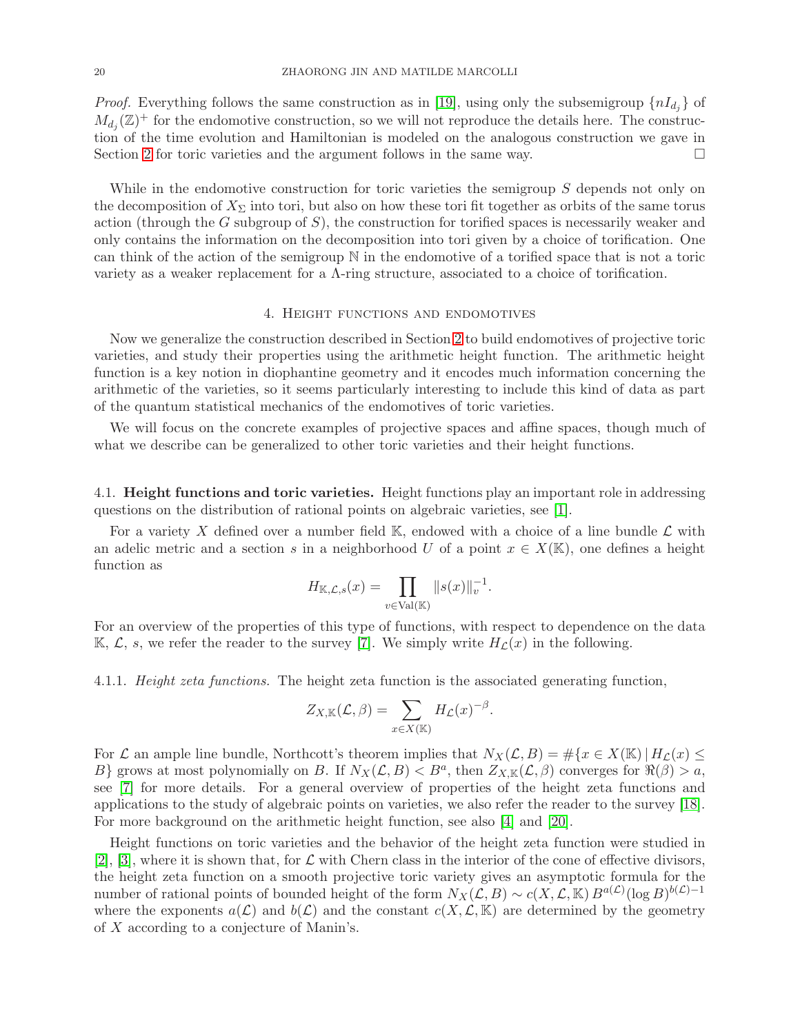*Proof.* Everything follows the same construction as in [19], using only the subsemigroup $\{nI_{d_j}\}$ of $M_{d_j}(\mathbb{Z})^+$ for the endomotive construction, so we will not reproduce the details here. The construction of the time evolution and Hamiltonian is modeled on the analogous construction we gave in Section 2 for toric varieties and the argument follows in the same way. □

While in the endomotive construction for toric varieties the semigroup $S$ depends not only on the decomposition of $X_\Sigma$ into tori, but also on how these tori fit together as orbits of the same torus action (through the $G$ subgroup of $S$), the construction for torified spaces is necessarily weaker and only contains the information on the decomposition into tori given by a choice of torification. One can think of the action of the semigroup $\mathbb{N}$ in the endomotive of a torified space that is not a toric variety as a weaker replacement for a $\Lambda$-ring structure, associated to a choice of torification.

## 4. Height functions and endomotives

Now we generalize the construction described in Section 2 to build endomotives of projective toric varieties, and study their properties using the arithmetic height function. The arithmetic height function is a key notion in diophantine geometry and it encodes much information concerning the arithmetic of the varieties, so it seems particularly interesting to include this kind of data as part of the quantum statistical mechanics of the endomotives of toric varieties.

We will focus on the concrete examples of projective spaces and affine spaces, though much of what we describe can be generalized to other toric varieties and their height functions.

### 4.1. Height functions and toric varieties.

Height functions play an important role in addressing questions on the distribution of rational points on algebraic varieties, see [1].

For a variety $X$ defined over a number field $\mathbb{K}$, endowed with a choice of a line bundle $\mathcal{L}$ with an adelic metric and a section $s$ in a neighborhood $U$ of a point $x \in X(\mathbb{K})$, one defines a height function as

$$H_{\mathbb{K},\mathcal{L},s}(x) = \prod_{v \in \mathrm{Val}(\mathbb{K})} \|s(x)\|_v^{-1}.$$

For an overview of the properties of this type of functions, with respect to dependence on the data $\mathbb{K}$, $\mathcal{L}$, $s$, we refer the reader to the survey [7]. We simply write $H_{\mathcal{L}}(x)$ in the following.

#### 4.1.1. *Height zeta functions.*

The height zeta function is the associated generating function,

$$Z_{X,\mathbb{K}}(\mathcal{L}, \beta) = \sum_{x \in X(\mathbb{K})} H_{\mathcal{L}}(x)^{-\beta}.$$

For $\mathcal{L}$ an ample line bundle, Northcott's theorem implies that $N_X(\mathcal{L}, B) = \#\{x \in X(\mathbb{K}) \,|\, H_{\mathcal{L}}(x) \leq B\}$ grows at most polynomially on $B$. If $N_X(\mathcal{L}, B) < B^a$, then $Z_{X,\mathbb{K}}(\mathcal{L}, \beta)$ converges for $\Re(\beta) > a$, see [7] for more details. For a general overview of properties of the height zeta functions and applications to the study of algebraic points on varieties, we also refer the reader to the survey [18]. For more background on the arithmetic height function, see also [4] and [20].

Height functions on toric varieties and the behavior of the height zeta function were studied in [2], [3], where it is shown that, for $\mathcal{L}$ with Chern class in the interior of the cone of effective divisors, the height zeta function on a smooth projective toric variety gives an asymptotic formula for the number of rational points of bounded height of the form $N_X(\mathcal{L}, B) \sim c(X, \mathcal{L}, \mathbb{K})\, B^{a(\mathcal{L})}(\log B)^{b(\mathcal{L})-1}$ where the exponents $a(\mathcal{L})$ and $b(\mathcal{L})$ and the constant $c(X, \mathcal{L}, \mathbb{K})$ are determined by the geometry of $X$ according to a conjecture of Manin's.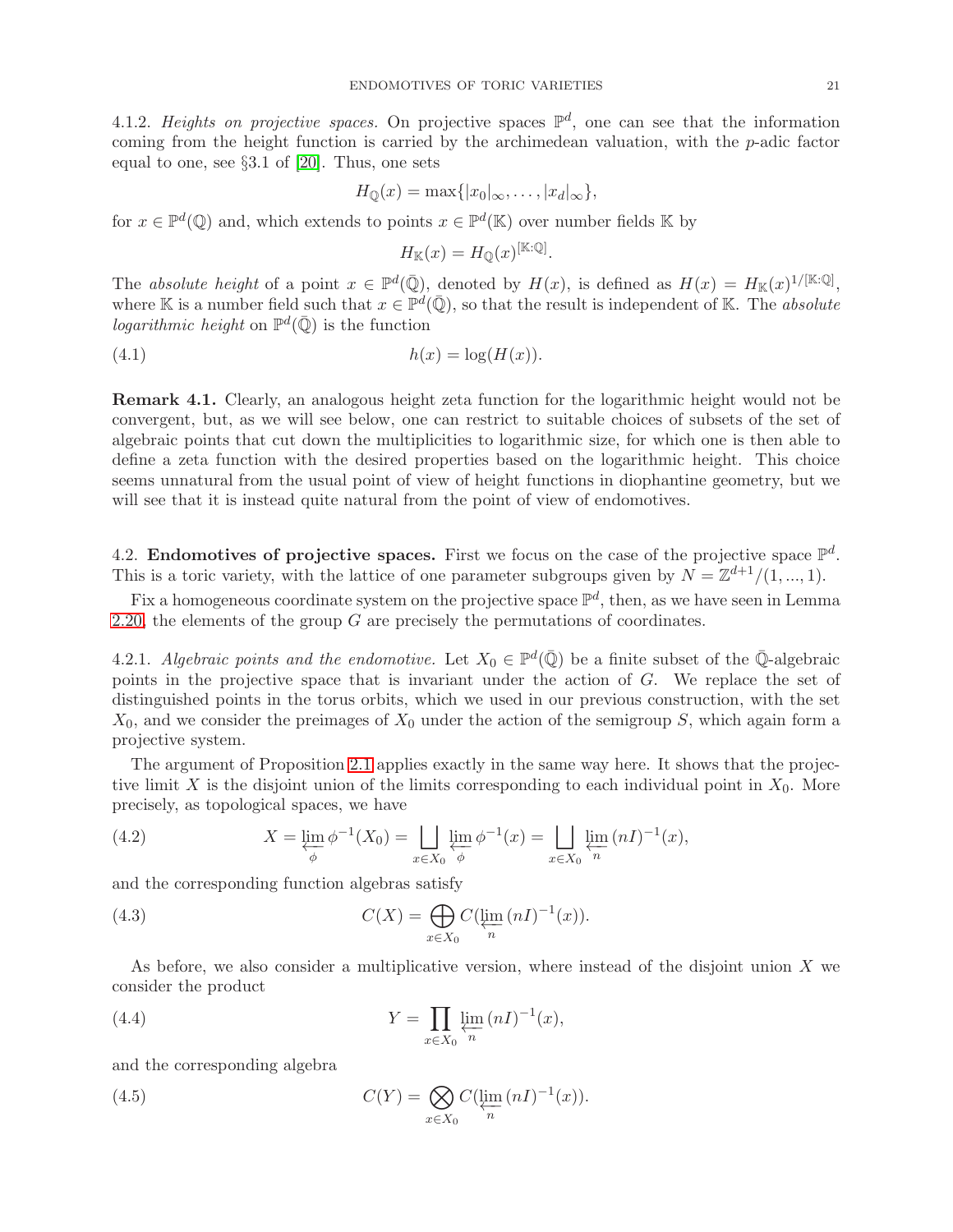4.1.2. *Heights on projective spaces.* On projective spaces $\mathbb{P}^d$, one can see that the information coming from the height function is carried by the archimedean valuation, with the $p$-adic factor equal to one, see §3.1 of [20]. Thus, one sets

$$H_{\mathbb{Q}}(x) = \max\{|x_0|_\infty, \ldots, |x_d|_\infty\},$$

for $x \in \mathbb{P}^d(\mathbb{Q})$ and, which extends to points $x \in \mathbb{P}^d(\mathbb{K})$ over number fields $\mathbb{K}$ by

$$H_{\mathbb{K}}(x) = H_{\mathbb{Q}}(x)^{[\mathbb{K}:\mathbb{Q}]}.$$

The *absolute height* of a point $x \in \mathbb{P}^d(\bar{\mathbb{Q}})$, denoted by $H(x)$, is defined as $H(x) = H_{\mathbb{K}}(x)^{1/[\mathbb{K}:\mathbb{Q}]}$, where $\mathbb{K}$ is a number field such that $x \in \mathbb{P}^d(\bar{\mathbb{Q}})$, so that the result is independent of $\mathbb{K}$. The *absolute logarithmic height* on $\mathbb{P}^d(\bar{\mathbb{Q}})$ is the function

$$h(x) = \log(H(x)). \tag{4.1}$$

**Remark 4.1.** Clearly, an analogous height zeta function for the logarithmic height would not be convergent, but, as we will see below, one can restrict to suitable choices of subsets of the set of algebraic points that cut down the multiplicities to logarithmic size, for which one is then able to define a zeta function with the desired properties based on the logarithmic height. This choice seems unnatural from the usual point of view of height functions in diophantine geometry, but we will see that it is instead quite natural from the point of view of endomotives.

## 4.2. Endomotives of projective spaces.

First we focus on the case of the projective space $\mathbb{P}^d$. This is a toric variety, with the lattice of one parameter subgroups given by $N = \mathbb{Z}^{d+1}/(1, ..., 1)$.

Fix a homogeneous coordinate system on the projective space $\mathbb{P}^d$, then, as we have seen in Lemma 2.20, the elements of the group $G$ are precisely the permutations of coordinates.

4.2.1. *Algebraic points and the endomotive.* Let $X_0 \in \mathbb{P}^d(\bar{\mathbb{Q}})$ be a finite subset of the $\bar{\mathbb{Q}}$-algebraic points in the projective space that is invariant under the action of $G$. We replace the set of distinguished points in the torus orbits, which we used in our previous construction, with the set $X_0$, and we consider the preimages of $X_0$ under the action of the semigroup $S$, which again form a projective system.

The argument of Proposition 2.1 applies exactly in the same way here. It shows that the projective limit $X$ is the disjoint union of the limits corresponding to each individual point in $X_0$. More precisely, as topological spaces, we have

$$X = \varprojlim_{\phi} \phi^{-1}(X_0) = \bigsqcup_{x\in X_0} \varprojlim_{\phi} \phi^{-1}(x) = \bigsqcup_{x\in X_0} \varprojlim_{n} (nI)^{-1}(x), \tag{4.2}$$

and the corresponding function algebras satisfy

$$C(X) = \bigoplus_{x\in X_0} C(\varprojlim_{n} (nI)^{-1}(x)). \tag{4.3}$$

As before, we also consider a multiplicative version, where instead of the disjoint union $X$ we consider the product

$$Y = \prod_{x\in X_0} \varprojlim_{n} (nI)^{-1}(x), \tag{4.4}$$

and the corresponding algebra

$$C(Y) = \bigotimes_{x\in X_0} C(\varprojlim_{n} (nI)^{-1}(x)). \tag{4.5}$$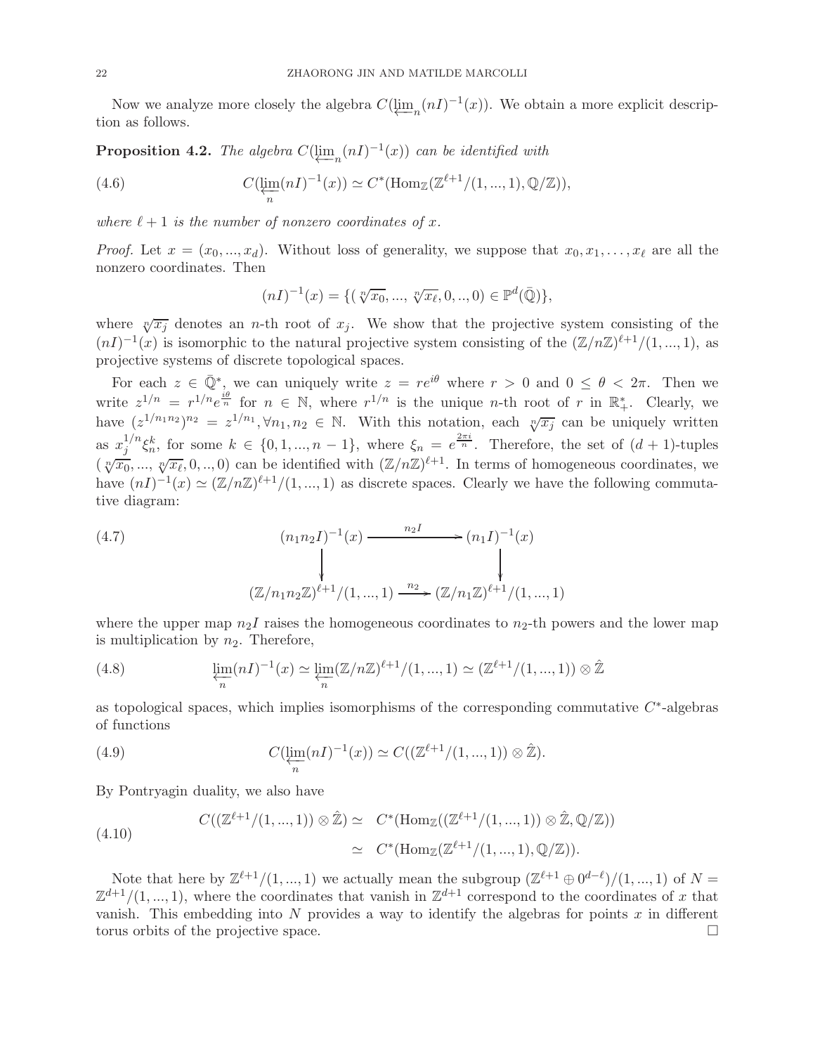Now we analyze more closely the algebra $C(\varprojlim_n (nI)^{-1}(x))$. We obtain a more explicit description as follows.

**Proposition 4.2.** *The algebra $C(\varprojlim_n (nI)^{-1}(x))$ can be identified with*

$$C(\varprojlim_n (nI)^{-1}(x)) \simeq C^*(\mathrm{Hom}_{\mathbb{Z}}(\mathbb{Z}^{\ell+1}/(1,...,1), \mathbb{Q}/\mathbb{Z})), \tag{4.6}$$

*where $\ell+1$ is the number of nonzero coordinates of $x$.*

*Proof.* Let $x = (x_0, ..., x_d)$. Without loss of generality, we suppose that $x_0, x_1, \ldots, x_\ell$ are all the nonzero coordinates. Then

$$(nI)^{-1}(x) = \{(\sqrt[n]{x_0}, ..., \sqrt[n]{x_\ell}, 0, .., 0) \in \mathbb{P}^d(\bar{\mathbb{Q}})\},$$

where $\sqrt[n]{x_j}$ denotes an $n$-th root of $x_j$. We show that the projective system consisting of the $(nI)^{-1}(x)$ is isomorphic to the natural projective system consisting of the $(\mathbb{Z}/n\mathbb{Z})^{\ell+1}/(1, ..., 1)$, as projective systems of discrete topological spaces.

For each $z \in \bar{\mathbb{Q}}^*$, we can uniquely write $z = re^{i\theta}$ where $r > 0$ and $0 \leq \theta < 2\pi$. Then we write $z^{1/n} = r^{1/n} e^{\frac{i\theta}{n}}$ for $n \in \mathbb{N}$, where $r^{1/n}$ is the unique $n$-th root of $r$ in $\mathbb{R}_+^*$. Clearly, we have $(z^{1/n_1 n_2})^{n_2} = z^{1/n_1}, \forall n_1, n_2 \in \mathbb{N}$. With this notation, each $\sqrt[n]{x_j}$ can be uniquely written as $x_j^{1/n} \xi_n^k$, for some $k \in \{0, 1, ..., n-1\}$, where $\xi_n = e^{\frac{2\pi i}{n}}$. Therefore, the set of $(d+1)$-tuples $(\sqrt[n]{x_0}, ..., \sqrt[n]{x_\ell}, 0, .., 0)$ can be identified with $(\mathbb{Z}/n\mathbb{Z})^{\ell+1}$. In terms of homogeneous coordinates, we have $(nI)^{-1}(x) \simeq (\mathbb{Z}/n\mathbb{Z})^{\ell+1}/(1, ..., 1)$ as discrete spaces. Clearly we have the following commutative diagram:

$$\begin{array}{ccc} (n_1 n_2 I)^{-1}(x) & \xrightarrow{\quad n_2 I \quad} & (n_1 I)^{-1}(x) \\ \Big\downarrow & & \Big\downarrow \\ (\mathbb{Z}/n_1 n_2 \mathbb{Z})^{\ell+1}/(1, ..., 1) & \xrightarrow{\quad n_2 \quad} & (\mathbb{Z}/n_1\mathbb{Z})^{\ell+1}/(1, ..., 1) \end{array} \tag{4.7}$$

where the upper map $n_2 I$ raises the homogeneous coordinates to $n_2$-th powers and the lower map is multiplication by $n_2$. Therefore,

$$\varprojlim_n (nI)^{-1}(x) \simeq \varprojlim_n (\mathbb{Z}/n\mathbb{Z})^{\ell+1}/(1, ..., 1) \simeq (\mathbb{Z}^{\ell+1}/(1, ..., 1)) \otimes \hat{\mathbb{Z}} \tag{4.8}$$

as topological spaces, which implies isomorphisms of the corresponding commutative $C^*$-algebras of functions

$$C(\varprojlim_n (nI)^{-1}(x)) \simeq C((\mathbb{Z}^{\ell+1}/(1, ..., 1)) \otimes \hat{\mathbb{Z}}). \tag{4.9}$$

By Pontryagin duality, we also have

$$\begin{aligned} C((\mathbb{Z}^{\ell+1}/(1, ..., 1)) \otimes \hat{\mathbb{Z}}) \simeq &\ C^*(\mathrm{Hom}_{\mathbb{Z}}((\mathbb{Z}^{\ell+1}/(1, ..., 1)) \otimes \hat{\mathbb{Z}}, \mathbb{Q}/\mathbb{Z})) \\ \simeq &\ C^*(\mathrm{Hom}_{\mathbb{Z}}(\mathbb{Z}^{\ell+1}/(1, ..., 1), \mathbb{Q}/\mathbb{Z})). \end{aligned} \tag{4.10}$$

Note that here by $\mathbb{Z}^{\ell+1}/(1, ..., 1)$ we actually mean the subgroup $(\mathbb{Z}^{\ell+1} \oplus 0^{d-\ell})/(1, ..., 1)$ of $N = \mathbb{Z}^{d+1}/(1, ..., 1)$, where the coordinates that vanish in $\mathbb{Z}^{d+1}$ correspond to the coordinates of $x$ that vanish. This embedding into $N$ provides a way to identify the algebras for points $x$ in different torus orbits of the projective space. □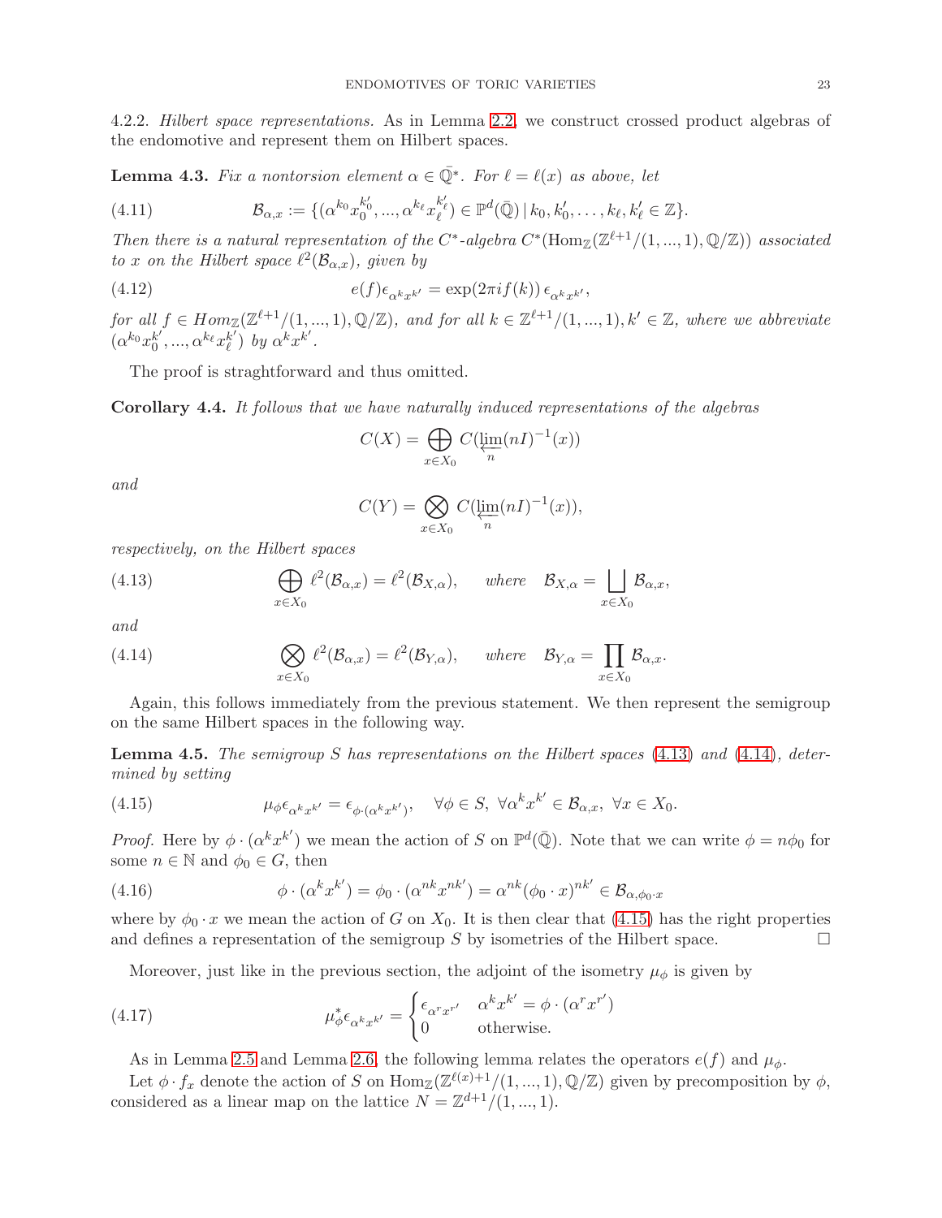4.2.2. *Hilbert space representations.* As in Lemma 2.2, we construct crossed product algebras of the endomotive and represent them on Hilbert spaces.

**Lemma 4.3.** *Fix a nontorsion element $\alpha \in \bar{\mathbb{Q}}^*$. For $\ell = \ell(x)$ as above, let*

$$\mathcal{B}_{\alpha,x} := \{(\alpha^{k_0} x_0^{k_0'}, ..., \alpha^{k_\ell} x_\ell^{k_\ell'}) \in \mathbb{P}^d(\bar{\mathbb{Q}}) \,|\, k_0, k_0', \ldots, k_\ell, k_\ell' \in \mathbb{Z}\}. \tag{4.11}$$

*Then there is a natural representation of the $C^*$-algebra $C^*(\mathrm{Hom}_{\mathbb{Z}}(\mathbb{Z}^{\ell+1}/(1,...,1), \mathbb{Q}/\mathbb{Z}))$ associated to $x$ on the Hilbert space $\ell^2(\mathcal{B}_{\alpha,x})$, given by*

$$e(f)\epsilon_{\alpha^k x^{k'}} = \exp(2\pi i f(k))\, \epsilon_{\alpha^k x^{k'}}, \tag{4.12}$$

*for all $f \in Hom_{\mathbb{Z}}(\mathbb{Z}^{\ell+1}/(1,...,1), \mathbb{Q}/\mathbb{Z})$, and for all $k \in \mathbb{Z}^{\ell+1}/(1,...,1), k' \in \mathbb{Z}$, where we abbreviate $(\alpha^{k_0} x_0^{k_0'}, ..., \alpha^{k_\ell} x_\ell^{k_\ell'})$ by $\alpha^k x^{k'}$.*

The proof is straghtforward and thus omitted.

**Corollary 4.4.** *It follows that we have naturally induced representations of the algebras*

$$C(X) = \bigoplus_{x \in X_0} C(\varprojlim_n (nI)^{-1}(x))$$

*and*

$$C(Y) = \bigotimes_{x \in X_0} C(\varprojlim_n (nI)^{-1}(x)),$$

*respectively, on the Hilbert spaces*

$$\bigoplus_{x \in X_0} \ell^2(\mathcal{B}_{\alpha,x}) = \ell^2(\mathcal{B}_{X,\alpha}), \qquad where \quad \mathcal{B}_{X,\alpha} = \bigsqcup_{x \in X_0} \mathcal{B}_{\alpha,x}, \tag{4.13}$$

*and*

$$\bigotimes_{x \in X_0} \ell^2(\mathcal{B}_{\alpha,x}) = \ell^2(\mathcal{B}_{Y,\alpha}), \qquad where \quad \mathcal{B}_{Y,\alpha} = \prod_{x \in X_0} \mathcal{B}_{\alpha,x}. \tag{4.14}$$

Again, this follows immediately from the previous statement. We then represent the semigroup on the same Hilbert spaces in the following way.

**Lemma 4.5.** *The semigroup $S$ has representations on the Hilbert spaces (4.13) and (4.14), determined by setting*

$$\mu_\phi \epsilon_{\alpha^k x^{k'}} = \epsilon_{\phi\cdot(\alpha^k x^{k'})}, \quad \forall \phi \in S, \ \forall \alpha^k x^{k'} \in \mathcal{B}_{\alpha,x}, \ \forall x \in X_0. \tag{4.15}$$

*Proof.* Here by $\phi \cdot (\alpha^k x^{k'})$ we mean the action of $S$ on $\mathbb{P}^d(\bar{\mathbb{Q}})$. Note that we can write $\phi = n\phi_0$ for some $n \in \mathbb{N}$ and $\phi_0 \in G$, then

$$\phi \cdot (\alpha^k x^{k'}) = \phi_0 \cdot (\alpha^{nk} x^{nk'}) = \alpha^{nk} (\phi_0 \cdot x)^{nk'} \in \mathcal{B}_{\alpha, \phi_0 \cdot x} \tag{4.16}$$

where by $\phi_0 \cdot x$ we mean the action of $G$ on $X_0$. It is then clear that (4.15) has the right properties and defines a representation of the semigroup $S$ by isometries of the Hilbert space. □

Moreover, just like in the previous section, the adjoint of the isometry $\mu_\phi$ is given by

$$\mu_\phi^* \epsilon_{\alpha^k x^{k'}} = \begin{cases} \epsilon_{\alpha^r x^{r'}} & \alpha^k x^{k'} = \phi \cdot (\alpha^r x^{r'}) \\ 0 & \text{otherwise.} \end{cases} \tag{4.17}$$

As in Lemma 2.5 and Lemma 2.6, the following lemma relates the operators $e(f)$ and $\mu_\phi$.

Let $\phi \cdot f_x$ denote the action of $S$ on $\mathrm{Hom}_{\mathbb{Z}}(\mathbb{Z}^{\ell(x)+1}/(1,...,1), \mathbb{Q}/\mathbb{Z})$ given by precomposition by $\phi$, considered as a linear map on the lattice $N = \mathbb{Z}^{d+1}/(1,...,1)$.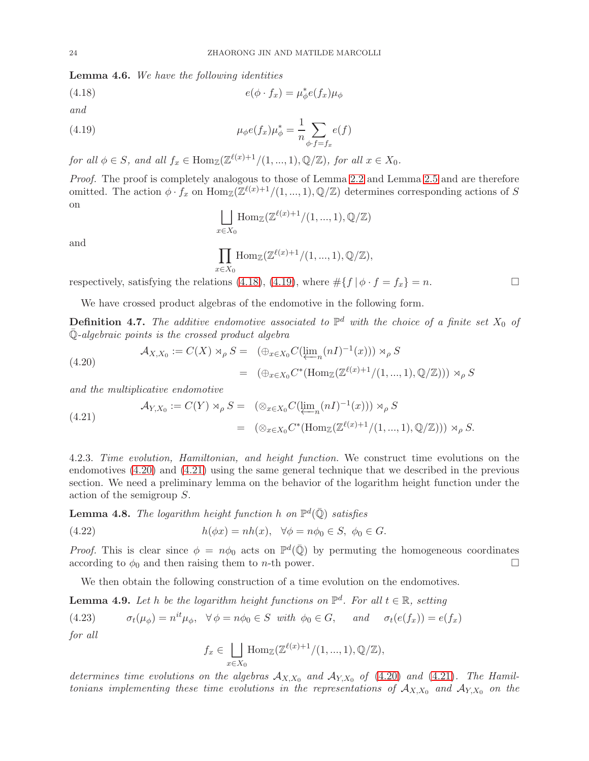**Lemma 4.6.** *We have the following identities*

$$e(\phi \cdot f_x) = \mu_\phi^* e(f_x) \mu_\phi \tag{4.18}$$

*and*

$$\mu_\phi e(f_x) \mu_\phi^* = \frac{1}{n} \sum_{\phi \cdot f = f_x} e(f) \tag{4.19}$$

*for all $\phi \in S$, and all $f_x \in \mathrm{Hom}_{\mathbb{Z}}(\mathbb{Z}^{\ell(x)+1}/(1,...,1), \mathbb{Q}/\mathbb{Z})$, for all $x \in X_0$.*

*Proof.* The proof is completely analogous to those of Lemma 2.2 and Lemma 2.5 and are therefore omitted. The action $\phi \cdot f_x$ on $\mathrm{Hom}_{\mathbb{Z}}(\mathbb{Z}^{\ell(x)+1}/(1,...,1), \mathbb{Q}/\mathbb{Z})$ determines corresponding actions of $S$ on

$$\bigsqcup_{x \in X_0} \mathrm{Hom}_{\mathbb{Z}}(\mathbb{Z}^{\ell(x)+1}/(1,...,1), \mathbb{Q}/\mathbb{Z})$$

and

$$\prod_{x \in X_0} \mathrm{Hom}_{\mathbb{Z}}(\mathbb{Z}^{\ell(x)+1}/(1,...,1), \mathbb{Q}/\mathbb{Z}),$$

respectively, satisfying the relations (4.18), (4.19), where $\#\{f \,|\, \phi \cdot f = f_x\} = n$. □

We have crossed product algebras of the endomotive in the following form.

**Definition 4.7.** *The additive endomotive associated to $\mathbb{P}^d$ with the choice of a finite set $X_0$ of $\bar{\mathbb{Q}}$-algebraic points is the crossed product algebra*

$$\begin{aligned} \mathcal{A}_{X,X_0} := C(X) \rtimes_\rho S = & \quad (\oplus_{x \in X_0} C(\varprojlim_n (nI)^{-1}(x))) \rtimes_\rho S \\ = & \quad (\oplus_{x \in X_0} C^*(\mathrm{Hom}_{\mathbb{Z}}(\mathbb{Z}^{\ell(x)+1}/(1,...,1), \mathbb{Q}/\mathbb{Z}))) \rtimes_\rho S \end{aligned} \tag{4.20}$$

*and the multiplicative endomotive*

$$\begin{aligned} \mathcal{A}_{Y,X_0} := C(Y) \rtimes_\rho S = & \quad (\otimes_{x \in X_0} C(\varprojlim_n (nI)^{-1}(x))) \rtimes_\rho S \\ = & \quad (\otimes_{x \in X_0} C^*(\mathrm{Hom}_{\mathbb{Z}}(\mathbb{Z}^{\ell(x)+1}/(1,...,1), \mathbb{Q}/\mathbb{Z}))) \rtimes_\rho S. \end{aligned} \tag{4.21}$$

4.2.3. *Time evolution, Hamiltonian, and height function.* We construct time evolutions on the endomotives (4.20) and (4.21) using the same general technique that we described in the previous section. We need a preliminary lemma on the behavior of the logarithm height function under the action of the semigroup $S$.

**Lemma 4.8.** *The logarithm height function $h$ on $\mathbb{P}^d(\bar{\mathbb{Q}})$ satisfies*

$$h(\phi x) = n h(x), \quad \forall \phi = n\phi_0 \in S, \ \phi_0 \in G. \tag{4.22}$$

*Proof.* This is clear since $\phi = n\phi_0$ acts on $\mathbb{P}^d(\bar{\mathbb{Q}})$ by permuting the homogeneous coordinates according to $\phi_0$ and then raising them to $n$-th power. □

We then obtain the following construction of a time evolution on the endomotives.

**Lemma 4.9.** *Let $h$ be the logarithm height functions on $\mathbb{P}^d$. For all $t \in \mathbb{R}$, setting*

$$\sigma_t(\mu_\phi) = n^{it} \mu_\phi, \quad \forall \, \phi = n\phi_0 \in S \ \text{ with } \ \phi_0 \in G, \quad \text{ and } \quad \sigma_t(e(f_x)) = e(f_x) \tag{4.23}$$

*for all*

$$f_x \in \bigsqcup_{x \in X_0} \mathrm{Hom}_{\mathbb{Z}}(\mathbb{Z}^{\ell(x)+1}/(1,...,1), \mathbb{Q}/\mathbb{Z}),$$

*determines time evolutions on the algebras $\mathcal{A}_{X,X_0}$ and $\mathcal{A}_{Y,X_0}$ of (4.20) and (4.21). The Hamiltonians implementing these time evolutions in the representations of $\mathcal{A}_{X,X_0}$ and $\mathcal{A}_{Y,X_0}$ on the*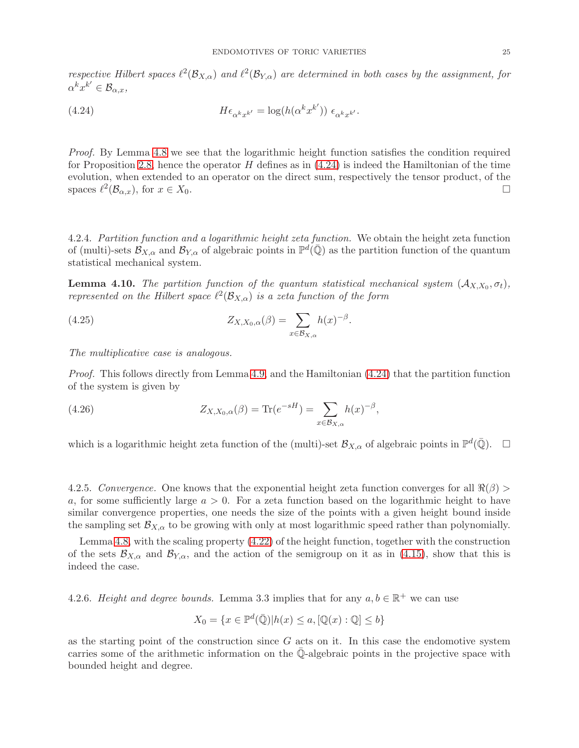*respective Hilbert spaces $\ell^2(\mathcal{B}_{X,\alpha})$ and $\ell^2(\mathcal{B}_{Y,\alpha})$ are determined in both cases by the assignment, for $\alpha^k x^{k'} \in \mathcal{B}_{\alpha,x}$,*

$$H\epsilon_{\alpha^k x^{k'}} = \log(h(\alpha^k x^{k'}))\ \epsilon_{\alpha^k x^{k'}}. \tag{4.24}$$

*Proof.* By Lemma 4.8 we see that the logarithmic height function satisfies the condition required for Proposition 2.8, hence the operator $H$ defines as in (4.24) is indeed the Hamiltonian of the time evolution, when extended to an operator on the direct sum, respectively the tensor product, of the spaces $\ell^2(\mathcal{B}_{\alpha,x})$, for $x \in X_0$. □

4.2.4. *Partition function and a logarithmic height zeta function.* We obtain the height zeta function of (multi)-sets $\mathcal{B}_{X,\alpha}$ and $\mathcal{B}_{Y,\alpha}$ of algebraic points in $\mathbb{P}^d(\bar{\mathbb{Q}})$ as the partition function of the quantum statistical mechanical system.

**Lemma 4.10.** *The partition function of the quantum statistical mechanical system $(\mathcal{A}_{X,X_0}, \sigma_t)$, represented on the Hilbert space $\ell^2(\mathcal{B}_{X,\alpha})$ is a zeta function of the form*

$$Z_{X,X_0,\alpha}(\beta) = \sum_{x \in \mathcal{B}_{X,\alpha}} h(x)^{-\beta}. \tag{4.25}$$

*The multiplicative case is analogous.*

*Proof.* This follows directly from Lemma 4.9, and the Hamiltonian (4.24) that the partition function of the system is given by

$$Z_{X,X_0,\alpha}(\beta) = \mathrm{Tr}(e^{-sH}) = \sum_{x \in \mathcal{B}_{X,\alpha}} h(x)^{-\beta}, \tag{4.26}$$

which is a logarithmic height zeta function of the (multi)-set $\mathcal{B}_{X,\alpha}$ of algebraic points in $\mathbb{P}^d(\bar{\mathbb{Q}})$. □

4.2.5. *Convergence.* One knows that the exponential height zeta function converges for all $\Re(\beta) > a$, for some sufficiently large $a > 0$. For a zeta function based on the logarithmic height to have similar convergence properties, one needs the size of the points with a given height bound inside the sampling set $\mathcal{B}_{X,\alpha}$ to be growing with only at most logarithmic speed rather than polynomially.

Lemma 4.8, with the scaling property (4.22) of the height function, together with the construction of the sets $\mathcal{B}_{X,\alpha}$ and $\mathcal{B}_{Y,\alpha}$, and the action of the semigroup on it as in (4.15), show that this is indeed the case.

4.2.6. *Height and degree bounds.* Lemma 3.3 implies that for any $a, b \in \mathbb{R}^+$ we can use

$$X_0 = \{x \in \mathbb{P}^d(\bar{\mathbb{Q}}) | h(x) \leq a, [\mathbb{Q}(x) : \mathbb{Q}] \leq b\}$$

as the starting point of the construction since $G$ acts on it. In this case the endomotive system carries some of the arithmetic information on the $\bar{\mathbb{Q}}$-algebraic points in the projective space with bounded height and degree.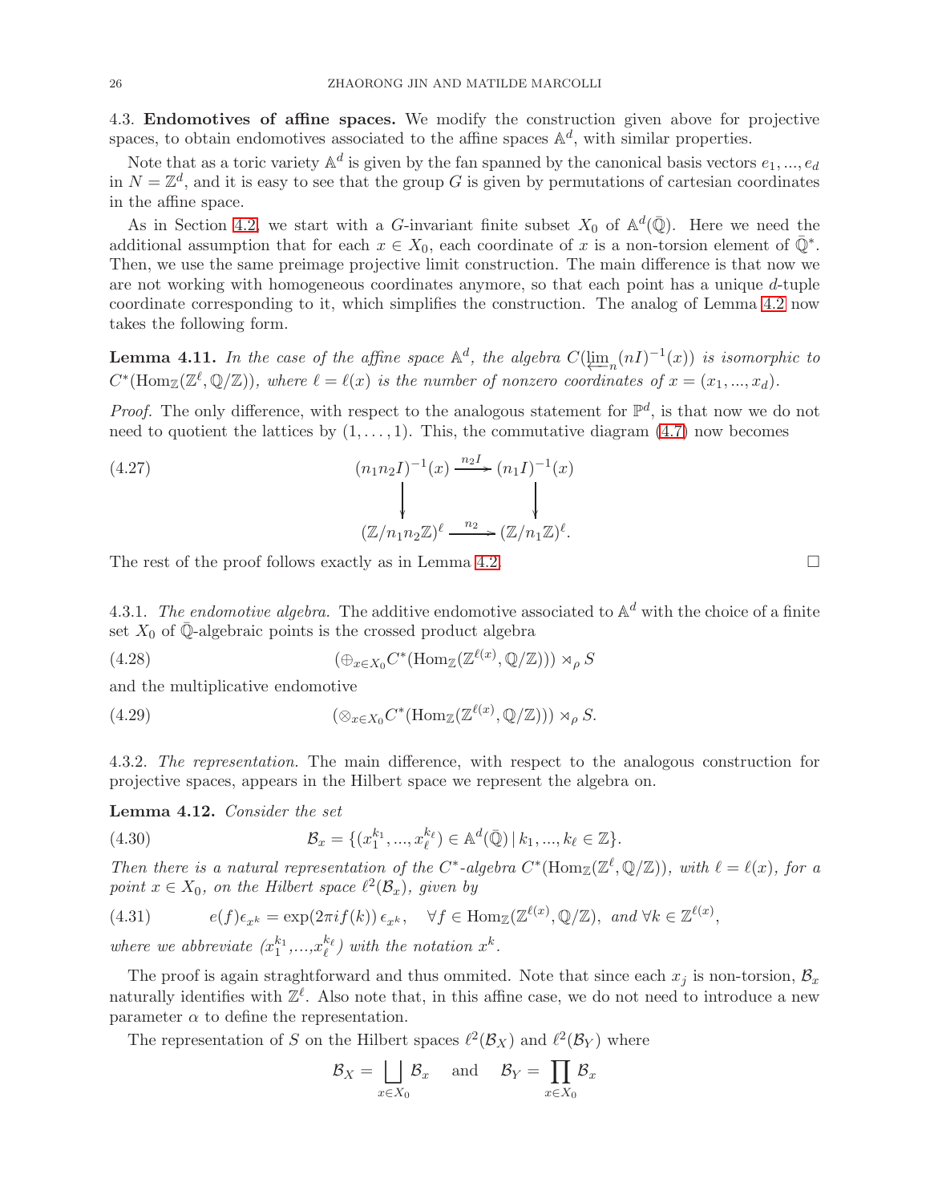4.3. **Endomotives of affine spaces.** We modify the construction given above for projective spaces, to obtain endomotives associated to the affine spaces $\mathbb{A}^d$, with similar properties.

Note that as a toric variety $\mathbb{A}^d$ is given by the fan spanned by the canonical basis vectors $e_1, ..., e_d$ in $N = \mathbb{Z}^d$, and it is easy to see that the group $G$ is given by permutations of cartesian coordinates in the affine space.

As in Section 4.2, we start with a $G$-invariant finite subset $X_0$ of $\mathbb{A}^d(\bar{\mathbb{Q}})$. Here we need the additional assumption that for each $x \in X_0$, each coordinate of $x$ is a non-torsion element of $\bar{\mathbb{Q}}^*$. Then, we use the same preimage projective limit construction. The main difference is that now we are not working with homogeneous coordinates anymore, so that each point has a unique $d$-tuple coordinate corresponding to it, which simplifies the construction. The analog of Lemma 4.2 now takes the following form.

**Lemma 4.11.** *In the case of the affine space $\mathbb{A}^d$, the algebra $C(\varprojlim_n (nI)^{-1}(x))$ is isomorphic to $C^*(\mathrm{Hom}_{\mathbb{Z}}(\mathbb{Z}^\ell, \mathbb{Q}/\mathbb{Z}))$, where $\ell = \ell(x)$ is the number of nonzero coordinates of $x = (x_1, ..., x_d)$.*

*Proof.* The only difference, with respect to the analogous statement for $\mathbb{P}^d$, is that now we do not need to quotient the lattices by $(1, \dots, 1)$. This, the commutative diagram (4.7) now becomes

$$
\begin{array}{ccc}
(n_1 n_2 I)^{-1}(x) & \xrightarrow{n_2 I} & (n_1 I)^{-1}(x) \\
\downarrow & & \downarrow \\
(\mathbb{Z}/n_1 n_2 \mathbb{Z})^\ell & \xrightarrow{n_2} & (\mathbb{Z}/n_1\mathbb{Z})^\ell .
\end{array}
\tag{4.27}
$$

The rest of the proof follows exactly as in Lemma 4.2. □

4.3.1. *The endomotive algebra.* The additive endomotive associated to $\mathbb{A}^d$ with the choice of a finite set $X_0$ of $\bar{\mathbb{Q}}$-algebraic points is the crossed product algebra

$$
(\oplus_{x \in X_0} C^*(\mathrm{Hom}_{\mathbb{Z}}(\mathbb{Z}^{\ell(x)}, \mathbb{Q}/\mathbb{Z}))) \rtimes_\rho S \tag{4.28}
$$

and the multiplicative endomotive

$$
(\otimes_{x \in X_0} C^*(\mathrm{Hom}_{\mathbb{Z}}(\mathbb{Z}^{\ell(x)}, \mathbb{Q}/\mathbb{Z}))) \rtimes_\rho S. \tag{4.29}
$$

4.3.2. *The representation.* The main difference, with respect to the analogous construction for projective spaces, appears in the Hilbert space we represent the algebra on.

**Lemma 4.12.** *Consider the set*

$$
\mathcal{B}_x = \{(x_1^{k_1}, ..., x_\ell^{k_\ell}) \in \mathbb{A}^d(\bar{\mathbb{Q}}) \,|\, k_1, ..., k_\ell \in \mathbb{Z}\}. \tag{4.30}
$$

*Then there is a natural representation of the $C^*$-algebra $C^*(\mathrm{Hom}_{\mathbb{Z}}(\mathbb{Z}^\ell, \mathbb{Q}/\mathbb{Z}))$, with $\ell = \ell(x)$, for a point $x \in X_0$, on the Hilbert space $\ell^2(\mathcal{B}_x)$, given by*

$$
e(f)\epsilon_{x^k} = \exp(2\pi i f(k))\, \epsilon_{x^k}, \quad \forall f \in \mathrm{Hom}_{\mathbb{Z}}(\mathbb{Z}^{\ell(x)}, \mathbb{Q}/\mathbb{Z}), \text{ and } \forall k \in \mathbb{Z}^{\ell(x)}, \tag{4.31}
$$

*where we abbreviate $(x_1^{k_1}, ..., x_\ell^{k_\ell})$ with the notation $x^k$.*

The proof is again straghtforward and thus ommited. Note that since each $x_j$ is non-torsion, $\mathcal{B}_x$ naturally identifies with $\mathbb{Z}^\ell$. Also note that, in this affine case, we do not need to introduce a new parameter $\alpha$ to define the representation.

The representation of $S$ on the Hilbert spaces $\ell^2(\mathcal{B}_X)$ and $\ell^2(\mathcal{B}_Y)$ where

$$
\mathcal{B}_X = \bigsqcup_{x \in X_0} \mathcal{B}_x \quad \text{and} \quad \mathcal{B}_Y = \prod_{x \in X_0} \mathcal{B}_x
$$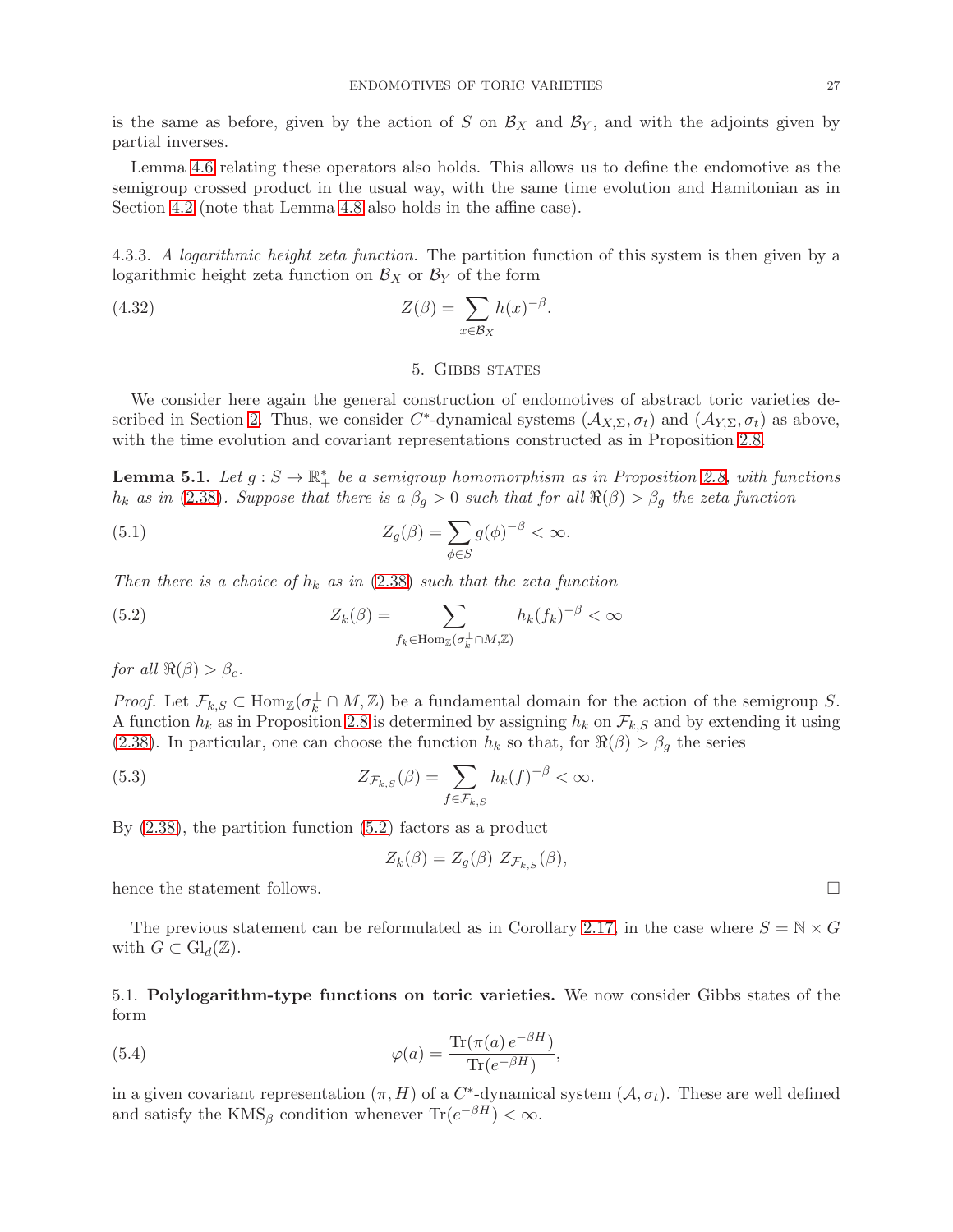is the same as before, given by the action of $S$ on $\mathcal{B}_X$ and $\mathcal{B}_Y$, and with the adjoints given by partial inverses.

Lemma 4.6 relating these operators also holds. This allows us to define the endomotive as the semigroup crossed product in the usual way, with the same time evolution and Hamitonian as in Section 4.2 (note that Lemma 4.8 also holds in the affine case).

4.3.3. *A logarithmic height zeta function.* The partition function of this system is then given by a logarithmic height zeta function on $\mathcal{B}_X$ or $\mathcal{B}_Y$ of the form

$$Z(\beta) = \sum_{x \in \mathcal{B}_X} h(x)^{-\beta}. \tag{4.32}$$

## 5. Gibbs states

We consider here again the general construction of endomotives of abstract toric varieties described in Section 2. Thus, we consider $C^*$-dynamical systems $(\mathcal{A}_{X,\Sigma}, \sigma_t)$ and $(\mathcal{A}_{Y,\Sigma}, \sigma_t)$ as above, with the time evolution and covariant representations constructed as in Proposition 2.8.

**Lemma 5.1.** *Let $g : S \to \mathbb{R}_+^*$ be a semigroup homomorphism as in Proposition 2.8, with functions $h_k$ as in (2.38). Suppose that there is a $\beta_g > 0$ such that for all $\Re(\beta) > \beta_g$ the zeta function*

$$Z_g(\beta) = \sum_{\phi \in S} g(\phi)^{-\beta} < \infty. \tag{5.1}$$

*Then there is a choice of $h_k$ as in (2.38) such that the zeta function*

$$Z_k(\beta) = \sum_{f_k \in \mathrm{Hom}_{\mathbb{Z}}(\sigma_k^\perp \cap M, \mathbb{Z})} h_k(f_k)^{-\beta} < \infty \tag{5.2}$$

*for all $\Re(\beta) > \beta_c$.*

*Proof.* Let $\mathcal{F}_{k,S} \subset \mathrm{Hom}_{\mathbb{Z}}(\sigma_k^\perp \cap M, \mathbb{Z})$ be a fundamental domain for the action of the semigroup $S$. A function $h_k$ as in Proposition 2.8 is determined by assigning $h_k$ on $\mathcal{F}_{k,S}$ and by extending it using (2.38). In particular, one can choose the function $h_k$ so that, for $\Re(\beta) > \beta_g$ the series

$$Z_{\mathcal{F}_{k,S}}(\beta) = \sum_{f \in \mathcal{F}_{k,S}} h_k(f)^{-\beta} < \infty. \tag{5.3}$$

By (2.38), the partition function (5.2) factors as a product

$$Z_k(\beta) = Z_g(\beta)\; Z_{\mathcal{F}_{k,S}}(\beta),$$

hence the statement follows. $\square$

The previous statement can be reformulated as in Corollary 2.17, in the case where $S = \mathbb{N} \times G$ with $G \subset \mathrm{Gl}_d(\mathbb{Z})$.

### 5.1. Polylogarithm-type functions on toric varieties.

We now consider Gibbs states of the form

$$\varphi(a) = \frac{\mathrm{Tr}(\pi(a)\, e^{-\beta H})}{\mathrm{Tr}(e^{-\beta H})}, \tag{5.4}$$

in a given covariant representation $(\pi, H)$ of a $C^*$-dynamical system $(\mathcal{A}, \sigma_t)$. These are well defined and satisfy the $\mathrm{KMS}_\beta$ condition whenever $\mathrm{Tr}(e^{-\beta H}) < \infty$.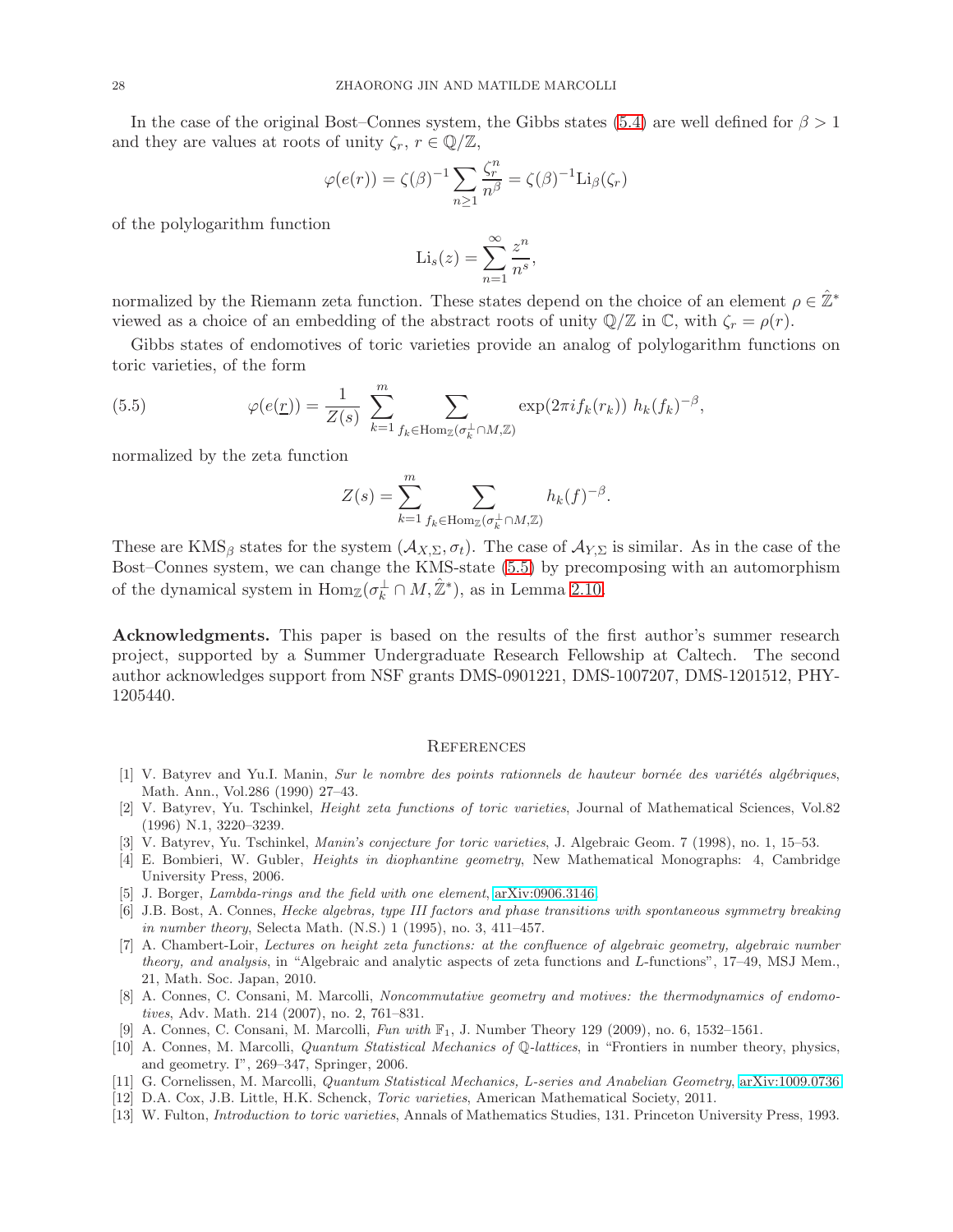In the case of the original Bost–Connes system, the Gibbs states (5.4) are well defined for $\beta > 1$ and they are values at roots of unity $\zeta_r$, $r \in \mathbb{Q}/\mathbb{Z}$,

$$\varphi(e(r)) = \zeta(\beta)^{-1} \sum_{n \geq 1} \frac{\zeta_r^n}{n^\beta} = \zeta(\beta)^{-1} \mathrm{Li}_\beta(\zeta_r)$$

of the polylogarithm function

$$\mathrm{Li}_s(z) = \sum_{n=1}^{\infty} \frac{z^n}{n^s},$$

normalized by the Riemann zeta function. These states depend on the choice of an element $\rho \in \hat{\mathbb{Z}}^*$ viewed as a choice of an embedding of the abstract roots of unity $\mathbb{Q}/\mathbb{Z}$ in $\mathbb{C}$, with $\zeta_r = \rho(r)$.

Gibbs states of endomotives of toric varieties provide an analog of polylogarithm functions on toric varieties, of the form

$$\varphi(e(\underline{r})) = \frac{1}{Z(s)} \sum_{k=1}^{m} \sum_{f_k \in \mathrm{Hom}_{\mathbb{Z}}(\sigma_k^\perp \cap M, \mathbb{Z})} \exp(2\pi i f_k(r_k)) \; h_k(f_k)^{-\beta}, \tag{5.5}$$

normalized by the zeta function

$$Z(s) = \sum_{k=1}^{m} \sum_{f_k \in \mathrm{Hom}_{\mathbb{Z}}(\sigma_k^\perp \cap M, \mathbb{Z})} h_k(f)^{-\beta}.$$

These are $\mathrm{KMS}_\beta$ states for the system $(\mathcal{A}_{X,\Sigma}, \sigma_t)$. The case of $\mathcal{A}_{Y,\Sigma}$ is similar. As in the case of the Bost–Connes system, we can change the KMS-state (5.5) by precomposing with an automorphism of the dynamical system in $\mathrm{Hom}_{\mathbb{Z}}(\sigma_k^\perp \cap M, \hat{\mathbb{Z}}^*)$, as in Lemma 2.10.

**Acknowledgments.** This paper is based on the results of the first author's summer research project, supported by a Summer Undergraduate Research Fellowship at Caltech. The second author acknowledges support from NSF grants DMS-0901221, DMS-1007207, DMS-1201512, PHY-1205440.

## References

[1] V. Batyrev and Yu.I. Manin, *Sur le nombre des points rationnels de hauteur bornée des variétés algébriques*, Math. Ann., Vol.286 (1990) 27–43.

[2] V. Batyrev, Yu. Tschinkel, *Height zeta functions of toric varieties*, Journal of Mathematical Sciences, Vol.82 (1996) N.1, 3220–3239.

[3] V. Batyrev, Yu. Tschinkel, *Manin's conjecture for toric varieties*, J. Algebraic Geom. 7 (1998), no. 1, 15–53.

[4] E. Bombieri, W. Gubler, *Heights in diophantine geometry*, New Mathematical Monographs: 4, Cambridge University Press, 2006.

[5] J. Borger, *Lambda-rings and the field with one element*, arXiv:0906.3146

[6] J.B. Bost, A. Connes, *Hecke algebras, type III factors and phase transitions with spontaneous symmetry breaking in number theory*, Selecta Math. (N.S.) 1 (1995), no. 3, 411–457.

[7] A. Chambert-Loir, *Lectures on height zeta functions: at the confluence of algebraic geometry, algebraic number theory, and analysis*, in "Algebraic and analytic aspects of zeta functions and L-functions", 17–49, MSJ Mem., 21, Math. Soc. Japan, 2010.

[8] A. Connes, C. Consani, M. Marcolli, *Noncommutative geometry and motives: the thermodynamics of endomotives*, Adv. Math. 214 (2007), no. 2, 761–831.

[9] A. Connes, C. Consani, M. Marcolli, *Fun with $\mathbb{F}_1$*, J. Number Theory 129 (2009), no. 6, 1532–1561.

[10] A. Connes, M. Marcolli, *Quantum Statistical Mechanics of $\mathbb{Q}$-lattices*, in "Frontiers in number theory, physics, and geometry. I", 269–347, Springer, 2006.

[11] G. Cornelissen, M. Marcolli, *Quantum Statistical Mechanics, L-series and Anabelian Geometry*, arXiv:1009.0736

[12] D.A. Cox, J.B. Little, H.K. Schenck, *Toric varieties*, American Mathematical Society, 2011.

[13] W. Fulton, *Introduction to toric varieties*, Annals of Mathematics Studies, 131. Princeton University Press, 1993.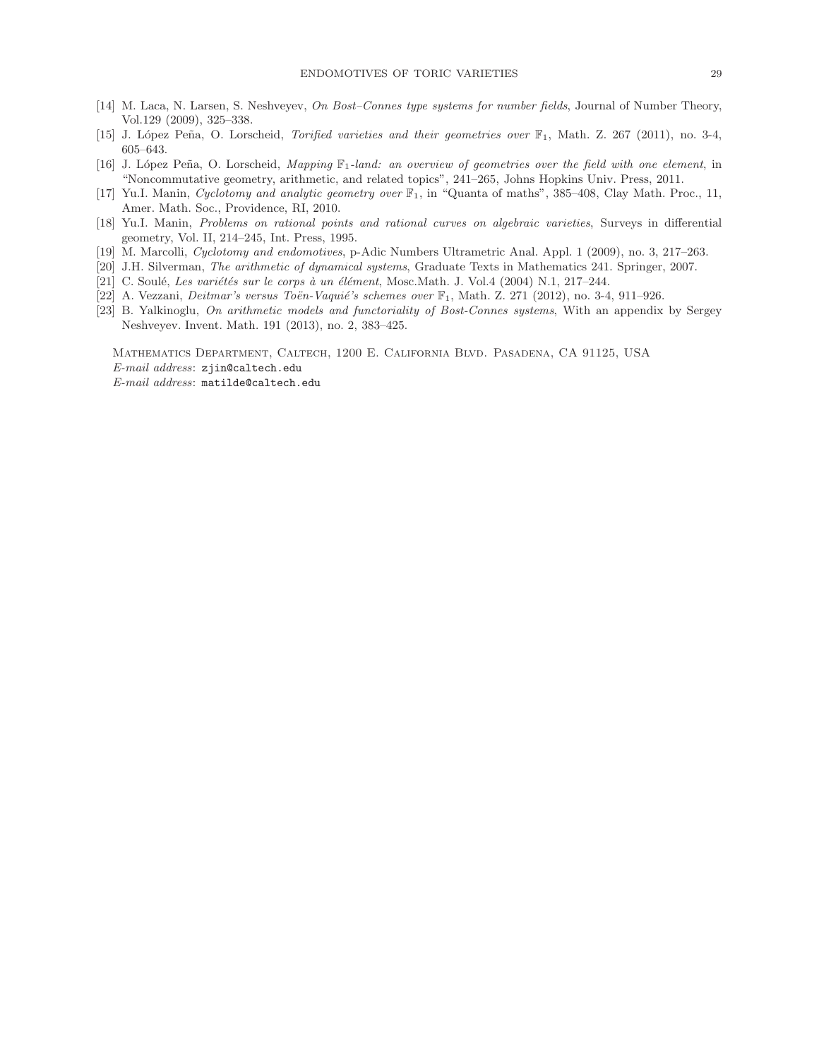[14] M. Laca, N. Larsen, S. Neshveyev, *On Bost–Connes type systems for number fields*, Journal of Number Theory, Vol.129 (2009), 325–338.

[15] J. López Peña, O. Lorscheid, *Torified varieties and their geometries over* $\mathbb{F}_1$, Math. Z. 267 (2011), no. 3-4, 605–643.

[16] J. López Peña, O. Lorscheid, *Mapping* $\mathbb{F}_1$*-land: an overview of geometries over the field with one element*, in "Noncommutative geometry, arithmetic, and related topics", 241–265, Johns Hopkins Univ. Press, 2011.

[17] Yu.I. Manin, *Cyclotomy and analytic geometry over* $\mathbb{F}_1$, in "Quanta of maths", 385–408, Clay Math. Proc., 11, Amer. Math. Soc., Providence, RI, 2010.

[18] Yu.I. Manin, *Problems on rational points and rational curves on algebraic varieties*, Surveys in differential geometry, Vol. II, 214–245, Int. Press, 1995.

[19] M. Marcolli, *Cyclotomy and endomotives*, p-Adic Numbers Ultrametric Anal. Appl. 1 (2009), no. 3, 217–263.

[20] J.H. Silverman, *The arithmetic of dynamical systems*, Graduate Texts in Mathematics 241. Springer, 2007.

[21] C. Soulé, *Les variétés sur le corps à un élément*, Mosc.Math. J. Vol.4 (2004) N.1, 217–244.

[22] A. Vezzani, *Deitmar's versus Toën-Vaquié's schemes over* $\mathbb{F}_1$, Math. Z. 271 (2012), no. 3-4, 911–926.

[23] B. Yalkinoglu, *On arithmetic models and functoriality of Bost-Connes systems*, With an appendix by Sergey Neshveyev. Invent. Math. 191 (2013), no. 2, 383–425.

Mathematics Department, Caltech, 1200 E. California Blvd. Pasadena, CA 91125, USA

*E-mail address*: zjin@caltech.edu

*E-mail address*: matilde@caltech.edu